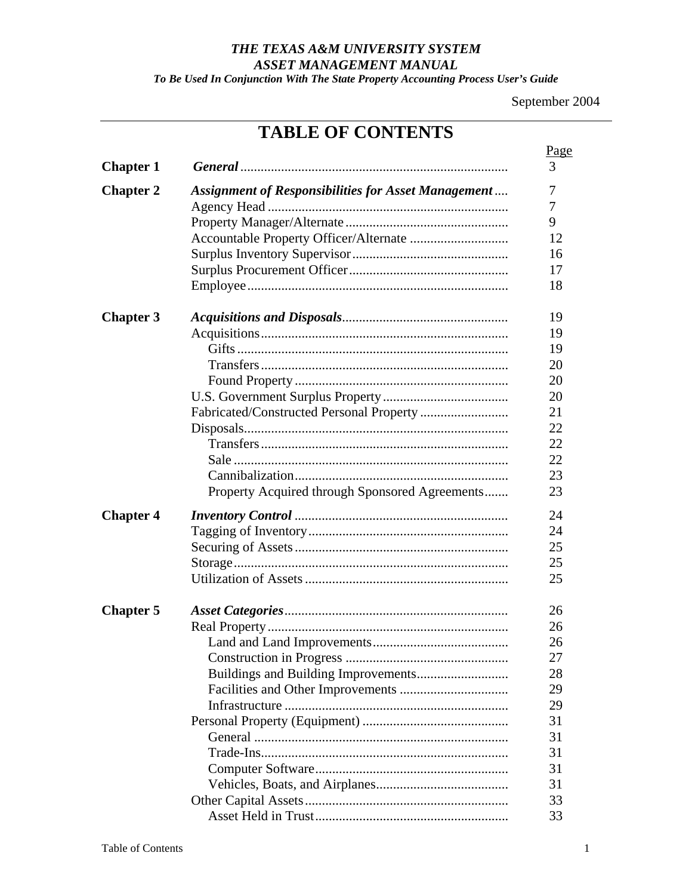***THE TEXAS A&M UNIVERSITY SYSTEM***
***ASSET MANAGEMENT MANUAL***
***To Be Used In Conjunction With The State Property Accounting Process User's Guide***

September 2004

# TABLE OF CONTENTS

| | | Page |
|---|---|---|
| **Chapter 1** | ***General*** | 3 |
| **Chapter 2** | ***Assignment of Responsibilities for Asset Management*** | 7 |
| | Agency Head | 7 |
| | Property Manager/Alternate | 9 |
| | Accountable Property Officer/Alternate | 12 |
| | Surplus Inventory Supervisor | 16 |
| | Surplus Procurement Officer | 17 |
| | Employee | 18 |
| **Chapter 3** | ***Acquisitions and Disposals*** | 19 |
| | Acquisitions | 19 |
| | Gifts | 19 |
| | Transfers | 20 |
| | Found Property | 20 |
| | U.S. Government Surplus Property | 20 |
| | Fabricated/Constructed Personal Property | 21 |
| | Disposals | 22 |
| | Transfers | 22 |
| | Sale | 22 |
| | Cannibalization | 23 |
| | Property Acquired through Sponsored Agreements | 23 |
| **Chapter 4** | ***Inventory Control*** | 24 |
| | Tagging of Inventory | 24 |
| | Securing of Assets | 25 |
| | Storage | 25 |
| | Utilization of Assets | 25 |
| **Chapter 5** | ***Asset Categories*** | 26 |
| | Real Property | 26 |
| | Land and Land Improvements | 26 |
| | Construction in Progress | 27 |
| | Buildings and Building Improvements | 28 |
| | Facilities and Other Improvements | 29 |
| | Infrastructure | 29 |
| | Personal Property (Equipment) | 31 |
| | General | 31 |
| | Trade-Ins | 31 |
| | Computer Software | 31 |
| | Vehicles, Boats, and Airplanes | 31 |
| | Other Capital Assets | 33 |
| | Asset Held in Trust | 33 |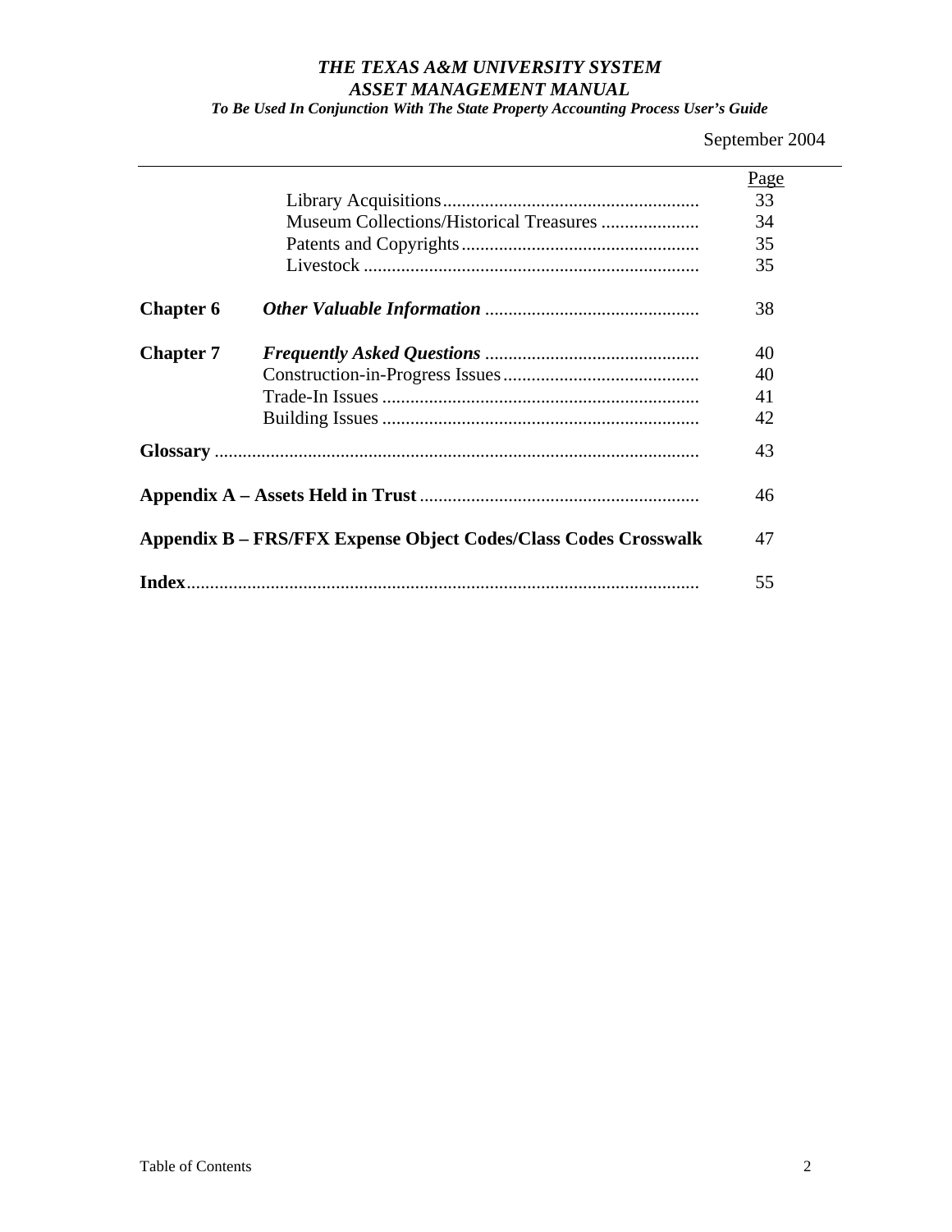| | | Page |
|---|---|---|
| | Library Acquisitions | 33 |
| | Museum Collections/Historical Treasures | 34 |
| | Patents and Copyrights | 35 |
| | Livestock | 35 |
| **Chapter 6** | ***Other Valuable Information*** | 38 |
| **Chapter 7** | ***Frequently Asked Questions*** | 40 |
| | Construction-in-Progress Issues | 40 |
| | Trade-In Issues | 41 |
| | Building Issues | 42 |
| **Glossary** | | 43 |
| **Appendix A – Assets Held in Trust** | | 46 |
| **Appendix B – FRS/FFX Expense Object Codes/Class Codes Crosswalk** | | 47 |
| **Index** | | 55 |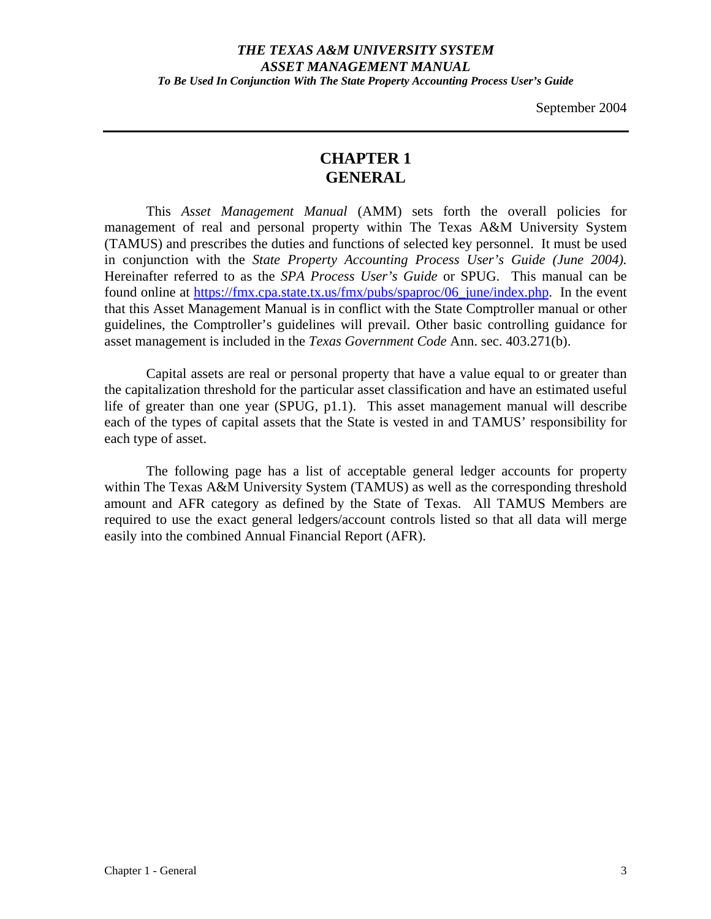# CHAPTER 1
# GENERAL

This *Asset Management Manual* (AMM) sets forth the overall policies for management of real and personal property within The Texas A&M University System (TAMUS) and prescribes the duties and functions of selected key personnel. It must be used in conjunction with the *State Property Accounting Process User's Guide (June 2004).* Hereinafter referred to as the *SPA Process User's Guide* or SPUG. This manual can be found online at https://fmx.cpa.state.tx.us/fmx/pubs/spaproc/06_june/index.php. In the event that this Asset Management Manual is in conflict with the State Comptroller manual or other guidelines, the Comptroller's guidelines will prevail. Other basic controlling guidance for asset management is included in the *Texas Government Code* Ann. sec. 403.271(b).

Capital assets are real or personal property that have a value equal to or greater than the capitalization threshold for the particular asset classification and have an estimated useful life of greater than one year (SPUG, p1.1). This asset management manual will describe each of the types of capital assets that the State is vested in and TAMUS' responsibility for each type of asset.

The following page has a list of acceptable general ledger accounts for property within The Texas A&M University System (TAMUS) as well as the corresponding threshold amount and AFR category as defined by the State of Texas. All TAMUS Members are required to use the exact general ledgers/account controls listed so that all data will merge easily into the combined Annual Financial Report (AFR).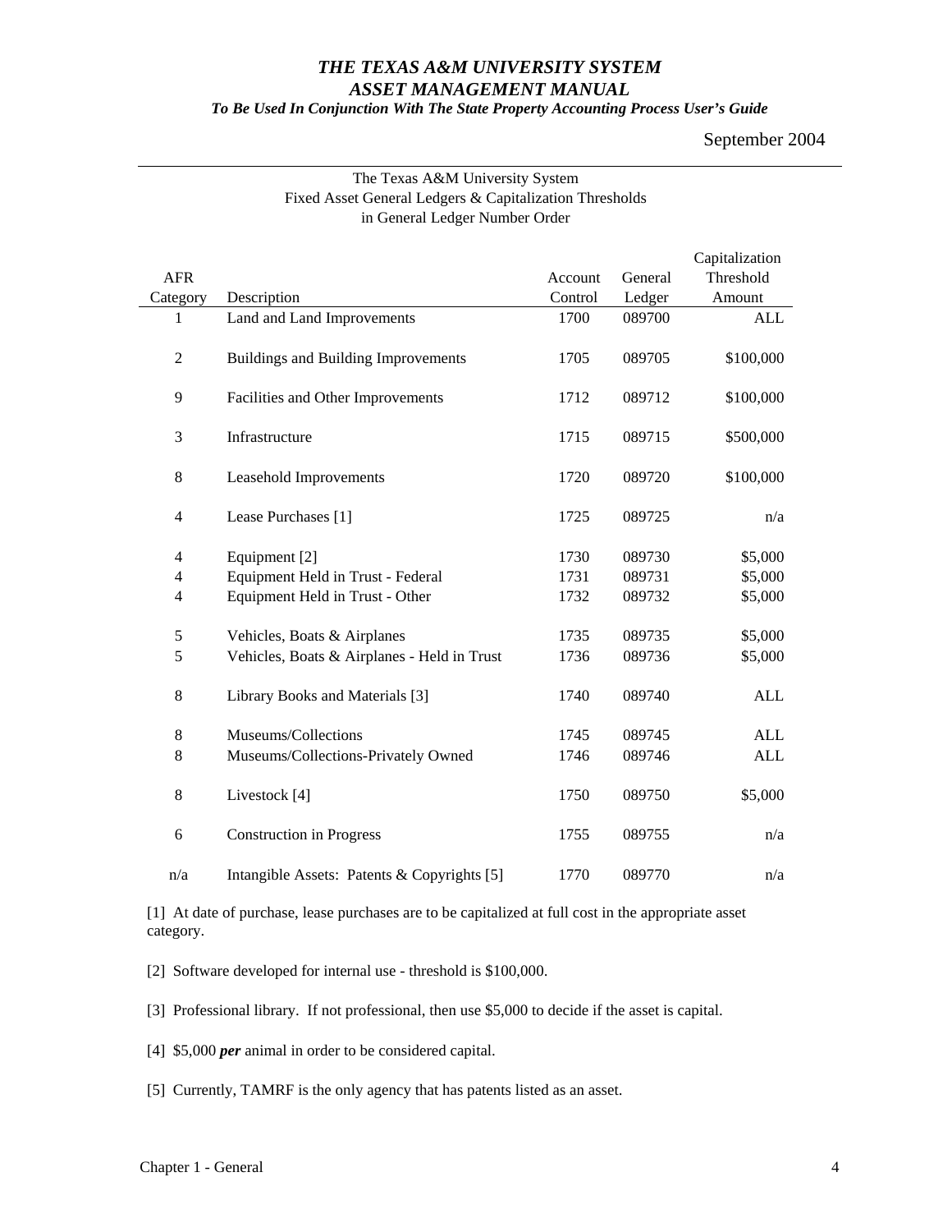The Texas A&M University System
Fixed Asset General Ledgers & Capitalization Thresholds
in General Ledger Number Order

| AFR Category | Description | Account Control | General Ledger | Capitalization Threshold Amount |
|---|---|---|---|---|
| 1 | Land and Land Improvements | 1700 | 089700 | ALL |
| 2 | Buildings and Building Improvements | 1705 | 089705 | $100,000 |
| 9 | Facilities and Other Improvements | 1712 | 089712 | $100,000 |
| 3 | Infrastructure | 1715 | 089715 | $500,000 |
| 8 | Leasehold Improvements | 1720 | 089720 | $100,000 |
| 4 | Lease Purchases [1] | 1725 | 089725 | n/a |
| 4 | Equipment [2] | 1730 | 089730 | $5,000 |
| 4 | Equipment Held in Trust - Federal | 1731 | 089731 | $5,000 |
| 4 | Equipment Held in Trust - Other | 1732 | 089732 | $5,000 |
| 5 | Vehicles, Boats & Airplanes | 1735 | 089735 | $5,000 |
| 5 | Vehicles, Boats & Airplanes - Held in Trust | 1736 | 089736 | $5,000 |
| 8 | Library Books and Materials [3] | 1740 | 089740 | ALL |
| 8 | Museums/Collections | 1745 | 089745 | ALL |
| 8 | Museums/Collections-Privately Owned | 1746 | 089746 | ALL |
| 8 | Livestock [4] | 1750 | 089750 | $5,000 |
| 6 | Construction in Progress | 1755 | 089755 | n/a |
| n/a | Intangible Assets: Patents & Copyrights [5] | 1770 | 089770 | n/a |

[1] At date of purchase, lease purchases are to be capitalized at full cost in the appropriate asset category.

[2] Software developed for internal use - threshold is $100,000.

[3] Professional library. If not professional, then use $5,000 to decide if the asset is capital.

[4] $5,000 ***per*** animal in order to be considered capital.

[5] Currently, TAMRF is the only agency that has patents listed as an asset.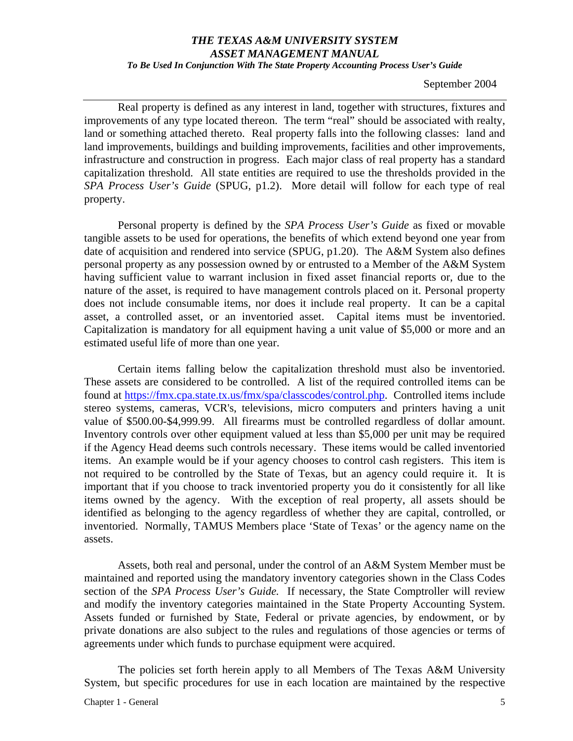Real property is defined as any interest in land, together with structures, fixtures and improvements of any type located thereon. The term "real" should be associated with realty, land or something attached thereto. Real property falls into the following classes: land and land improvements, buildings and building improvements, facilities and other improvements, infrastructure and construction in progress. Each major class of real property has a standard capitalization threshold. All state entities are required to use the thresholds provided in the *SPA Process User's Guide* (SPUG, p1.2). More detail will follow for each type of real property.

Personal property is defined by the *SPA Process User's Guide* as fixed or movable tangible assets to be used for operations, the benefits of which extend beyond one year from date of acquisition and rendered into service (SPUG, p1.20). The A&M System also defines personal property as any possession owned by or entrusted to a Member of the A&M System having sufficient value to warrant inclusion in fixed asset financial reports or, due to the nature of the asset, is required to have management controls placed on it. Personal property does not include consumable items, nor does it include real property. It can be a capital asset, a controlled asset, or an inventoried asset. Capital items must be inventoried. Capitalization is mandatory for all equipment having a unit value of $5,000 or more and an estimated useful life of more than one year.

Certain items falling below the capitalization threshold must also be inventoried. These assets are considered to be controlled. A list of the required controlled items can be found at https://fmx.cpa.state.tx.us/fmx/spa/classcodes/control.php. Controlled items include stereo systems, cameras, VCR's, televisions, micro computers and printers having a unit value of $500.00-$4,999.99. All firearms must be controlled regardless of dollar amount. Inventory controls over other equipment valued at less than $5,000 per unit may be required if the Agency Head deems such controls necessary. These items would be called inventoried items. An example would be if your agency chooses to control cash registers. This item is not required to be controlled by the State of Texas, but an agency could require it. It is important that if you choose to track inventoried property you do it consistently for all like items owned by the agency. With the exception of real property, all assets should be identified as belonging to the agency regardless of whether they are capital, controlled, or inventoried. Normally, TAMUS Members place 'State of Texas' or the agency name on the assets.

Assets, both real and personal, under the control of an A&M System Member must be maintained and reported using the mandatory inventory categories shown in the Class Codes section of the *SPA Process User's Guide.* If necessary, the State Comptroller will review and modify the inventory categories maintained in the State Property Accounting System. Assets funded or furnished by State, Federal or private agencies, by endowment, or by private donations are also subject to the rules and regulations of those agencies or terms of agreements under which funds to purchase equipment were acquired.

The policies set forth herein apply to all Members of The Texas A&M University System, but specific procedures for use in each location are maintained by the respective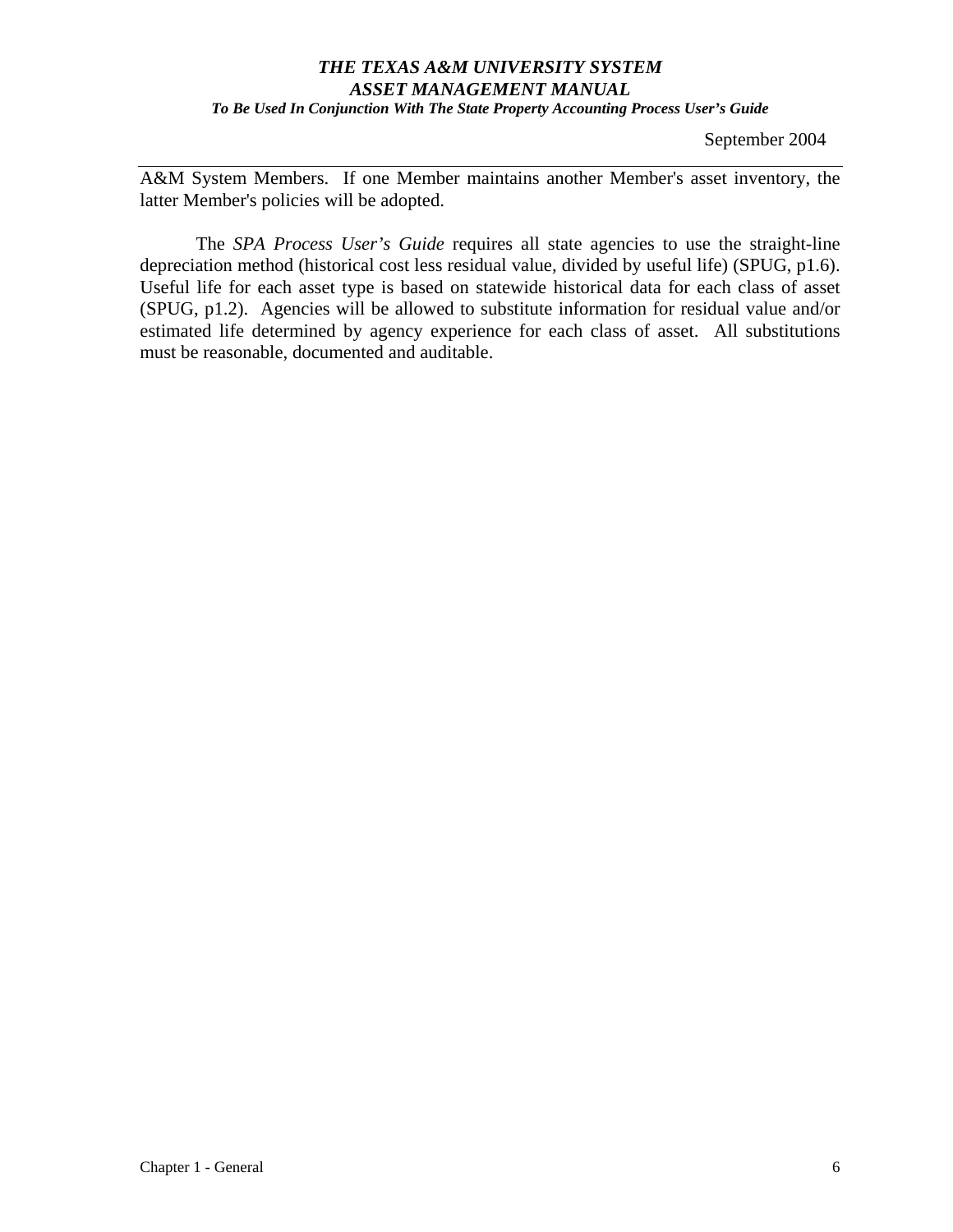A&M System Members. If one Member maintains another Member's asset inventory, the latter Member's policies will be adopted.

The *SPA Process User's Guide* requires all state agencies to use the straight-line depreciation method (historical cost less residual value, divided by useful life) (SPUG, p1.6). Useful life for each asset type is based on statewide historical data for each class of asset (SPUG, p1.2). Agencies will be allowed to substitute information for residual value and/or estimated life determined by agency experience for each class of asset. All substitutions must be reasonable, documented and auditable.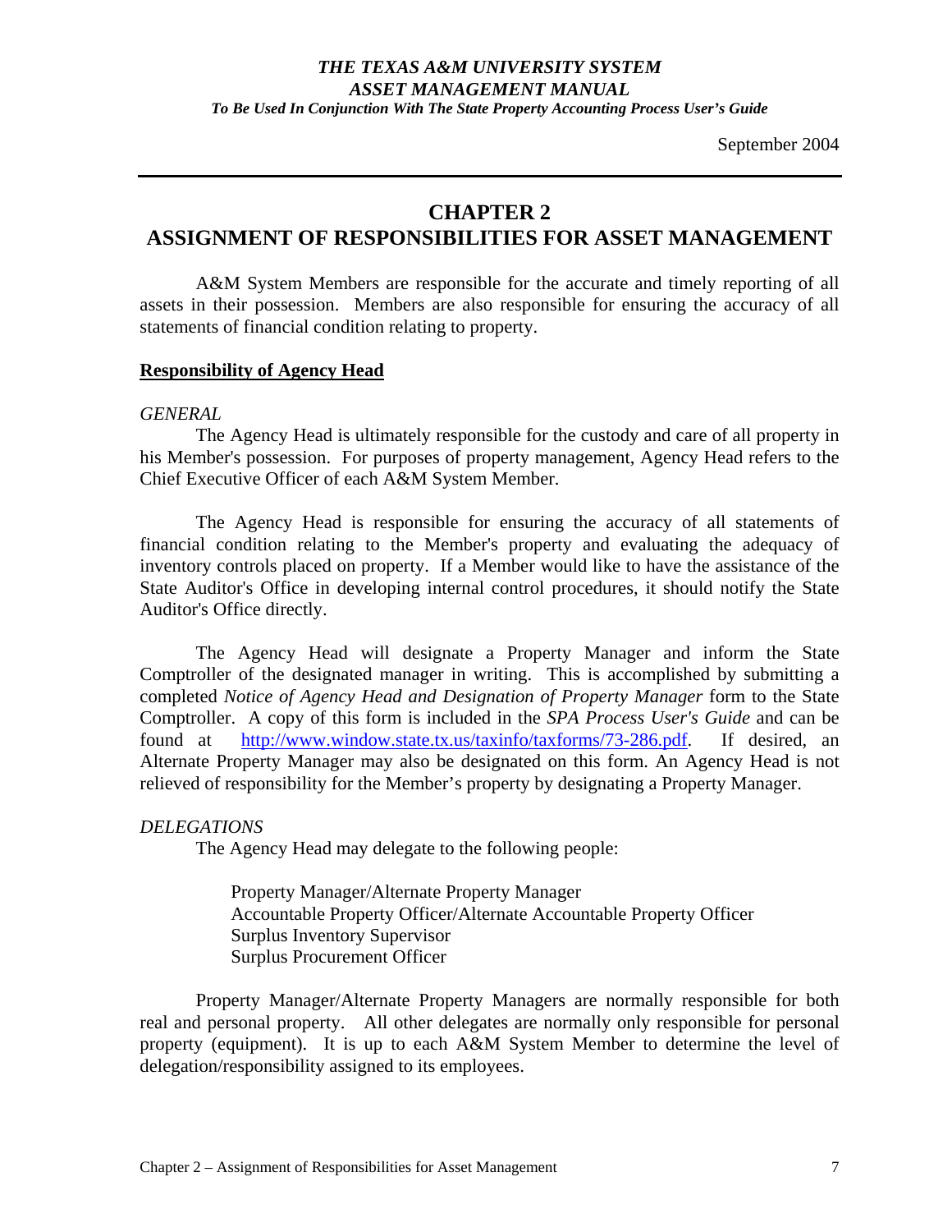# CHAPTER 2
# ASSIGNMENT OF RESPONSIBILITIES FOR ASSET MANAGEMENT

A&M System Members are responsible for the accurate and timely reporting of all assets in their possession. Members are also responsible for ensuring the accuracy of all statements of financial condition relating to property.

## Responsibility of Agency Head

*GENERAL*

The Agency Head is ultimately responsible for the custody and care of all property in his Member's possession. For purposes of property management, Agency Head refers to the Chief Executive Officer of each A&M System Member.

The Agency Head is responsible for ensuring the accuracy of all statements of financial condition relating to the Member's property and evaluating the adequacy of inventory controls placed on property. If a Member would like to have the assistance of the State Auditor's Office in developing internal control procedures, it should notify the State Auditor's Office directly.

The Agency Head will designate a Property Manager and inform the State Comptroller of the designated manager in writing. This is accomplished by submitting a completed *Notice of Agency Head and Designation of Property Manager* form to the State Comptroller. A copy of this form is included in the *SPA Process User's Guide* and can be found at http://www.window.state.tx.us/taxinfo/taxforms/73-286.pdf. If desired, an Alternate Property Manager may also be designated on this form. An Agency Head is not relieved of responsibility for the Member's property by designating a Property Manager.

*DELEGATIONS*

The Agency Head may delegate to the following people:

- Property Manager/Alternate Property Manager
- Accountable Property Officer/Alternate Accountable Property Officer
- Surplus Inventory Supervisor
- Surplus Procurement Officer

Property Manager/Alternate Property Managers are normally responsible for both real and personal property. All other delegates are normally only responsible for personal property (equipment). It is up to each A&M System Member to determine the level of delegation/responsibility assigned to its employees.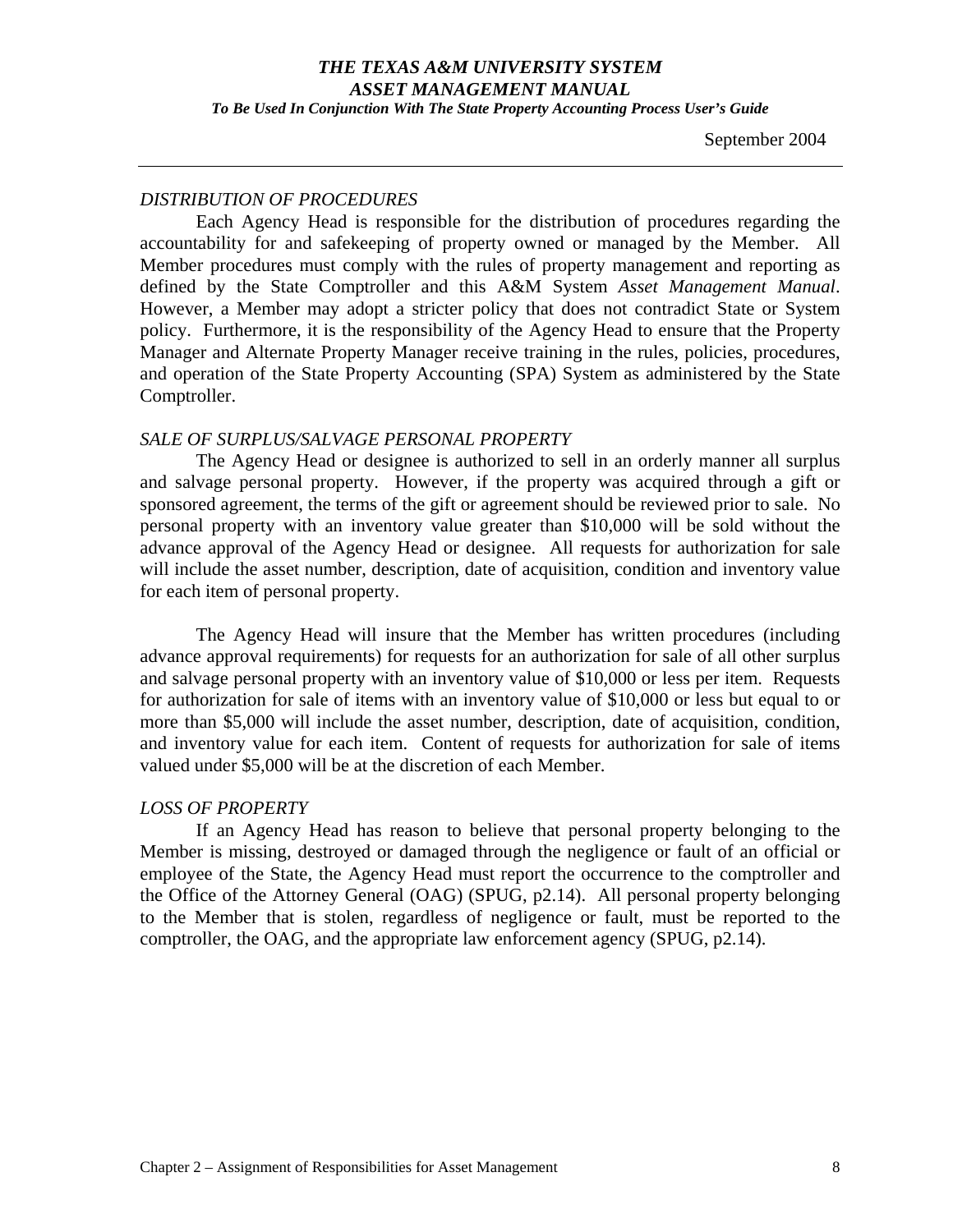*DISTRIBUTION OF PROCEDURES*

Each Agency Head is responsible for the distribution of procedures regarding the accountability for and safekeeping of property owned or managed by the Member. All Member procedures must comply with the rules of property management and reporting as defined by the State Comptroller and this A&M System *Asset Management Manual*. However, a Member may adopt a stricter policy that does not contradict State or System policy. Furthermore, it is the responsibility of the Agency Head to ensure that the Property Manager and Alternate Property Manager receive training in the rules, policies, procedures, and operation of the State Property Accounting (SPA) System as administered by the State Comptroller.

*SALE OF SURPLUS/SALVAGE PERSONAL PROPERTY*

The Agency Head or designee is authorized to sell in an orderly manner all surplus and salvage personal property. However, if the property was acquired through a gift or sponsored agreement, the terms of the gift or agreement should be reviewed prior to sale. No personal property with an inventory value greater than $10,000 will be sold without the advance approval of the Agency Head or designee. All requests for authorization for sale will include the asset number, description, date of acquisition, condition and inventory value for each item of personal property.

The Agency Head will insure that the Member has written procedures (including advance approval requirements) for requests for an authorization for sale of all other surplus and salvage personal property with an inventory value of $10,000 or less per item. Requests for authorization for sale of items with an inventory value of $10,000 or less but equal to or more than $5,000 will include the asset number, description, date of acquisition, condition, and inventory value for each item. Content of requests for authorization for sale of items valued under $5,000 will be at the discretion of each Member.

*LOSS OF PROPERTY*

If an Agency Head has reason to believe that personal property belonging to the Member is missing, destroyed or damaged through the negligence or fault of an official or employee of the State, the Agency Head must report the occurrence to the comptroller and the Office of the Attorney General (OAG) (SPUG, p2.14). All personal property belonging to the Member that is stolen, regardless of negligence or fault, must be reported to the comptroller, the OAG, and the appropriate law enforcement agency (SPUG, p2.14).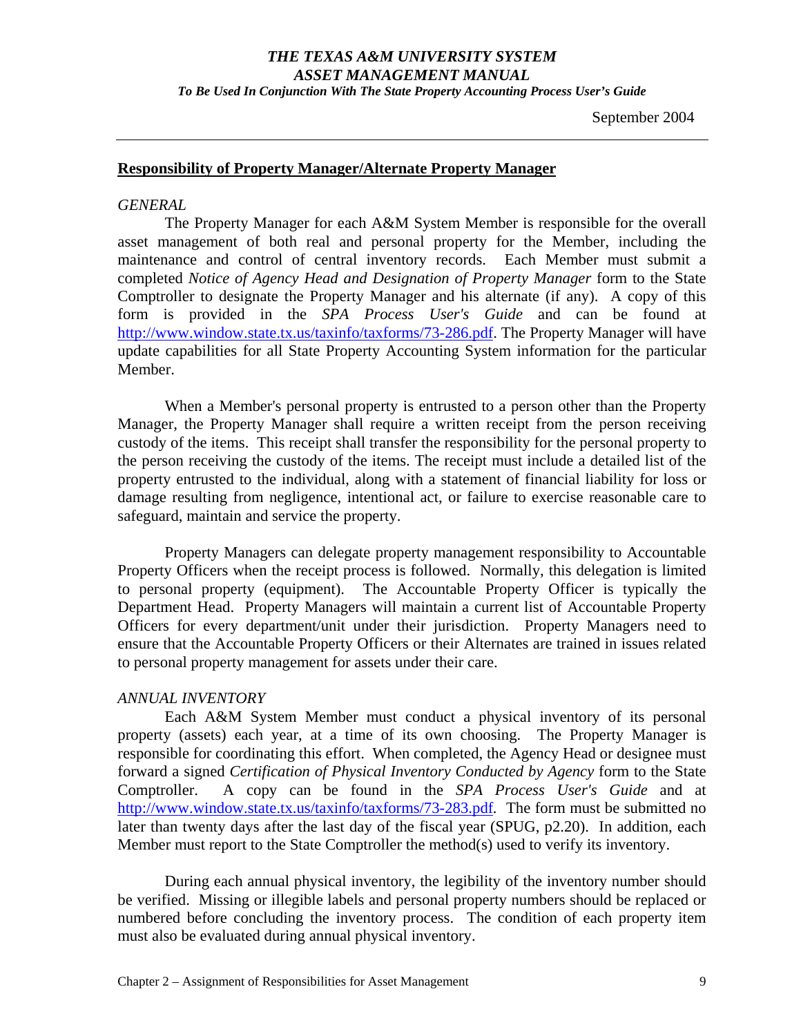## Responsibility of Property Manager/Alternate Property Manager

*GENERAL*

The Property Manager for each A&M System Member is responsible for the overall asset management of both real and personal property for the Member, including the maintenance and control of central inventory records. Each Member must submit a completed *Notice of Agency Head and Designation of Property Manager* form to the State Comptroller to designate the Property Manager and his alternate (if any). A copy of this form is provided in the *SPA Process User's Guide* and can be found at http://www.window.state.tx.us/taxinfo/taxforms/73-286.pdf. The Property Manager will have update capabilities for all State Property Accounting System information for the particular Member.

When a Member's personal property is entrusted to a person other than the Property Manager, the Property Manager shall require a written receipt from the person receiving custody of the items. This receipt shall transfer the responsibility for the personal property to the person receiving the custody of the items. The receipt must include a detailed list of the property entrusted to the individual, along with a statement of financial liability for loss or damage resulting from negligence, intentional act, or failure to exercise reasonable care to safeguard, maintain and service the property.

Property Managers can delegate property management responsibility to Accountable Property Officers when the receipt process is followed. Normally, this delegation is limited to personal property (equipment). The Accountable Property Officer is typically the Department Head. Property Managers will maintain a current list of Accountable Property Officers for every department/unit under their jurisdiction. Property Managers need to ensure that the Accountable Property Officers or their Alternates are trained in issues related to personal property management for assets under their care.

*ANNUAL INVENTORY*

Each A&M System Member must conduct a physical inventory of its personal property (assets) each year, at a time of its own choosing. The Property Manager is responsible for coordinating this effort. When completed, the Agency Head or designee must forward a signed *Certification of Physical Inventory Conducted by Agency* form to the State Comptroller. A copy can be found in the *SPA Process User's Guide* and at http://www.window.state.tx.us/taxinfo/taxforms/73-283.pdf. The form must be submitted no later than twenty days after the last day of the fiscal year (SPUG, p2.20). In addition, each Member must report to the State Comptroller the method(s) used to verify its inventory.

During each annual physical inventory, the legibility of the inventory number should be verified. Missing or illegible labels and personal property numbers should be replaced or numbered before concluding the inventory process. The condition of each property item must also be evaluated during annual physical inventory.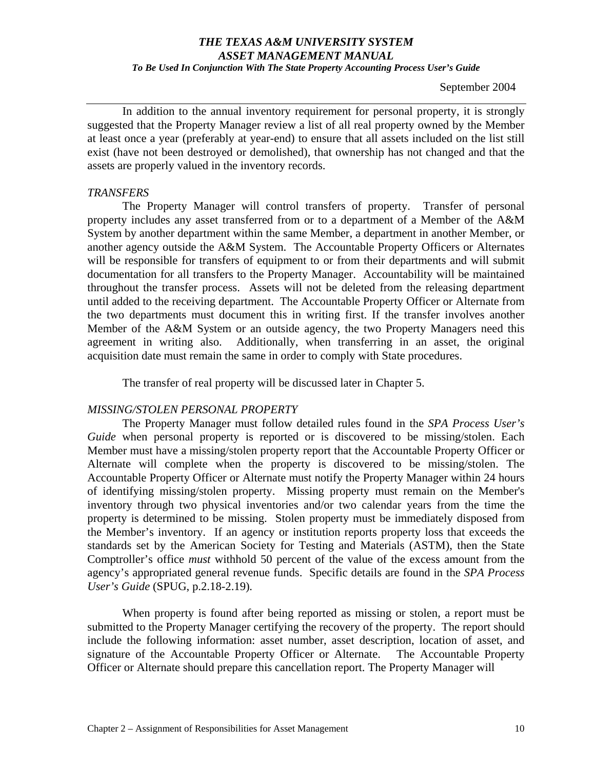In addition to the annual inventory requirement for personal property, it is strongly suggested that the Property Manager review a list of all real property owned by the Member at least once a year (preferably at year-end) to ensure that all assets included on the list still exist (have not been destroyed or demolished), that ownership has not changed and that the assets are properly valued in the inventory records.

*TRANSFERS*

The Property Manager will control transfers of property. Transfer of personal property includes any asset transferred from or to a department of a Member of the A&M System by another department within the same Member, a department in another Member, or another agency outside the A&M System. The Accountable Property Officers or Alternates will be responsible for transfers of equipment to or from their departments and will submit documentation for all transfers to the Property Manager. Accountability will be maintained throughout the transfer process. Assets will not be deleted from the releasing department until added to the receiving department. The Accountable Property Officer or Alternate from the two departments must document this in writing first. If the transfer involves another Member of the A&M System or an outside agency, the two Property Managers need this agreement in writing also. Additionally, when transferring in an asset, the original acquisition date must remain the same in order to comply with State procedures.

The transfer of real property will be discussed later in Chapter 5.

*MISSING/STOLEN PERSONAL PROPERTY*

The Property Manager must follow detailed rules found in the *SPA Process User's Guide* when personal property is reported or is discovered to be missing/stolen. Each Member must have a missing/stolen property report that the Accountable Property Officer or Alternate will complete when the property is discovered to be missing/stolen. The Accountable Property Officer or Alternate must notify the Property Manager within 24 hours of identifying missing/stolen property. Missing property must remain on the Member's inventory through two physical inventories and/or two calendar years from the time the property is determined to be missing. Stolen property must be immediately disposed from the Member's inventory. If an agency or institution reports property loss that exceeds the standards set by the American Society for Testing and Materials (ASTM), then the State Comptroller's office *must* withhold 50 percent of the value of the excess amount from the agency's appropriated general revenue funds. Specific details are found in the *SPA Process User's Guide* (SPUG, p.2.18-2.19).

When property is found after being reported as missing or stolen, a report must be submitted to the Property Manager certifying the recovery of the property. The report should include the following information: asset number, asset description, location of asset, and signature of the Accountable Property Officer or Alternate. The Accountable Property Officer or Alternate should prepare this cancellation report. The Property Manager will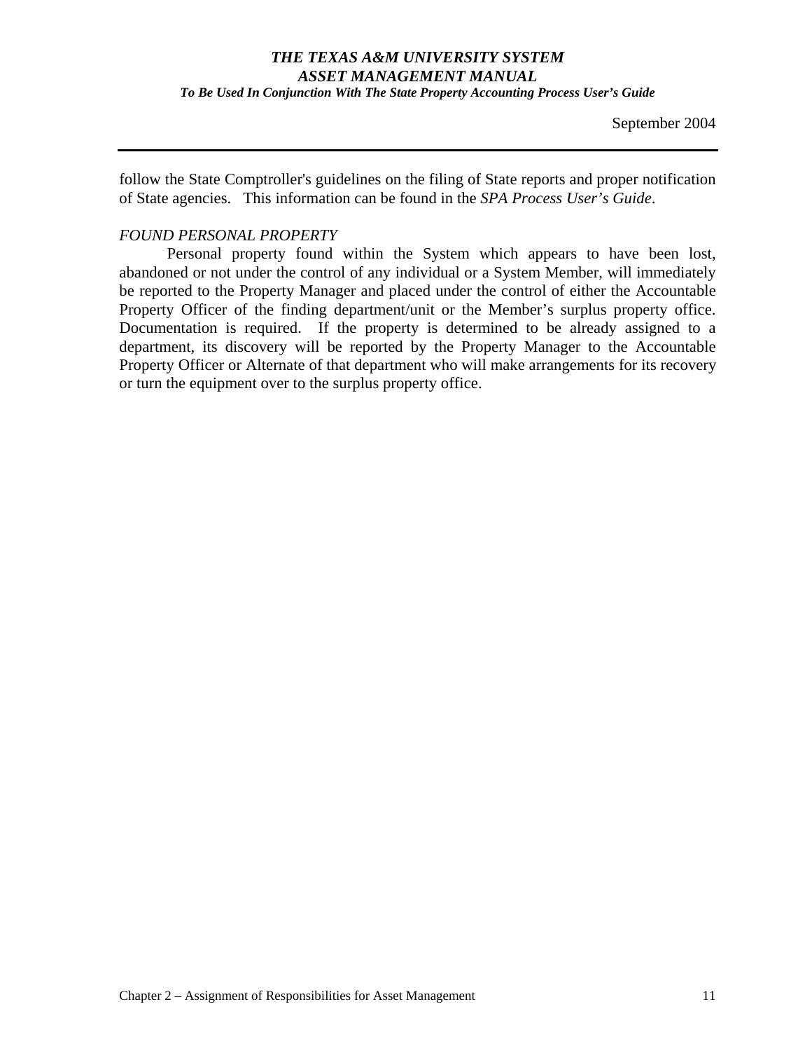follow the State Comptroller's guidelines on the filing of State reports and proper notification of State agencies. This information can be found in the *SPA Process User's Guide*.

*FOUND PERSONAL PROPERTY*

Personal property found within the System which appears to have been lost, abandoned or not under the control of any individual or a System Member, will immediately be reported to the Property Manager and placed under the control of either the Accountable Property Officer of the finding department/unit or the Member's surplus property office. Documentation is required. If the property is determined to be already assigned to a department, its discovery will be reported by the Property Manager to the Accountable Property Officer or Alternate of that department who will make arrangements for its recovery or turn the equipment over to the surplus property office.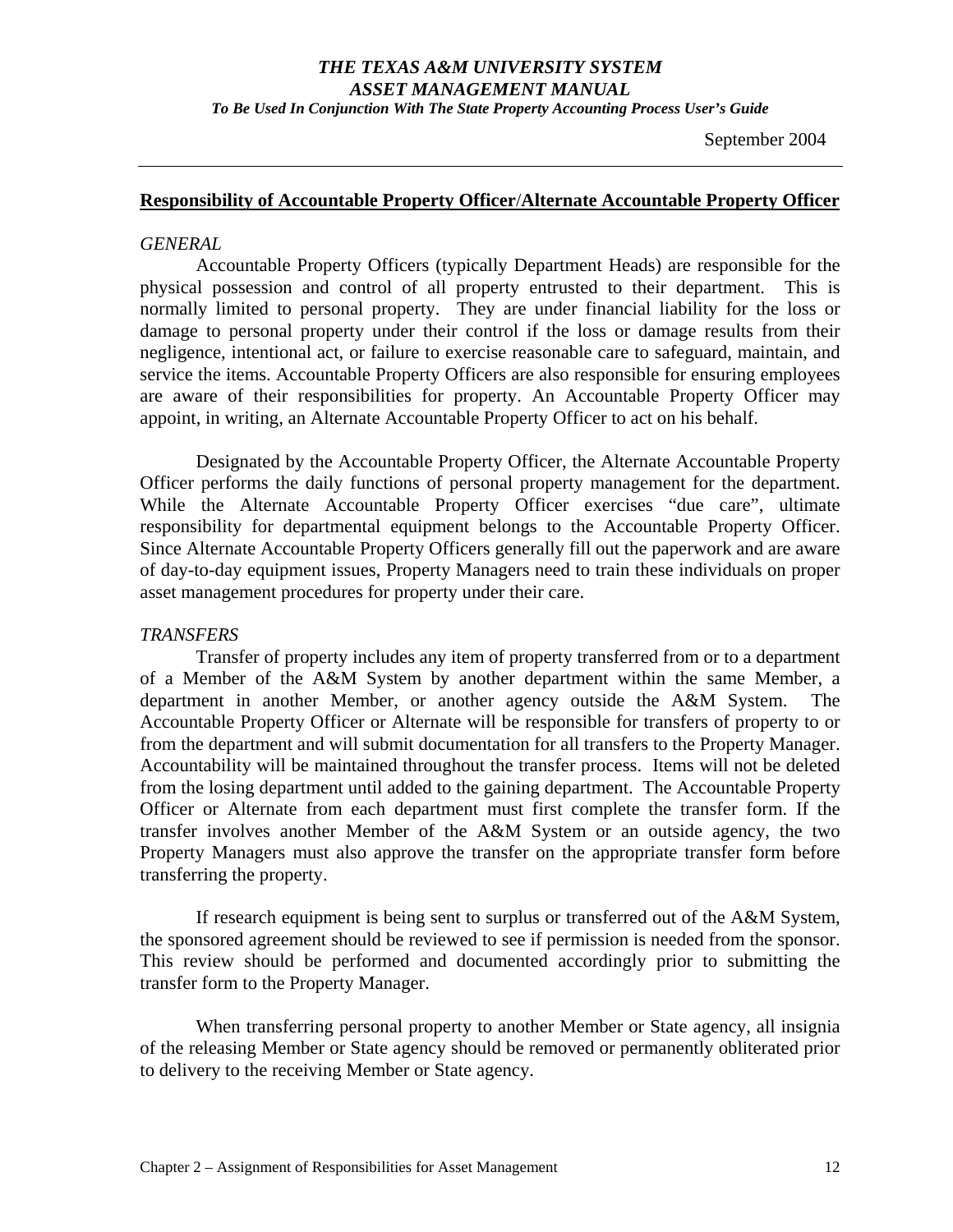## Responsibility of Accountable Property Officer/Alternate Accountable Property Officer

*GENERAL*

Accountable Property Officers (typically Department Heads) are responsible for the physical possession and control of all property entrusted to their department. This is normally limited to personal property. They are under financial liability for the loss or damage to personal property under their control if the loss or damage results from their negligence, intentional act, or failure to exercise reasonable care to safeguard, maintain, and service the items. Accountable Property Officers are also responsible for ensuring employees are aware of their responsibilities for property. An Accountable Property Officer may appoint, in writing, an Alternate Accountable Property Officer to act on his behalf.

Designated by the Accountable Property Officer, the Alternate Accountable Property Officer performs the daily functions of personal property management for the department. While the Alternate Accountable Property Officer exercises "due care", ultimate responsibility for departmental equipment belongs to the Accountable Property Officer. Since Alternate Accountable Property Officers generally fill out the paperwork and are aware of day-to-day equipment issues, Property Managers need to train these individuals on proper asset management procedures for property under their care.

*TRANSFERS*

Transfer of property includes any item of property transferred from or to a department of a Member of the A&M System by another department within the same Member, a department in another Member, or another agency outside the A&M System. The Accountable Property Officer or Alternate will be responsible for transfers of property to or from the department and will submit documentation for all transfers to the Property Manager. Accountability will be maintained throughout the transfer process. Items will not be deleted from the losing department until added to the gaining department. The Accountable Property Officer or Alternate from each department must first complete the transfer form. If the transfer involves another Member of the A&M System or an outside agency, the two Property Managers must also approve the transfer on the appropriate transfer form before transferring the property.

If research equipment is being sent to surplus or transferred out of the A&M System, the sponsored agreement should be reviewed to see if permission is needed from the sponsor. This review should be performed and documented accordingly prior to submitting the transfer form to the Property Manager.

When transferring personal property to another Member or State agency, all insignia of the releasing Member or State agency should be removed or permanently obliterated prior to delivery to the receiving Member or State agency.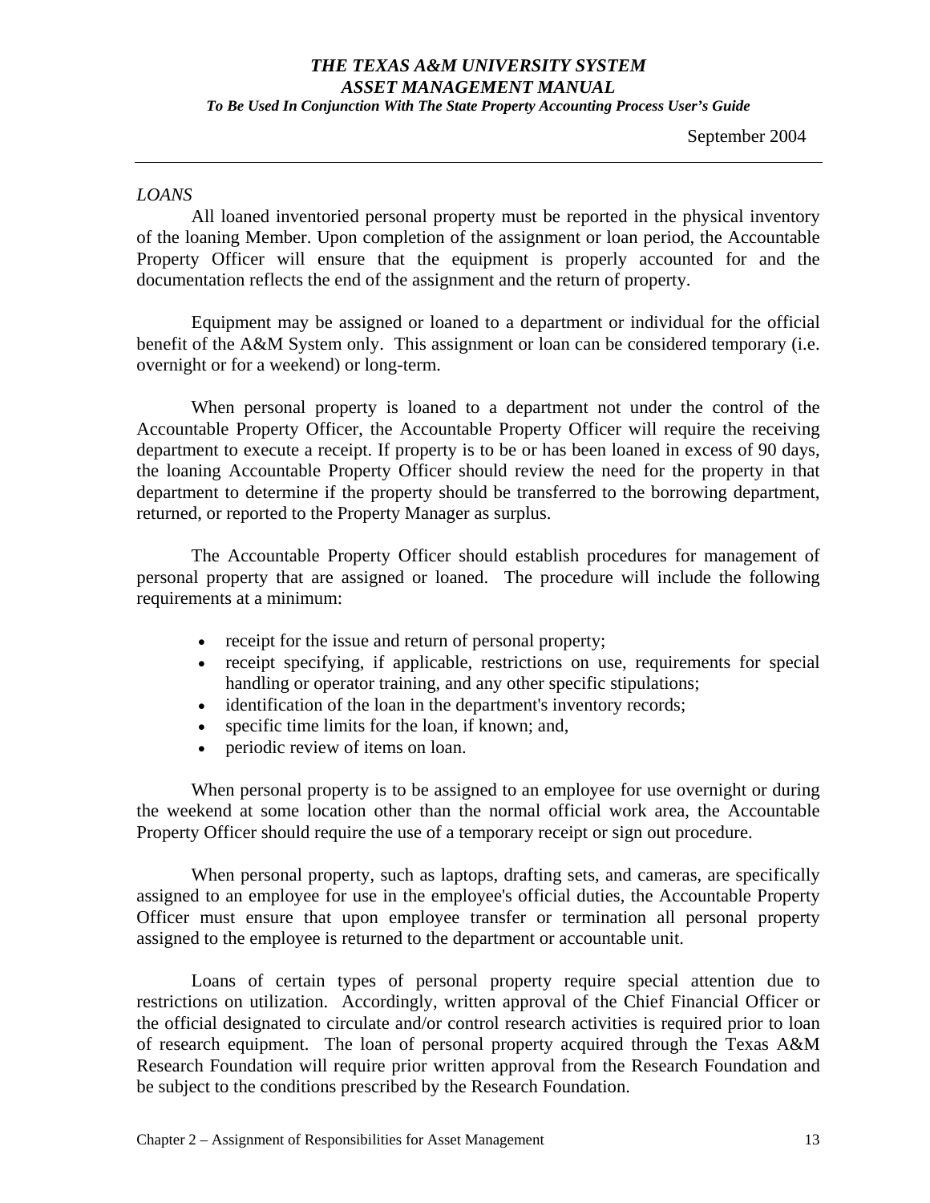*LOANS*

All loaned inventoried personal property must be reported in the physical inventory of the loaning Member. Upon completion of the assignment or loan period, the Accountable Property Officer will ensure that the equipment is properly accounted for and the documentation reflects the end of the assignment and the return of property.

Equipment may be assigned or loaned to a department or individual for the official benefit of the A&M System only. This assignment or loan can be considered temporary (i.e. overnight or for a weekend) or long-term.

When personal property is loaned to a department not under the control of the Accountable Property Officer, the Accountable Property Officer will require the receiving department to execute a receipt. If property is to be or has been loaned in excess of 90 days, the loaning Accountable Property Officer should review the need for the property in that department to determine if the property should be transferred to the borrowing department, returned, or reported to the Property Manager as surplus.

The Accountable Property Officer should establish procedures for management of personal property that are assigned or loaned. The procedure will include the following requirements at a minimum:

- receipt for the issue and return of personal property;
- receipt specifying, if applicable, restrictions on use, requirements for special handling or operator training, and any other specific stipulations;
- identification of the loan in the department's inventory records;
- specific time limits for the loan, if known; and,
- periodic review of items on loan.

When personal property is to be assigned to an employee for use overnight or during the weekend at some location other than the normal official work area, the Accountable Property Officer should require the use of a temporary receipt or sign out procedure.

When personal property, such as laptops, drafting sets, and cameras, are specifically assigned to an employee for use in the employee's official duties, the Accountable Property Officer must ensure that upon employee transfer or termination all personal property assigned to the employee is returned to the department or accountable unit.

Loans of certain types of personal property require special attention due to restrictions on utilization. Accordingly, written approval of the Chief Financial Officer or the official designated to circulate and/or control research activities is required prior to loan of research equipment. The loan of personal property acquired through the Texas A&M Research Foundation will require prior written approval from the Research Foundation and be subject to the conditions prescribed by the Research Foundation.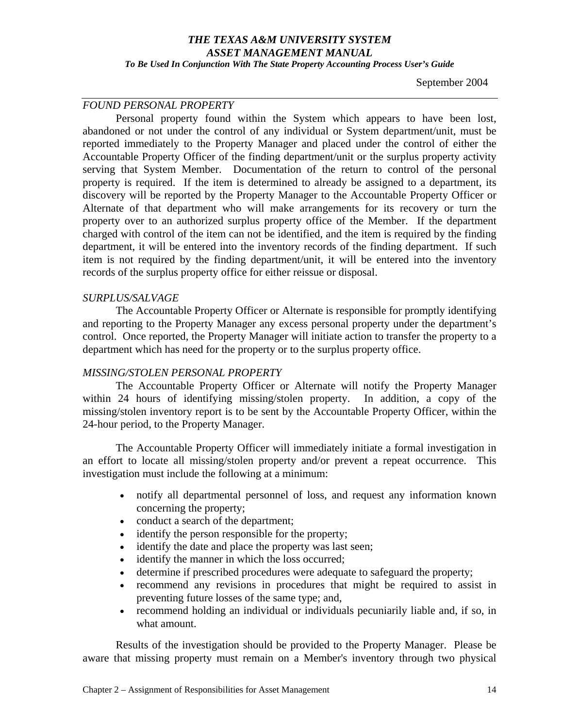*FOUND PERSONAL PROPERTY*

Personal property found within the System which appears to have been lost, abandoned or not under the control of any individual or System department/unit, must be reported immediately to the Property Manager and placed under the control of either the Accountable Property Officer of the finding department/unit or the surplus property activity serving that System Member. Documentation of the return to control of the personal property is required. If the item is determined to already be assigned to a department, its discovery will be reported by the Property Manager to the Accountable Property Officer or Alternate of that department who will make arrangements for its recovery or turn the property over to an authorized surplus property office of the Member. If the department charged with control of the item can not be identified, and the item is required by the finding department, it will be entered into the inventory records of the finding department. If such item is not required by the finding department/unit, it will be entered into the inventory records of the surplus property office for either reissue or disposal.

*SURPLUS/SALVAGE*

The Accountable Property Officer or Alternate is responsible for promptly identifying and reporting to the Property Manager any excess personal property under the department's control. Once reported, the Property Manager will initiate action to transfer the property to a department which has need for the property or to the surplus property office.

*MISSING/STOLEN PERSONAL PROPERTY*

The Accountable Property Officer or Alternate will notify the Property Manager within 24 hours of identifying missing/stolen property. In addition, a copy of the missing/stolen inventory report is to be sent by the Accountable Property Officer, within the 24-hour period, to the Property Manager.

The Accountable Property Officer will immediately initiate a formal investigation in an effort to locate all missing/stolen property and/or prevent a repeat occurrence. This investigation must include the following at a minimum:

- notify all departmental personnel of loss, and request any information known concerning the property;
- conduct a search of the department;
- identify the person responsible for the property;
- identify the date and place the property was last seen;
- identify the manner in which the loss occurred;
- determine if prescribed procedures were adequate to safeguard the property;
- recommend any revisions in procedures that might be required to assist in preventing future losses of the same type; and,
- recommend holding an individual or individuals pecuniarily liable and, if so, in what amount.

Results of the investigation should be provided to the Property Manager. Please be aware that missing property must remain on a Member's inventory through two physical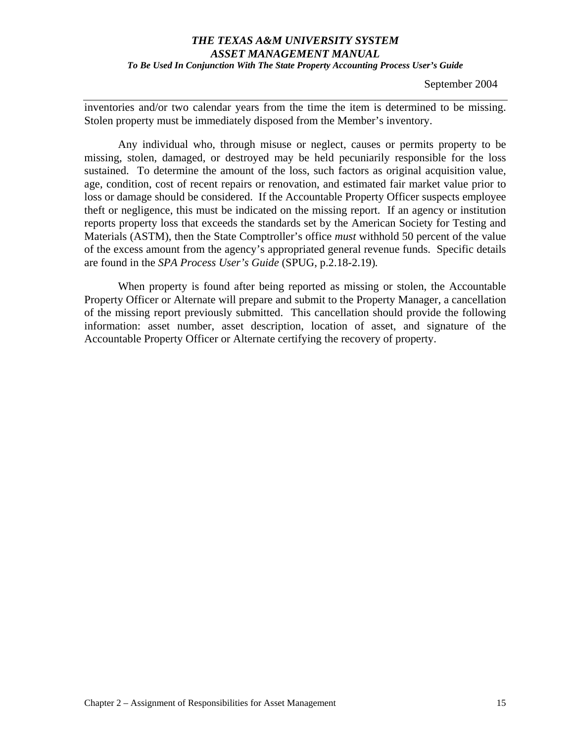inventories and/or two calendar years from the time the item is determined to be missing. Stolen property must be immediately disposed from the Member's inventory.

Any individual who, through misuse or neglect, causes or permits property to be missing, stolen, damaged, or destroyed may be held pecuniarily responsible for the loss sustained. To determine the amount of the loss, such factors as original acquisition value, age, condition, cost of recent repairs or renovation, and estimated fair market value prior to loss or damage should be considered. If the Accountable Property Officer suspects employee theft or negligence, this must be indicated on the missing report. If an agency or institution reports property loss that exceeds the standards set by the American Society for Testing and Materials (ASTM), then the State Comptroller's office *must* withhold 50 percent of the value of the excess amount from the agency's appropriated general revenue funds. Specific details are found in the *SPA Process User's Guide* (SPUG, p.2.18-2.19).

When property is found after being reported as missing or stolen, the Accountable Property Officer or Alternate will prepare and submit to the Property Manager, a cancellation of the missing report previously submitted. This cancellation should provide the following information: asset number, asset description, location of asset, and signature of the Accountable Property Officer or Alternate certifying the recovery of property.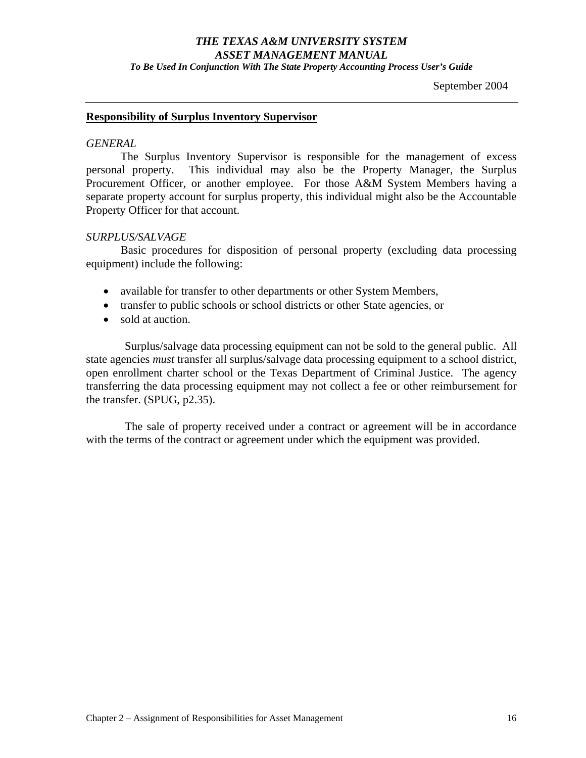## Responsibility of Surplus Inventory Supervisor

*GENERAL*

The Surplus Inventory Supervisor is responsible for the management of excess personal property. This individual may also be the Property Manager, the Surplus Procurement Officer, or another employee. For those A&M System Members having a separate property account for surplus property, this individual might also be the Accountable Property Officer for that account.

*SURPLUS/SALVAGE*

Basic procedures for disposition of personal property (excluding data processing equipment) include the following:

- available for transfer to other departments or other System Members,
- transfer to public schools or school districts or other State agencies, or
- sold at auction.

Surplus/salvage data processing equipment can not be sold to the general public. All state agencies *must* transfer all surplus/salvage data processing equipment to a school district, open enrollment charter school or the Texas Department of Criminal Justice. The agency transferring the data processing equipment may not collect a fee or other reimbursement for the transfer. (SPUG, p2.35).

The sale of property received under a contract or agreement will be in accordance with the terms of the contract or agreement under which the equipment was provided.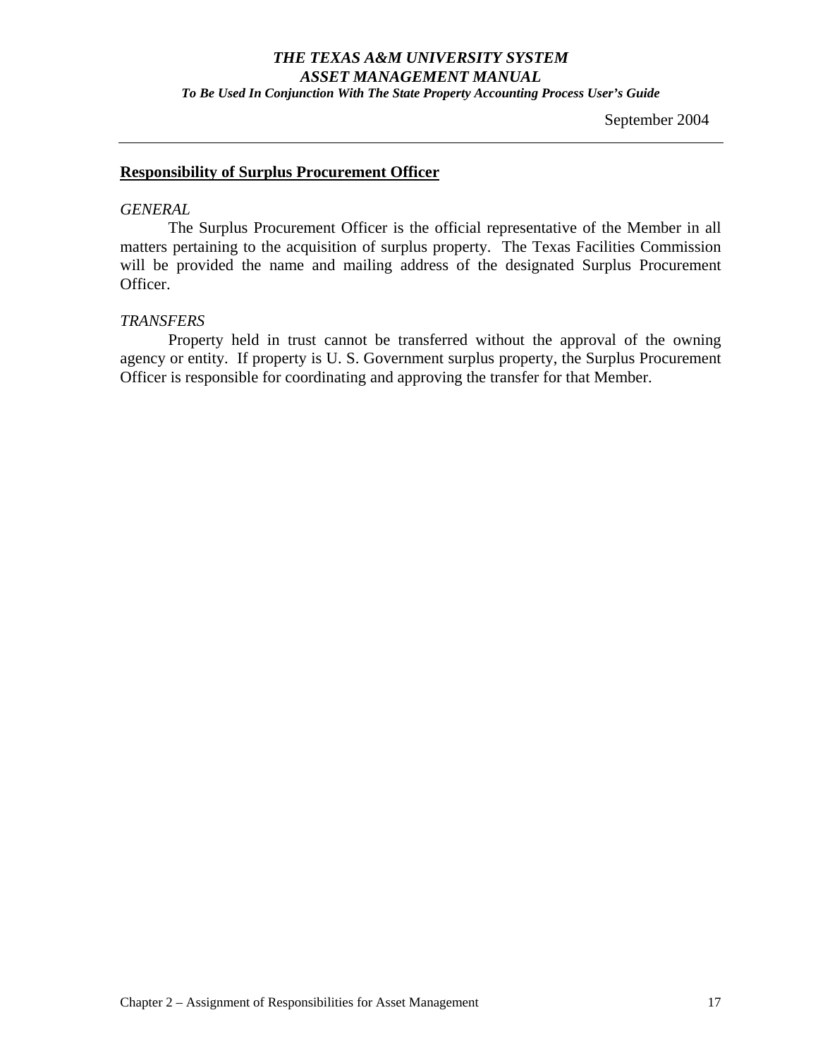## Responsibility of Surplus Procurement Officer

*GENERAL*

The Surplus Procurement Officer is the official representative of the Member in all matters pertaining to the acquisition of surplus property. The Texas Facilities Commission will be provided the name and mailing address of the designated Surplus Procurement Officer.

*TRANSFERS*

Property held in trust cannot be transferred without the approval of the owning agency or entity. If property is U. S. Government surplus property, the Surplus Procurement Officer is responsible for coordinating and approving the transfer for that Member.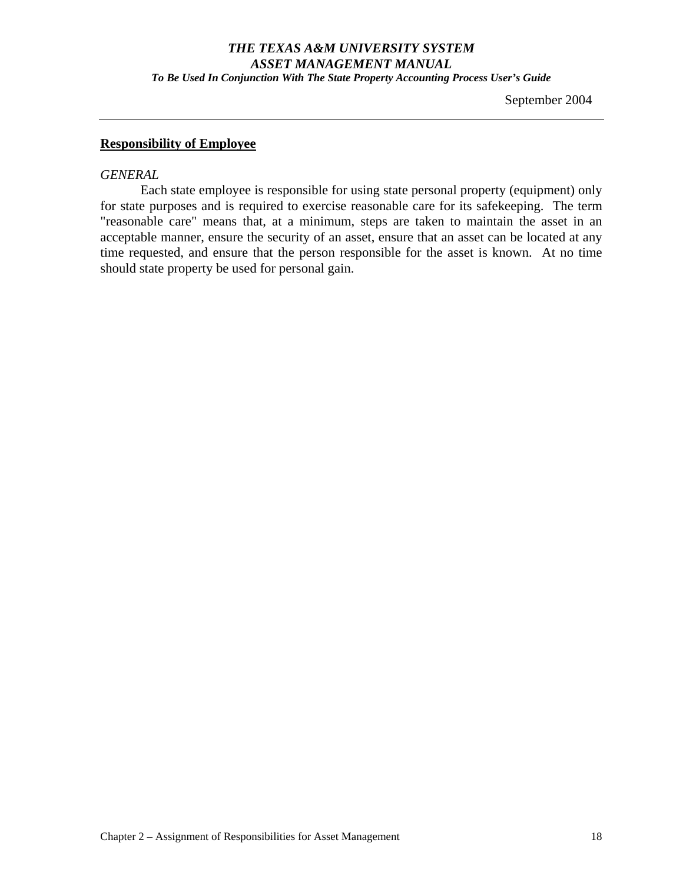## Responsibility of Employee

*GENERAL*

Each state employee is responsible for using state personal property (equipment) only for state purposes and is required to exercise reasonable care for its safekeeping. The term "reasonable care" means that, at a minimum, steps are taken to maintain the asset in an acceptable manner, ensure the security of an asset, ensure that an asset can be located at any time requested, and ensure that the person responsible for the asset is known. At no time should state property be used for personal gain.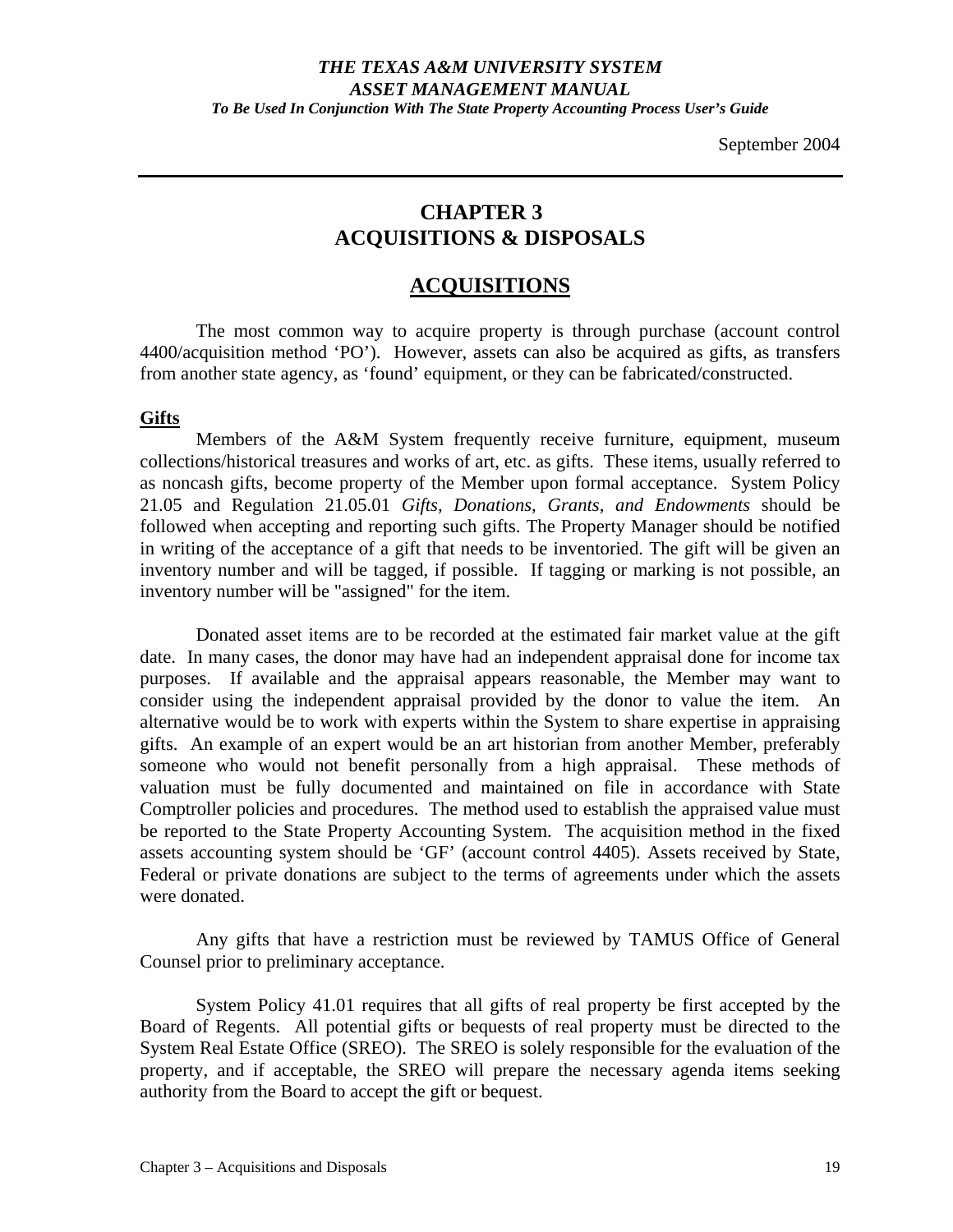# CHAPTER 3
# ACQUISITIONS & DISPOSALS

## ACQUISITIONS

The most common way to acquire property is through purchase (account control 4400/acquisition method 'PO'). However, assets can also be acquired as gifts, as transfers from another state agency, as 'found' equipment, or they can be fabricated/constructed.

### Gifts

Members of the A&M System frequently receive furniture, equipment, museum collections/historical treasures and works of art, etc. as gifts. These items, usually referred to as noncash gifts, become property of the Member upon formal acceptance. System Policy 21.05 and Regulation 21.05.01 *Gifts, Donations, Grants, and Endowments* should be followed when accepting and reporting such gifts. The Property Manager should be notified in writing of the acceptance of a gift that needs to be inventoried. The gift will be given an inventory number and will be tagged, if possible. If tagging or marking is not possible, an inventory number will be "assigned" for the item.

Donated asset items are to be recorded at the estimated fair market value at the gift date. In many cases, the donor may have had an independent appraisal done for income tax purposes. If available and the appraisal appears reasonable, the Member may want to consider using the independent appraisal provided by the donor to value the item. An alternative would be to work with experts within the System to share expertise in appraising gifts. An example of an expert would be an art historian from another Member, preferably someone who would not benefit personally from a high appraisal. These methods of valuation must be fully documented and maintained on file in accordance with State Comptroller policies and procedures. The method used to establish the appraised value must be reported to the State Property Accounting System. The acquisition method in the fixed assets accounting system should be 'GF' (account control 4405). Assets received by State, Federal or private donations are subject to the terms of agreements under which the assets were donated.

Any gifts that have a restriction must be reviewed by TAMUS Office of General Counsel prior to preliminary acceptance.

System Policy 41.01 requires that all gifts of real property be first accepted by the Board of Regents. All potential gifts or bequests of real property must be directed to the System Real Estate Office (SREO). The SREO is solely responsible for the evaluation of the property, and if acceptable, the SREO will prepare the necessary agenda items seeking authority from the Board to accept the gift or bequest.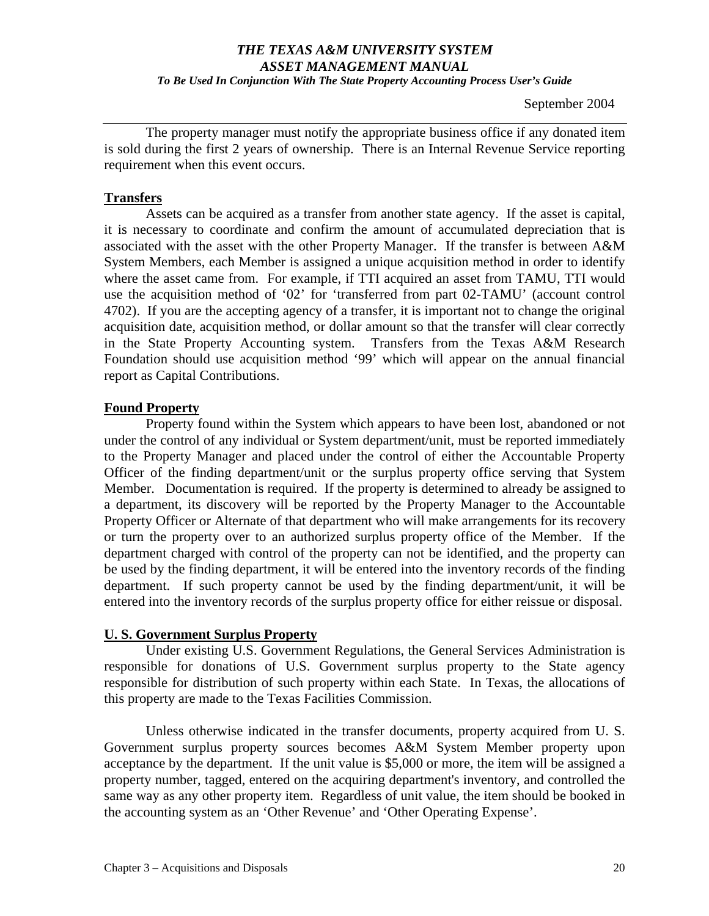The property manager must notify the appropriate business office if any donated item is sold during the first 2 years of ownership. There is an Internal Revenue Service reporting requirement when this event occurs.

## Transfers

Assets can be acquired as a transfer from another state agency. If the asset is capital, it is necessary to coordinate and confirm the amount of accumulated depreciation that is associated with the asset with the other Property Manager. If the transfer is between A&M System Members, each Member is assigned a unique acquisition method in order to identify where the asset came from. For example, if TTI acquired an asset from TAMU, TTI would use the acquisition method of '02' for 'transferred from part 02-TAMU' (account control 4702). If you are the accepting agency of a transfer, it is important not to change the original acquisition date, acquisition method, or dollar amount so that the transfer will clear correctly in the State Property Accounting system. Transfers from the Texas A&M Research Foundation should use acquisition method '99' which will appear on the annual financial report as Capital Contributions.

## Found Property

Property found within the System which appears to have been lost, abandoned or not under the control of any individual or System department/unit, must be reported immediately to the Property Manager and placed under the control of either the Accountable Property Officer of the finding department/unit or the surplus property office serving that System Member. Documentation is required. If the property is determined to already be assigned to a department, its discovery will be reported by the Property Manager to the Accountable Property Officer or Alternate of that department who will make arrangements for its recovery or turn the property over to an authorized surplus property office of the Member. If the department charged with control of the property can not be identified, and the property can be used by the finding department, it will be entered into the inventory records of the finding department. If such property cannot be used by the finding department/unit, it will be entered into the inventory records of the surplus property office for either reissue or disposal.

## U. S. Government Surplus Property

Under existing U.S. Government Regulations, the General Services Administration is responsible for donations of U.S. Government surplus property to the State agency responsible for distribution of such property within each State. In Texas, the allocations of this property are made to the Texas Facilities Commission.

Unless otherwise indicated in the transfer documents, property acquired from U. S. Government surplus property sources becomes A&M System Member property upon acceptance by the department. If the unit value is $5,000 or more, the item will be assigned a property number, tagged, entered on the acquiring department's inventory, and controlled the same way as any other property item. Regardless of unit value, the item should be booked in the accounting system as an 'Other Revenue' and 'Other Operating Expense'.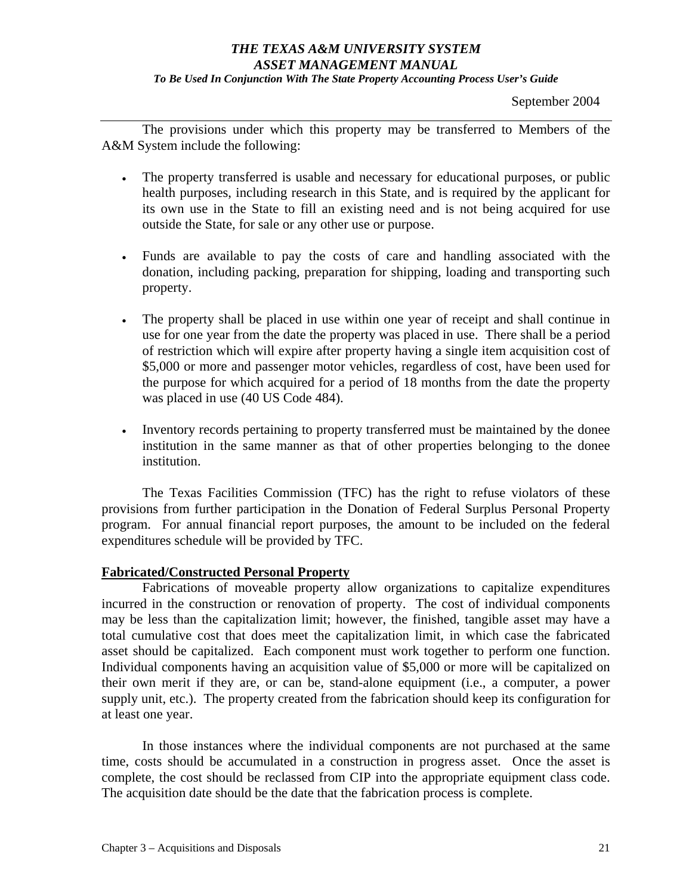The provisions under which this property may be transferred to Members of the A&M System include the following:

- The property transferred is usable and necessary for educational purposes, or public health purposes, including research in this State, and is required by the applicant for its own use in the State to fill an existing need and is not being acquired for use outside the State, for sale or any other use or purpose.

- Funds are available to pay the costs of care and handling associated with the donation, including packing, preparation for shipping, loading and transporting such property.

- The property shall be placed in use within one year of receipt and shall continue in use for one year from the date the property was placed in use. There shall be a period of restriction which will expire after property having a single item acquisition cost of $5,000 or more and passenger motor vehicles, regardless of cost, have been used for the purpose for which acquired for a period of 18 months from the date the property was placed in use (40 US Code 484).

- Inventory records pertaining to property transferred must be maintained by the donee institution in the same manner as that of other properties belonging to the donee institution.

The Texas Facilities Commission (TFC) has the right to refuse violators of these provisions from further participation in the Donation of Federal Surplus Personal Property program. For annual financial report purposes, the amount to be included on the federal expenditures schedule will be provided by TFC.

**Fabricated/Constructed Personal Property**

Fabrications of moveable property allow organizations to capitalize expenditures incurred in the construction or renovation of property. The cost of individual components may be less than the capitalization limit; however, the finished, tangible asset may have a total cumulative cost that does meet the capitalization limit, in which case the fabricated asset should be capitalized. Each component must work together to perform one function. Individual components having an acquisition value of $5,000 or more will be capitalized on their own merit if they are, or can be, stand-alone equipment (i.e., a computer, a power supply unit, etc.). The property created from the fabrication should keep its configuration for at least one year.

In those instances where the individual components are not purchased at the same time, costs should be accumulated in a construction in progress asset. Once the asset is complete, the cost should be reclassed from CIP into the appropriate equipment class code. The acquisition date should be the date that the fabrication process is complete.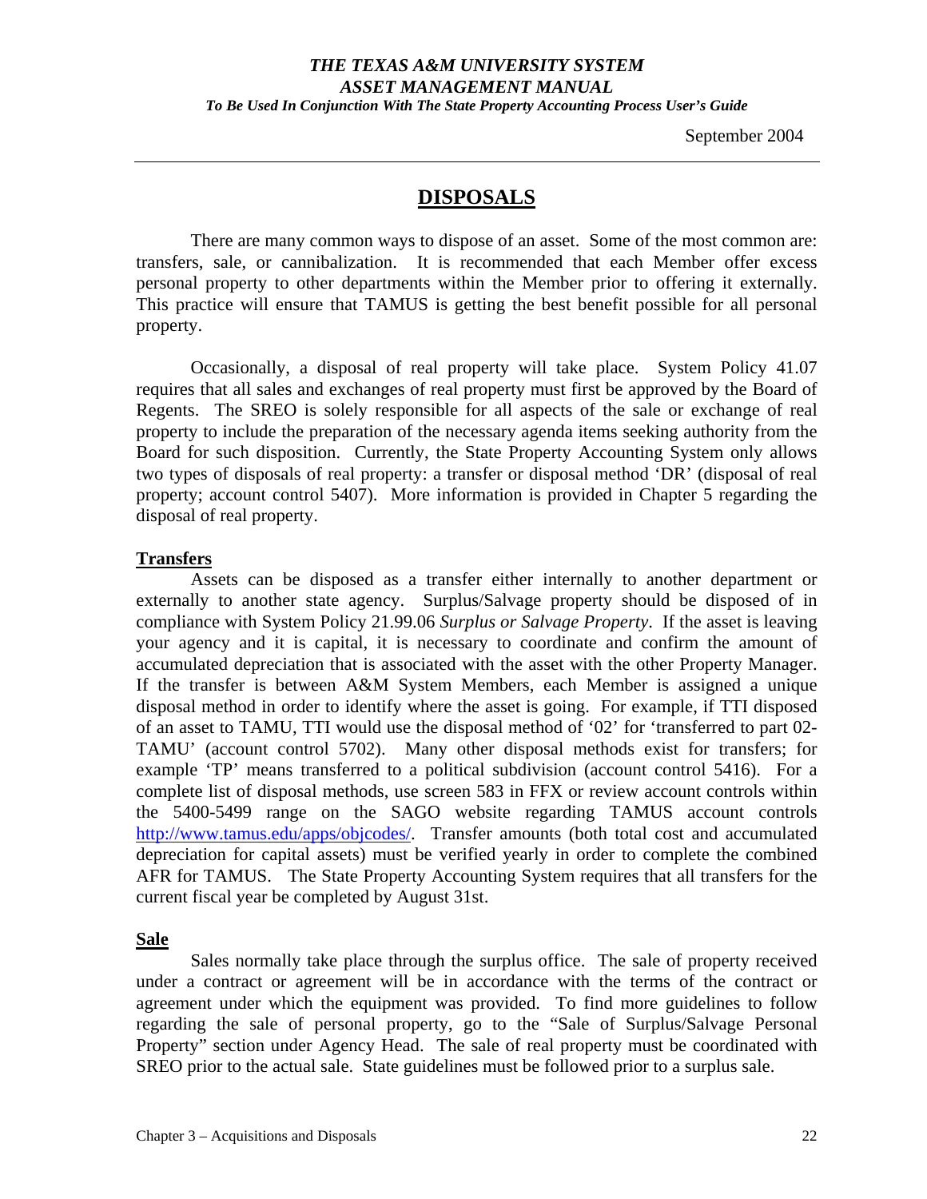# DISPOSALS

There are many common ways to dispose of an asset. Some of the most common are: transfers, sale, or cannibalization. It is recommended that each Member offer excess personal property to other departments within the Member prior to offering it externally. This practice will ensure that TAMUS is getting the best benefit possible for all personal property.

Occasionally, a disposal of real property will take place. System Policy 41.07 requires that all sales and exchanges of real property must first be approved by the Board of Regents. The SREO is solely responsible for all aspects of the sale or exchange of real property to include the preparation of the necessary agenda items seeking authority from the Board for such disposition. Currently, the State Property Accounting System only allows two types of disposals of real property: a transfer or disposal method 'DR' (disposal of real property; account control 5407). More information is provided in Chapter 5 regarding the disposal of real property.

## Transfers

Assets can be disposed as a transfer either internally to another department or externally to another state agency. Surplus/Salvage property should be disposed of in compliance with System Policy 21.99.06 *Surplus or Salvage Property*. If the asset is leaving your agency and it is capital, it is necessary to coordinate and confirm the amount of accumulated depreciation that is associated with the asset with the other Property Manager. If the transfer is between A&M System Members, each Member is assigned a unique disposal method in order to identify where the asset is going. For example, if TTI disposed of an asset to TAMU, TTI would use the disposal method of '02' for 'transferred to part 02-TAMU' (account control 5702). Many other disposal methods exist for transfers; for example 'TP' means transferred to a political subdivision (account control 5416). For a complete list of disposal methods, use screen 583 in FFX or review account controls within the 5400-5499 range on the SAGO website regarding TAMUS account controls http://www.tamus.edu/apps/objcodes/. Transfer amounts (both total cost and accumulated depreciation for capital assets) must be verified yearly in order to complete the combined AFR for TAMUS. The State Property Accounting System requires that all transfers for the current fiscal year be completed by August 31st.

## Sale

Sales normally take place through the surplus office. The sale of property received under a contract or agreement will be in accordance with the terms of the contract or agreement under which the equipment was provided. To find more guidelines to follow regarding the sale of personal property, go to the "Sale of Surplus/Salvage Personal Property" section under Agency Head. The sale of real property must be coordinated with SREO prior to the actual sale. State guidelines must be followed prior to a surplus sale.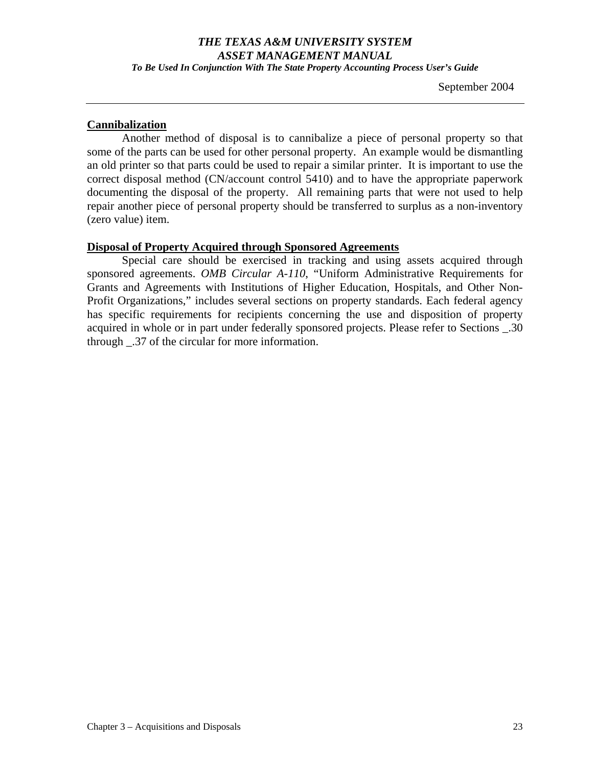## Cannibalization

Another method of disposal is to cannibalize a piece of personal property so that some of the parts can be used for other personal property. An example would be dismantling an old printer so that parts could be used to repair a similar printer. It is important to use the correct disposal method (CN/account control 5410) and to have the appropriate paperwork documenting the disposal of the property. All remaining parts that were not used to help repair another piece of personal property should be transferred to surplus as a non-inventory (zero value) item.

## Disposal of Property Acquired through Sponsored Agreements

Special care should be exercised in tracking and using assets acquired through sponsored agreements. *OMB Circular A-110*, "Uniform Administrative Requirements for Grants and Agreements with Institutions of Higher Education, Hospitals, and Other Non-Profit Organizations," includes several sections on property standards. Each federal agency has specific requirements for recipients concerning the use and disposition of property acquired in whole or in part under federally sponsored projects. Please refer to Sections _.30 through _.37 of the circular for more information.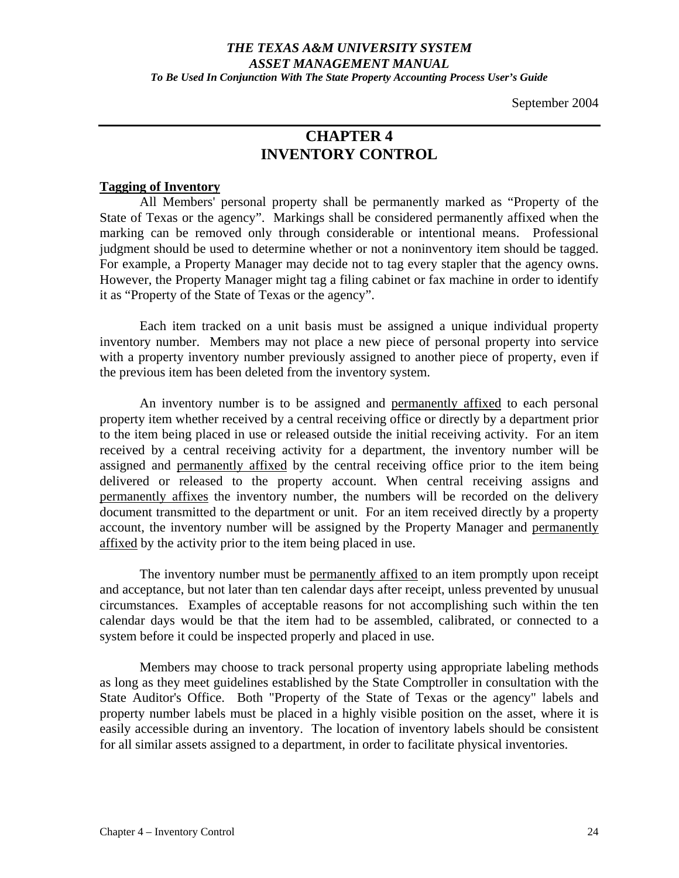September 2004

# CHAPTER 4
# INVENTORY CONTROL

## Tagging of Inventory

All Members' personal property shall be permanently marked as "Property of the State of Texas or the agency". Markings shall be considered permanently affixed when the marking can be removed only through considerable or intentional means. Professional judgment should be used to determine whether or not a noninventory item should be tagged. For example, a Property Manager may decide not to tag every stapler that the agency owns. However, the Property Manager might tag a filing cabinet or fax machine in order to identify it as "Property of the State of Texas or the agency".

Each item tracked on a unit basis must be assigned a unique individual property inventory number. Members may not place a new piece of personal property into service with a property inventory number previously assigned to another piece of property, even if the previous item has been deleted from the inventory system.

An inventory number is to be assigned and permanently affixed to each personal property item whether received by a central receiving office or directly by a department prior to the item being placed in use or released outside the initial receiving activity. For an item received by a central receiving activity for a department, the inventory number will be assigned and permanently affixed by the central receiving office prior to the item being delivered or released to the property account. When central receiving assigns and permanently affixes the inventory number, the numbers will be recorded on the delivery document transmitted to the department or unit. For an item received directly by a property account, the inventory number will be assigned by the Property Manager and permanently affixed by the activity prior to the item being placed in use.

The inventory number must be permanently affixed to an item promptly upon receipt and acceptance, but not later than ten calendar days after receipt, unless prevented by unusual circumstances. Examples of acceptable reasons for not accomplishing such within the ten calendar days would be that the item had to be assembled, calibrated, or connected to a system before it could be inspected properly and placed in use.

Members may choose to track personal property using appropriate labeling methods as long as they meet guidelines established by the State Comptroller in consultation with the State Auditor's Office. Both "Property of the State of Texas or the agency" labels and property number labels must be placed in a highly visible position on the asset, where it is easily accessible during an inventory. The location of inventory labels should be consistent for all similar assets assigned to a department, in order to facilitate physical inventories.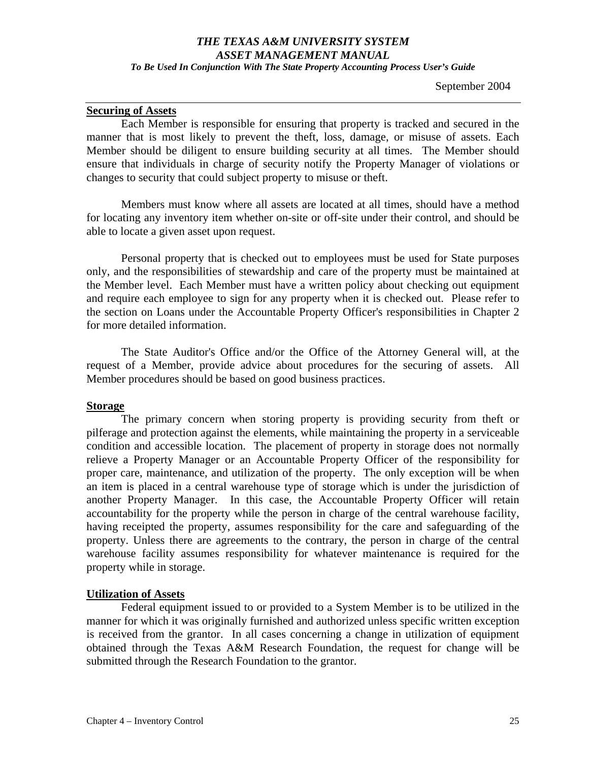## Securing of Assets

Each Member is responsible for ensuring that property is tracked and secured in the manner that is most likely to prevent the theft, loss, damage, or misuse of assets. Each Member should be diligent to ensure building security at all times. The Member should ensure that individuals in charge of security notify the Property Manager of violations or changes to security that could subject property to misuse or theft.

Members must know where all assets are located at all times, should have a method for locating any inventory item whether on-site or off-site under their control, and should be able to locate a given asset upon request.

Personal property that is checked out to employees must be used for State purposes only, and the responsibilities of stewardship and care of the property must be maintained at the Member level. Each Member must have a written policy about checking out equipment and require each employee to sign for any property when it is checked out. Please refer to the section on Loans under the Accountable Property Officer's responsibilities in Chapter 2 for more detailed information.

The State Auditor's Office and/or the Office of the Attorney General will, at the request of a Member, provide advice about procedures for the securing of assets. All Member procedures should be based on good business practices.

## Storage

The primary concern when storing property is providing security from theft or pilferage and protection against the elements, while maintaining the property in a serviceable condition and accessible location. The placement of property in storage does not normally relieve a Property Manager or an Accountable Property Officer of the responsibility for proper care, maintenance, and utilization of the property. The only exception will be when an item is placed in a central warehouse type of storage which is under the jurisdiction of another Property Manager. In this case, the Accountable Property Officer will retain accountability for the property while the person in charge of the central warehouse facility, having receipted the property, assumes responsibility for the care and safeguarding of the property. Unless there are agreements to the contrary, the person in charge of the central warehouse facility assumes responsibility for whatever maintenance is required for the property while in storage.

## Utilization of Assets

Federal equipment issued to or provided to a System Member is to be utilized in the manner for which it was originally furnished and authorized unless specific written exception is received from the grantor. In all cases concerning a change in utilization of equipment obtained through the Texas A&M Research Foundation, the request for change will be submitted through the Research Foundation to the grantor.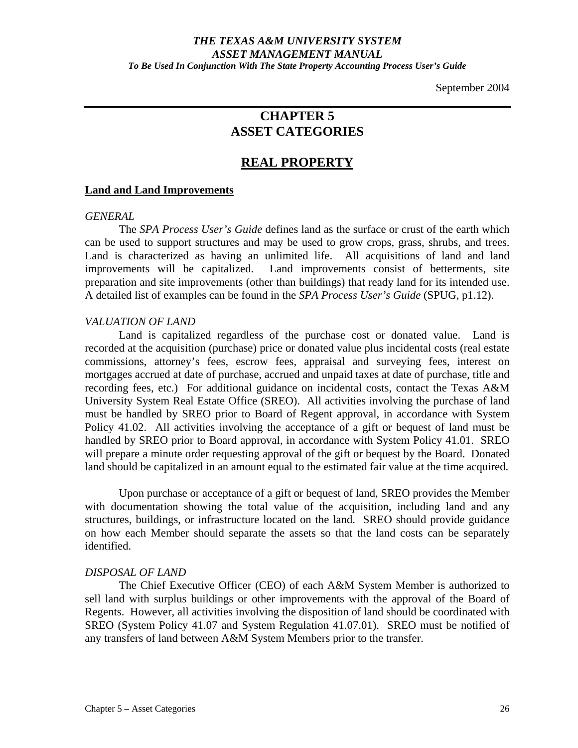# CHAPTER 5
# ASSET CATEGORIES

## REAL PROPERTY

### Land and Land Improvements

*GENERAL*

The *SPA Process User's Guide* defines land as the surface or crust of the earth which can be used to support structures and may be used to grow crops, grass, shrubs, and trees. Land is characterized as having an unlimited life. All acquisitions of land and land improvements will be capitalized. Land improvements consist of betterments, site preparation and site improvements (other than buildings) that ready land for its intended use. A detailed list of examples can be found in the *SPA Process User's Guide* (SPUG, p1.12).

*VALUATION OF LAND*

Land is capitalized regardless of the purchase cost or donated value. Land is recorded at the acquisition (purchase) price or donated value plus incidental costs (real estate commissions, attorney's fees, escrow fees, appraisal and surveying fees, interest on mortgages accrued at date of purchase, accrued and unpaid taxes at date of purchase, title and recording fees, etc.) For additional guidance on incidental costs, contact the Texas A&M University System Real Estate Office (SREO). All activities involving the purchase of land must be handled by SREO prior to Board of Regent approval, in accordance with System Policy 41.02. All activities involving the acceptance of a gift or bequest of land must be handled by SREO prior to Board approval, in accordance with System Policy 41.01. SREO will prepare a minute order requesting approval of the gift or bequest by the Board. Donated land should be capitalized in an amount equal to the estimated fair value at the time acquired.

Upon purchase or acceptance of a gift or bequest of land, SREO provides the Member with documentation showing the total value of the acquisition, including land and any structures, buildings, or infrastructure located on the land. SREO should provide guidance on how each Member should separate the assets so that the land costs can be separately identified.

*DISPOSAL OF LAND*

The Chief Executive Officer (CEO) of each A&M System Member is authorized to sell land with surplus buildings or other improvements with the approval of the Board of Regents. However, all activities involving the disposition of land should be coordinated with SREO (System Policy 41.07 and System Regulation 41.07.01). SREO must be notified of any transfers of land between A&M System Members prior to the transfer.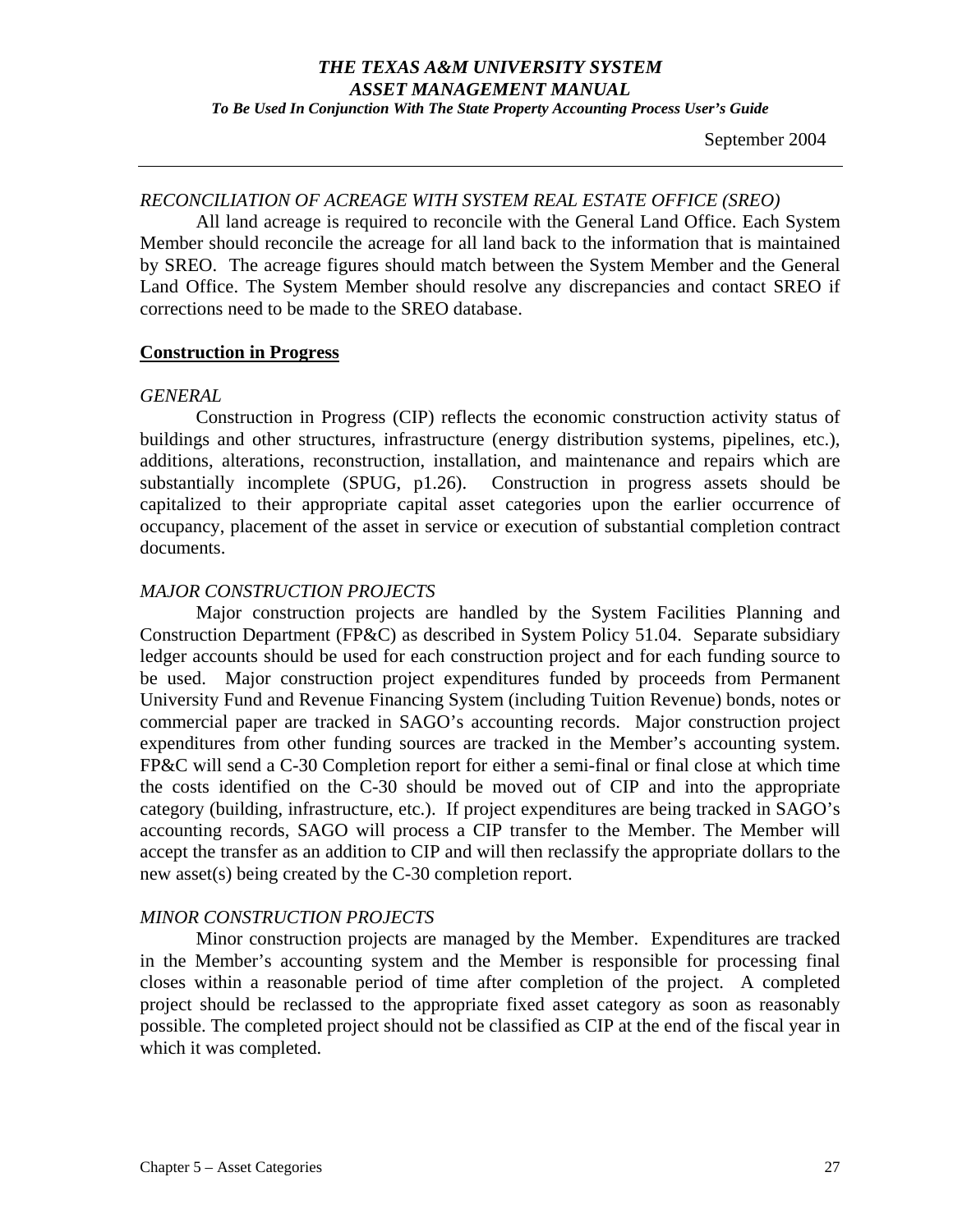*RECONCILIATION OF ACREAGE WITH SYSTEM REAL ESTATE OFFICE (SREO)*

All land acreage is required to reconcile with the General Land Office. Each System Member should reconcile the acreage for all land back to the information that is maintained by SREO. The acreage figures should match between the System Member and the General Land Office. The System Member should resolve any discrepancies and contact SREO if corrections need to be made to the SREO database.

## Construction in Progress

*GENERAL*

Construction in Progress (CIP) reflects the economic construction activity status of buildings and other structures, infrastructure (energy distribution systems, pipelines, etc.), additions, alterations, reconstruction, installation, and maintenance and repairs which are substantially incomplete (SPUG, p1.26). Construction in progress assets should be capitalized to their appropriate capital asset categories upon the earlier occurrence of occupancy, placement of the asset in service or execution of substantial completion contract documents.

*MAJOR CONSTRUCTION PROJECTS*

Major construction projects are handled by the System Facilities Planning and Construction Department (FP&C) as described in System Policy 51.04. Separate subsidiary ledger accounts should be used for each construction project and for each funding source to be used. Major construction project expenditures funded by proceeds from Permanent University Fund and Revenue Financing System (including Tuition Revenue) bonds, notes or commercial paper are tracked in SAGO's accounting records. Major construction project expenditures from other funding sources are tracked in the Member's accounting system. FP&C will send a C-30 Completion report for either a semi-final or final close at which time the costs identified on the C-30 should be moved out of CIP and into the appropriate category (building, infrastructure, etc.). If project expenditures are being tracked in SAGO's accounting records, SAGO will process a CIP transfer to the Member. The Member will accept the transfer as an addition to CIP and will then reclassify the appropriate dollars to the new asset(s) being created by the C-30 completion report.

*MINOR CONSTRUCTION PROJECTS*

Minor construction projects are managed by the Member. Expenditures are tracked in the Member's accounting system and the Member is responsible for processing final closes within a reasonable period of time after completion of the project. A completed project should be reclassed to the appropriate fixed asset category as soon as reasonably possible. The completed project should not be classified as CIP at the end of the fiscal year in which it was completed.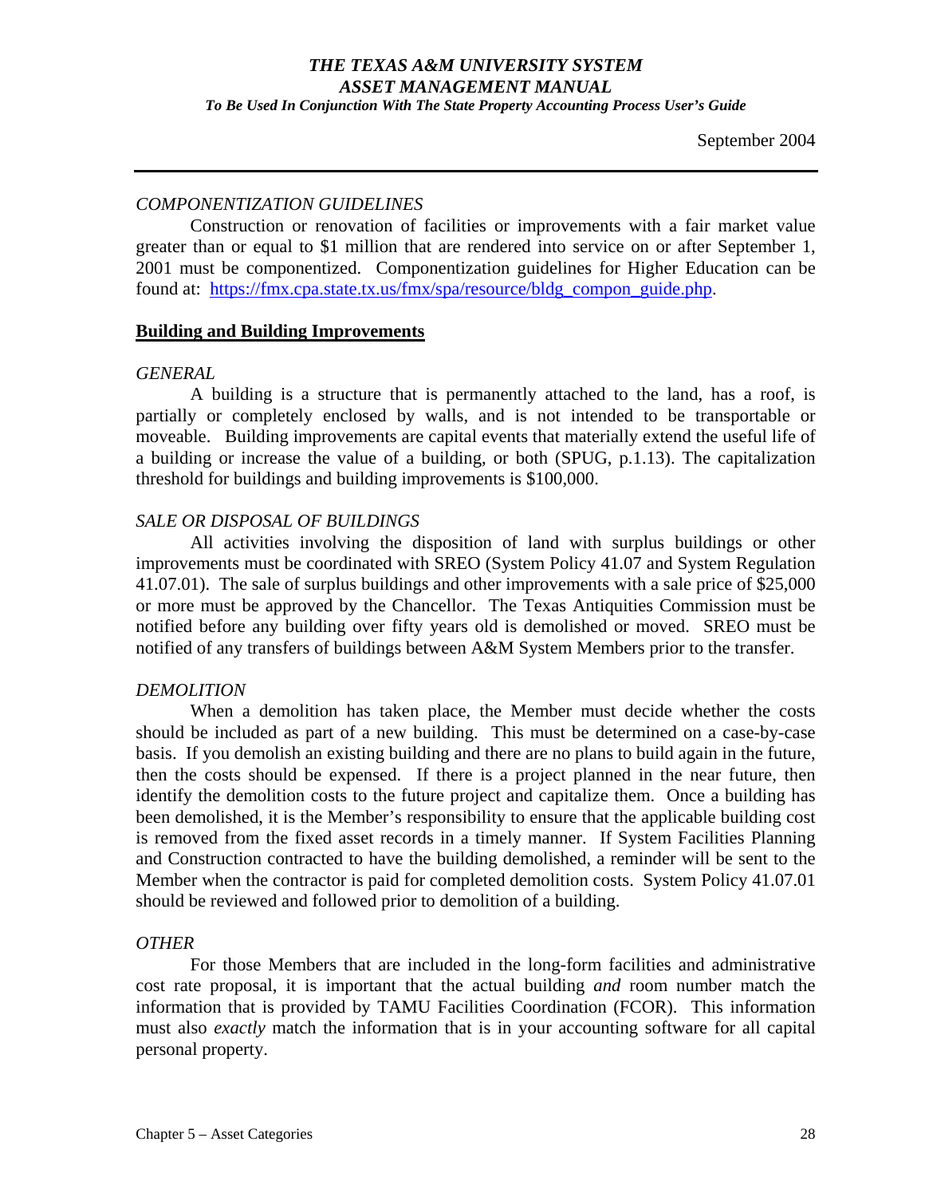*COMPONENTIZATION GUIDELINES*

Construction or renovation of facilities or improvements with a fair market value greater than or equal to $1 million that are rendered into service on or after September 1, 2001 must be componentized. Componentization guidelines for Higher Education can be found at: https://fmx.cpa.state.tx.us/fmx/spa/resource/bldg_compon_guide.php.

## Building and Building Improvements

*GENERAL*

A building is a structure that is permanently attached to the land, has a roof, is partially or completely enclosed by walls, and is not intended to be transportable or moveable. Building improvements are capital events that materially extend the useful life of a building or increase the value of a building, or both (SPUG, p.1.13). The capitalization threshold for buildings and building improvements is $100,000.

*SALE OR DISPOSAL OF BUILDINGS*

All activities involving the disposition of land with surplus buildings or other improvements must be coordinated with SREO (System Policy 41.07 and System Regulation 41.07.01). The sale of surplus buildings and other improvements with a sale price of $25,000 or more must be approved by the Chancellor. The Texas Antiquities Commission must be notified before any building over fifty years old is demolished or moved. SREO must be notified of any transfers of buildings between A&M System Members prior to the transfer.

*DEMOLITION*

When a demolition has taken place, the Member must decide whether the costs should be included as part of a new building. This must be determined on a case-by-case basis. If you demolish an existing building and there are no plans to build again in the future, then the costs should be expensed. If there is a project planned in the near future, then identify the demolition costs to the future project and capitalize them. Once a building has been demolished, it is the Member's responsibility to ensure that the applicable building cost is removed from the fixed asset records in a timely manner. If System Facilities Planning and Construction contracted to have the building demolished, a reminder will be sent to the Member when the contractor is paid for completed demolition costs. System Policy 41.07.01 should be reviewed and followed prior to demolition of a building.

*OTHER*

For those Members that are included in the long-form facilities and administrative cost rate proposal, it is important that the actual building *and* room number match the information that is provided by TAMU Facilities Coordination (FCOR). This information must also *exactly* match the information that is in your accounting software for all capital personal property.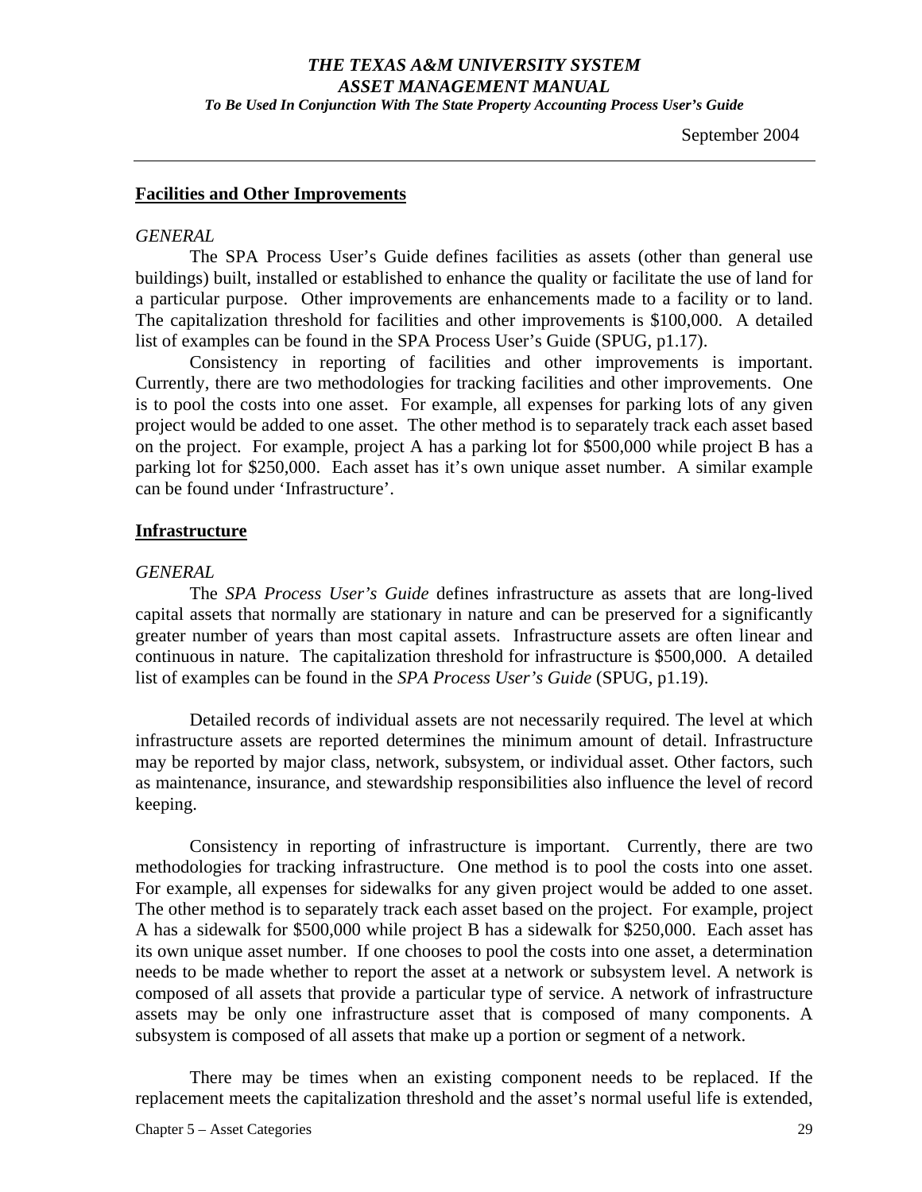## Facilities and Other Improvements

*GENERAL*

The SPA Process User's Guide defines facilities as assets (other than general use buildings) built, installed or established to enhance the quality or facilitate the use of land for a particular purpose. Other improvements are enhancements made to a facility or to land. The capitalization threshold for facilities and other improvements is $100,000. A detailed list of examples can be found in the SPA Process User's Guide (SPUG, p1.17).

Consistency in reporting of facilities and other improvements is important. Currently, there are two methodologies for tracking facilities and other improvements. One is to pool the costs into one asset. For example, all expenses for parking lots of any given project would be added to one asset. The other method is to separately track each asset based on the project. For example, project A has a parking lot for $500,000 while project B has a parking lot for $250,000. Each asset has it's own unique asset number. A similar example can be found under 'Infrastructure'.

## Infrastructure

*GENERAL*

The *SPA Process User's Guide* defines infrastructure as assets that are long-lived capital assets that normally are stationary in nature and can be preserved for a significantly greater number of years than most capital assets. Infrastructure assets are often linear and continuous in nature. The capitalization threshold for infrastructure is $500,000. A detailed list of examples can be found in the *SPA Process User's Guide* (SPUG, p1.19).

Detailed records of individual assets are not necessarily required. The level at which infrastructure assets are reported determines the minimum amount of detail. Infrastructure may be reported by major class, network, subsystem, or individual asset. Other factors, such as maintenance, insurance, and stewardship responsibilities also influence the level of record keeping.

Consistency in reporting of infrastructure is important. Currently, there are two methodologies for tracking infrastructure. One method is to pool the costs into one asset. For example, all expenses for sidewalks for any given project would be added to one asset. The other method is to separately track each asset based on the project. For example, project A has a sidewalk for $500,000 while project B has a sidewalk for $250,000. Each asset has its own unique asset number. If one chooses to pool the costs into one asset, a determination needs to be made whether to report the asset at a network or subsystem level. A network is composed of all assets that provide a particular type of service. A network of infrastructure assets may be only one infrastructure asset that is composed of many components. A subsystem is composed of all assets that make up a portion or segment of a network.

There may be times when an existing component needs to be replaced. If the replacement meets the capitalization threshold and the asset's normal useful life is extended,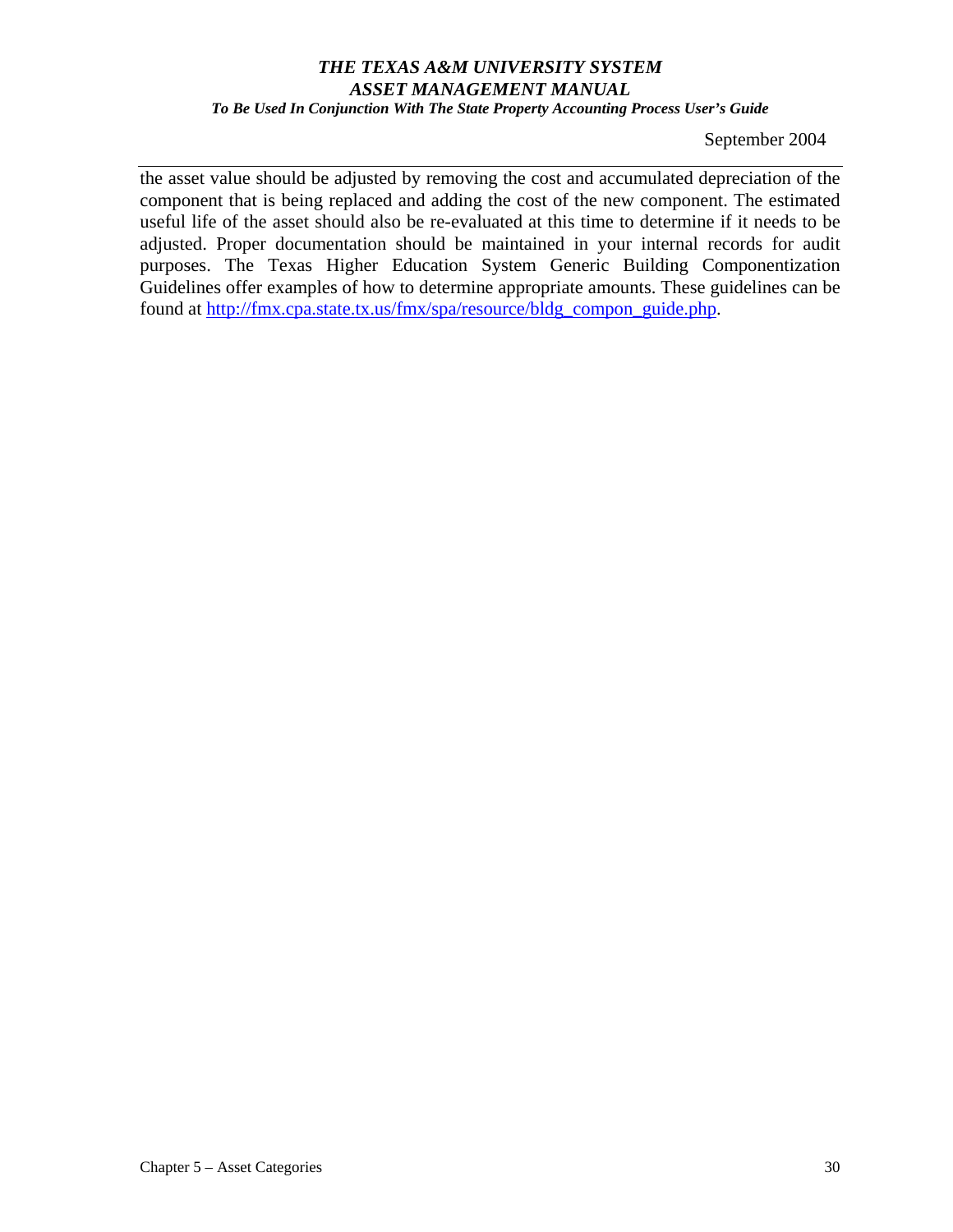the asset value should be adjusted by removing the cost and accumulated depreciation of the component that is being replaced and adding the cost of the new component. The estimated useful life of the asset should also be re-evaluated at this time to determine if it needs to be adjusted. Proper documentation should be maintained in your internal records for audit purposes. The Texas Higher Education System Generic Building Componentization Guidelines offer examples of how to determine appropriate amounts. These guidelines can be found at http://fmx.cpa.state.tx.us/fmx/spa/resource/bldg_compon_guide.php.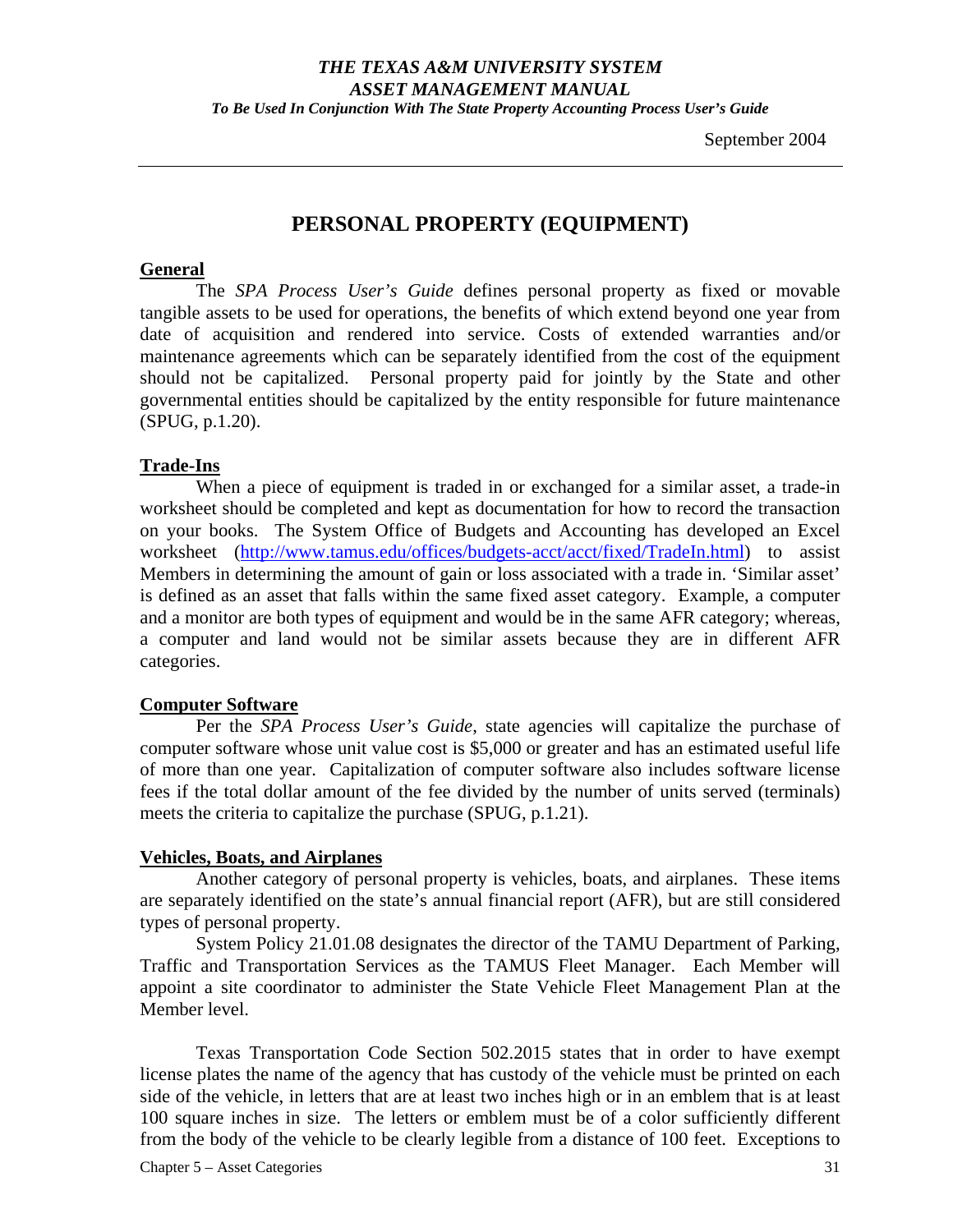# PERSONAL PROPERTY (EQUIPMENT)

## General

The *SPA Process User's Guide* defines personal property as fixed or movable tangible assets to be used for operations, the benefits of which extend beyond one year from date of acquisition and rendered into service. Costs of extended warranties and/or maintenance agreements which can be separately identified from the cost of the equipment should not be capitalized. Personal property paid for jointly by the State and other governmental entities should be capitalized by the entity responsible for future maintenance (SPUG, p.1.20).

## Trade-Ins

When a piece of equipment is traded in or exchanged for a similar asset, a trade-in worksheet should be completed and kept as documentation for how to record the transaction on your books. The System Office of Budgets and Accounting has developed an Excel worksheet (http://www.tamus.edu/offices/budgets-acct/acct/fixed/TradeIn.html) to assist Members in determining the amount of gain or loss associated with a trade in. 'Similar asset' is defined as an asset that falls within the same fixed asset category. Example, a computer and a monitor are both types of equipment and would be in the same AFR category; whereas, a computer and land would not be similar assets because they are in different AFR categories.

## Computer Software

Per the *SPA Process User's Guide*, state agencies will capitalize the purchase of computer software whose unit value cost is $5,000 or greater and has an estimated useful life of more than one year. Capitalization of computer software also includes software license fees if the total dollar amount of the fee divided by the number of units served (terminals) meets the criteria to capitalize the purchase (SPUG, p.1.21).

## Vehicles, Boats, and Airplanes

Another category of personal property is vehicles, boats, and airplanes. These items are separately identified on the state's annual financial report (AFR), but are still considered types of personal property.

System Policy 21.01.08 designates the director of the TAMU Department of Parking, Traffic and Transportation Services as the TAMUS Fleet Manager. Each Member will appoint a site coordinator to administer the State Vehicle Fleet Management Plan at the Member level.

Texas Transportation Code Section 502.2015 states that in order to have exempt license plates the name of the agency that has custody of the vehicle must be printed on each side of the vehicle, in letters that are at least two inches high or in an emblem that is at least 100 square inches in size. The letters or emblem must be of a color sufficiently different from the body of the vehicle to be clearly legible from a distance of 100 feet. Exceptions to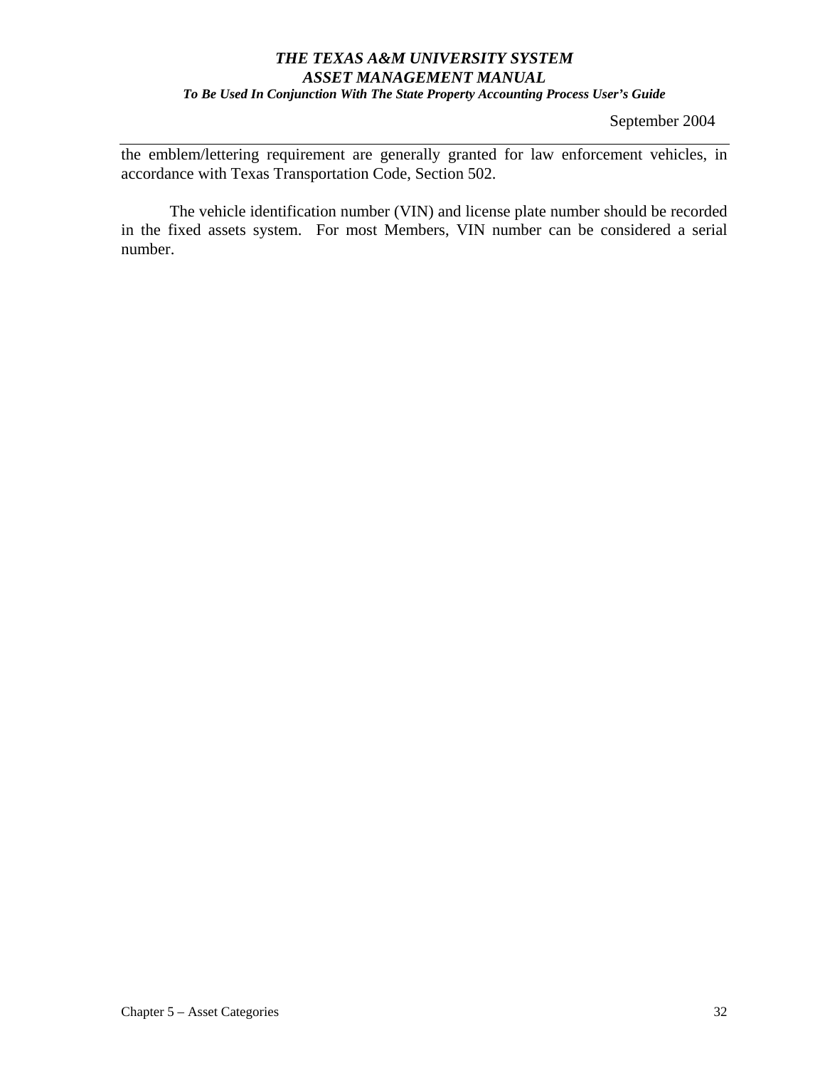the emblem/lettering requirement are generally granted for law enforcement vehicles, in accordance with Texas Transportation Code, Section 502.

The vehicle identification number (VIN) and license plate number should be recorded in the fixed assets system. For most Members, VIN number can be considered a serial number.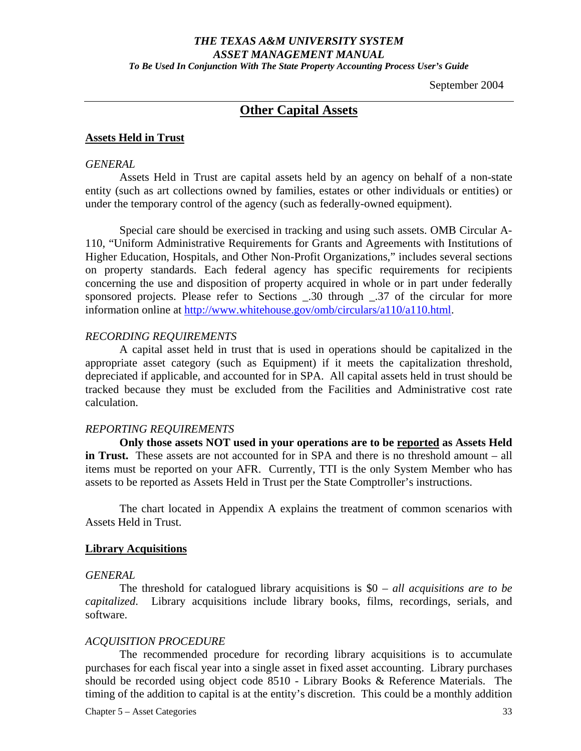# Other Capital Assets

## Assets Held in Trust

*GENERAL*

Assets Held in Trust are capital assets held by an agency on behalf of a non-state entity (such as art collections owned by families, estates or other individuals or entities) or under the temporary control of the agency (such as federally-owned equipment).

Special care should be exercised in tracking and using such assets. OMB Circular A-110, "Uniform Administrative Requirements for Grants and Agreements with Institutions of Higher Education, Hospitals, and Other Non-Profit Organizations," includes several sections on property standards. Each federal agency has specific requirements for recipients concerning the use and disposition of property acquired in whole or in part under federally sponsored projects. Please refer to Sections _.30 through _.37 of the circular for more information online at http://www.whitehouse.gov/omb/circulars/a110/a110.html.

*RECORDING REQUIREMENTS*

A capital asset held in trust that is used in operations should be capitalized in the appropriate asset category (such as Equipment) if it meets the capitalization threshold, depreciated if applicable, and accounted for in SPA. All capital assets held in trust should be tracked because they must be excluded from the Facilities and Administrative cost rate calculation.

*REPORTING REQUIREMENTS*

**Only those assets NOT used in your operations are to be reported as Assets Held in Trust.** These assets are not accounted for in SPA and there is no threshold amount – all items must be reported on your AFR. Currently, TTI is the only System Member who has assets to be reported as Assets Held in Trust per the State Comptroller's instructions.

The chart located in Appendix A explains the treatment of common scenarios with Assets Held in Trust.

## Library Acquisitions

*GENERAL*

The threshold for catalogued library acquisitions is $0 – *all acquisitions are to be capitalized*. Library acquisitions include library books, films, recordings, serials, and software.

*ACQUISITION PROCEDURE*

The recommended procedure for recording library acquisitions is to accumulate purchases for each fiscal year into a single asset in fixed asset accounting. Library purchases should be recorded using object code 8510 - Library Books & Reference Materials. The timing of the addition to capital is at the entity's discretion. This could be a monthly addition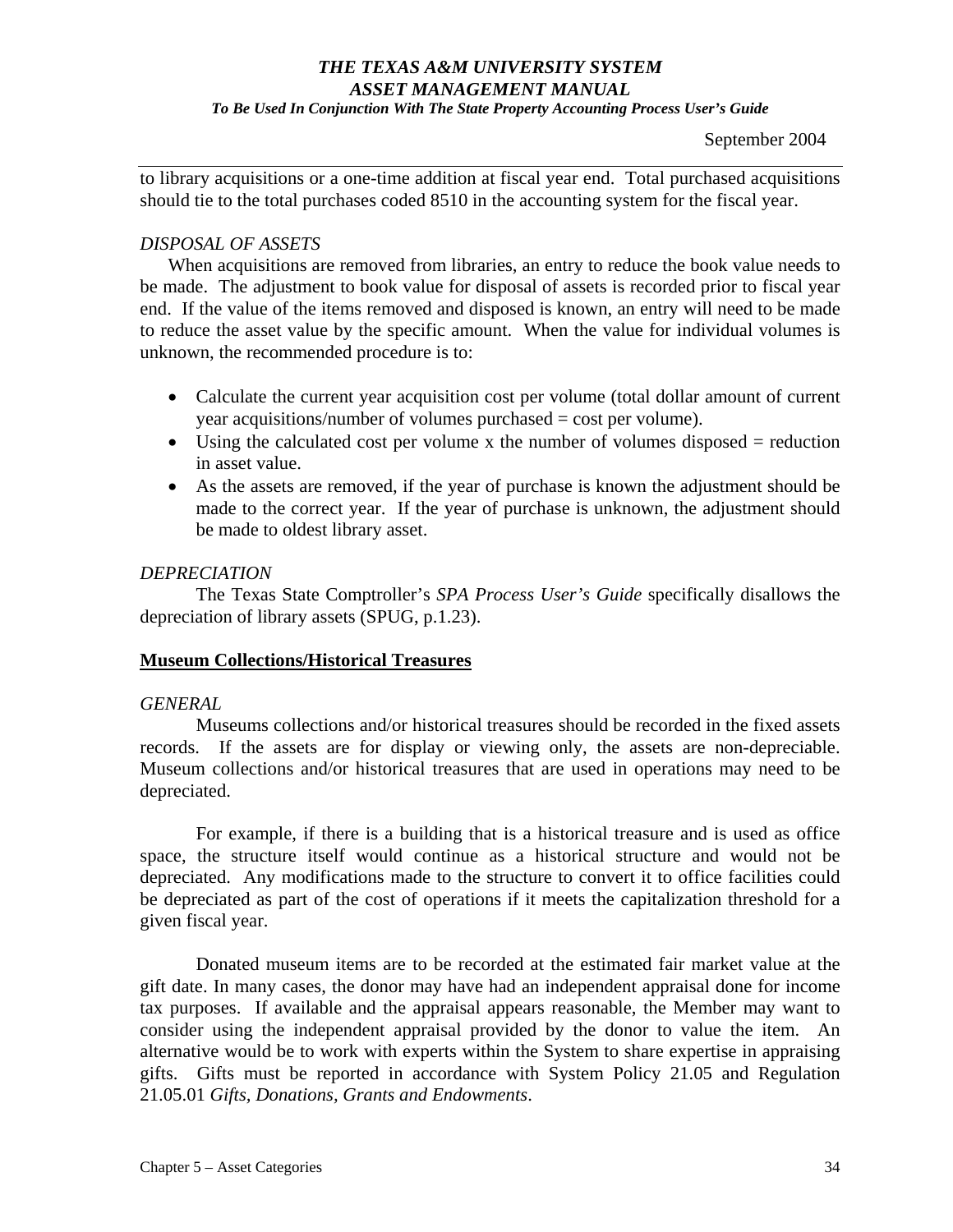to library acquisitions or a one-time addition at fiscal year end. Total purchased acquisitions should tie to the total purchases coded 8510 in the accounting system for the fiscal year.

*DISPOSAL OF ASSETS*

When acquisitions are removed from libraries, an entry to reduce the book value needs to be made. The adjustment to book value for disposal of assets is recorded prior to fiscal year end. If the value of the items removed and disposed is known, an entry will need to be made to reduce the asset value by the specific amount. When the value for individual volumes is unknown, the recommended procedure is to:

- Calculate the current year acquisition cost per volume (total dollar amount of current year acquisitions/number of volumes purchased = cost per volume).
- Using the calculated cost per volume x the number of volumes disposed = reduction in asset value.
- As the assets are removed, if the year of purchase is known the adjustment should be made to the correct year. If the year of purchase is unknown, the adjustment should be made to oldest library asset.

*DEPRECIATION*

The Texas State Comptroller's *SPA Process User's Guide* specifically disallows the depreciation of library assets (SPUG, p.1.23).

**<u>Museum Collections/Historical Treasures</u>**

*GENERAL*

Museums collections and/or historical treasures should be recorded in the fixed assets records. If the assets are for display or viewing only, the assets are non-depreciable. Museum collections and/or historical treasures that are used in operations may need to be depreciated.

For example, if there is a building that is a historical treasure and is used as office space, the structure itself would continue as a historical structure and would not be depreciated. Any modifications made to the structure to convert it to office facilities could be depreciated as part of the cost of operations if it meets the capitalization threshold for a given fiscal year.

Donated museum items are to be recorded at the estimated fair market value at the gift date. In many cases, the donor may have had an independent appraisal done for income tax purposes. If available and the appraisal appears reasonable, the Member may want to consider using the independent appraisal provided by the donor to value the item. An alternative would be to work with experts within the System to share expertise in appraising gifts. Gifts must be reported in accordance with System Policy 21.05 and Regulation 21.05.01 *Gifts, Donations, Grants and Endowments*.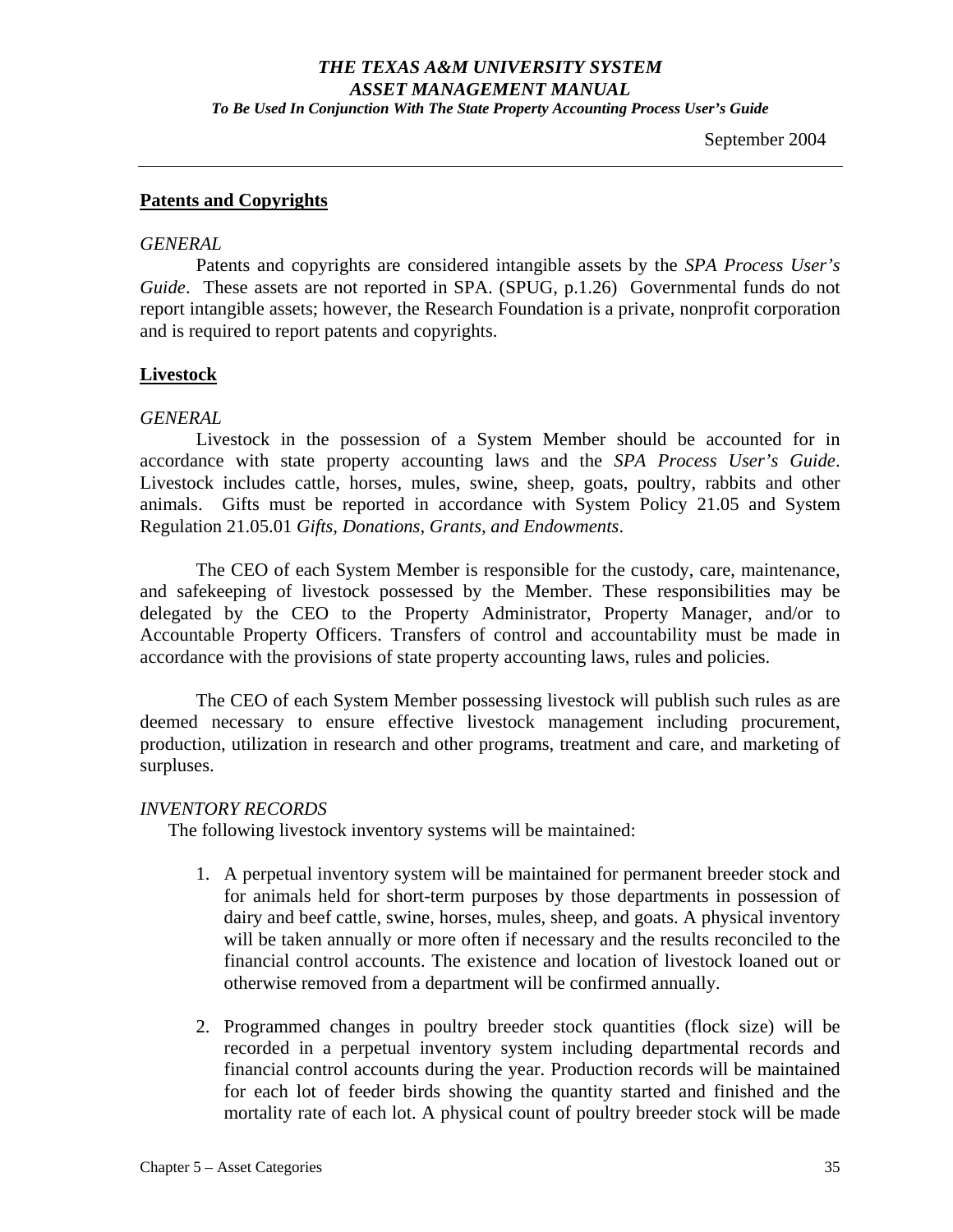## Patents and Copyrights

*GENERAL*

Patents and copyrights are considered intangible assets by the *SPA Process User's Guide*. These assets are not reported in SPA. (SPUG, p.1.26) Governmental funds do not report intangible assets; however, the Research Foundation is a private, nonprofit corporation and is required to report patents and copyrights.

## Livestock

*GENERAL*

Livestock in the possession of a System Member should be accounted for in accordance with state property accounting laws and the *SPA Process User's Guide*. Livestock includes cattle, horses, mules, swine, sheep, goats, poultry, rabbits and other animals. Gifts must be reported in accordance with System Policy 21.05 and System Regulation 21.05.01 *Gifts, Donations, Grants, and Endowments*.

The CEO of each System Member is responsible for the custody, care, maintenance, and safekeeping of livestock possessed by the Member. These responsibilities may be delegated by the CEO to the Property Administrator, Property Manager, and/or to Accountable Property Officers. Transfers of control and accountability must be made in accordance with the provisions of state property accounting laws, rules and policies.

The CEO of each System Member possessing livestock will publish such rules as are deemed necessary to ensure effective livestock management including procurement, production, utilization in research and other programs, treatment and care, and marketing of surpluses.

*INVENTORY RECORDS*

The following livestock inventory systems will be maintained:

1. A perpetual inventory system will be maintained for permanent breeder stock and for animals held for short-term purposes by those departments in possession of dairy and beef cattle, swine, horses, mules, sheep, and goats. A physical inventory will be taken annually or more often if necessary and the results reconciled to the financial control accounts. The existence and location of livestock loaned out or otherwise removed from a department will be confirmed annually.

2. Programmed changes in poultry breeder stock quantities (flock size) will be recorded in a perpetual inventory system including departmental records and financial control accounts during the year. Production records will be maintained for each lot of feeder birds showing the quantity started and finished and the mortality rate of each lot. A physical count of poultry breeder stock will be made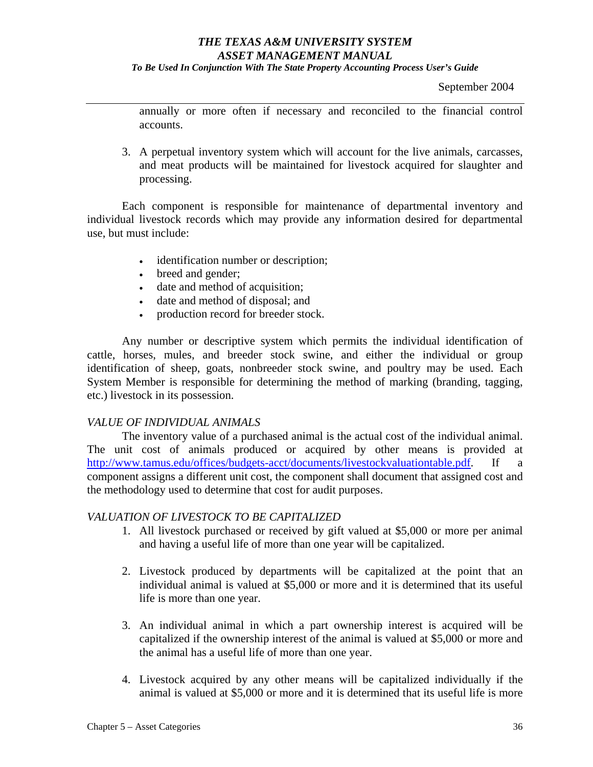annually or more often if necessary and reconciled to the financial control accounts.

3. A perpetual inventory system which will account for the live animals, carcasses, and meat products will be maintained for livestock acquired for slaughter and processing.

Each component is responsible for maintenance of departmental inventory and individual livestock records which may provide any information desired for departmental use, but must include:

- identification number or description;
- breed and gender;
- date and method of acquisition;
- date and method of disposal; and
- production record for breeder stock.

Any number or descriptive system which permits the individual identification of cattle, horses, mules, and breeder stock swine, and either the individual or group identification of sheep, goats, nonbreeder stock swine, and poultry may be used. Each System Member is responsible for determining the method of marking (branding, tagging, etc.) livestock in its possession.

*VALUE OF INDIVIDUAL ANIMALS*

The inventory value of a purchased animal is the actual cost of the individual animal. The unit cost of animals produced or acquired by other means is provided at [http://www.tamus.edu/offices/budgets-acct/documents/livestockvaluationtable.pdf](http://www.tamus.edu/offices/budgets-acct/documents/livestockvaluationtable.pdf). If a component assigns a different unit cost, the component shall document that assigned cost and the methodology used to determine that cost for audit purposes.

*VALUATION OF LIVESTOCK TO BE CAPITALIZED*

1. All livestock purchased or received by gift valued at $5,000 or more per animal and having a useful life of more than one year will be capitalized.

2. Livestock produced by departments will be capitalized at the point that an individual animal is valued at $5,000 or more and it is determined that its useful life is more than one year.

3. An individual animal in which a part ownership interest is acquired will be capitalized if the ownership interest of the animal is valued at $5,000 or more and the animal has a useful life of more than one year.

4. Livestock acquired by any other means will be capitalized individually if the animal is valued at $5,000 or more and it is determined that its useful life is more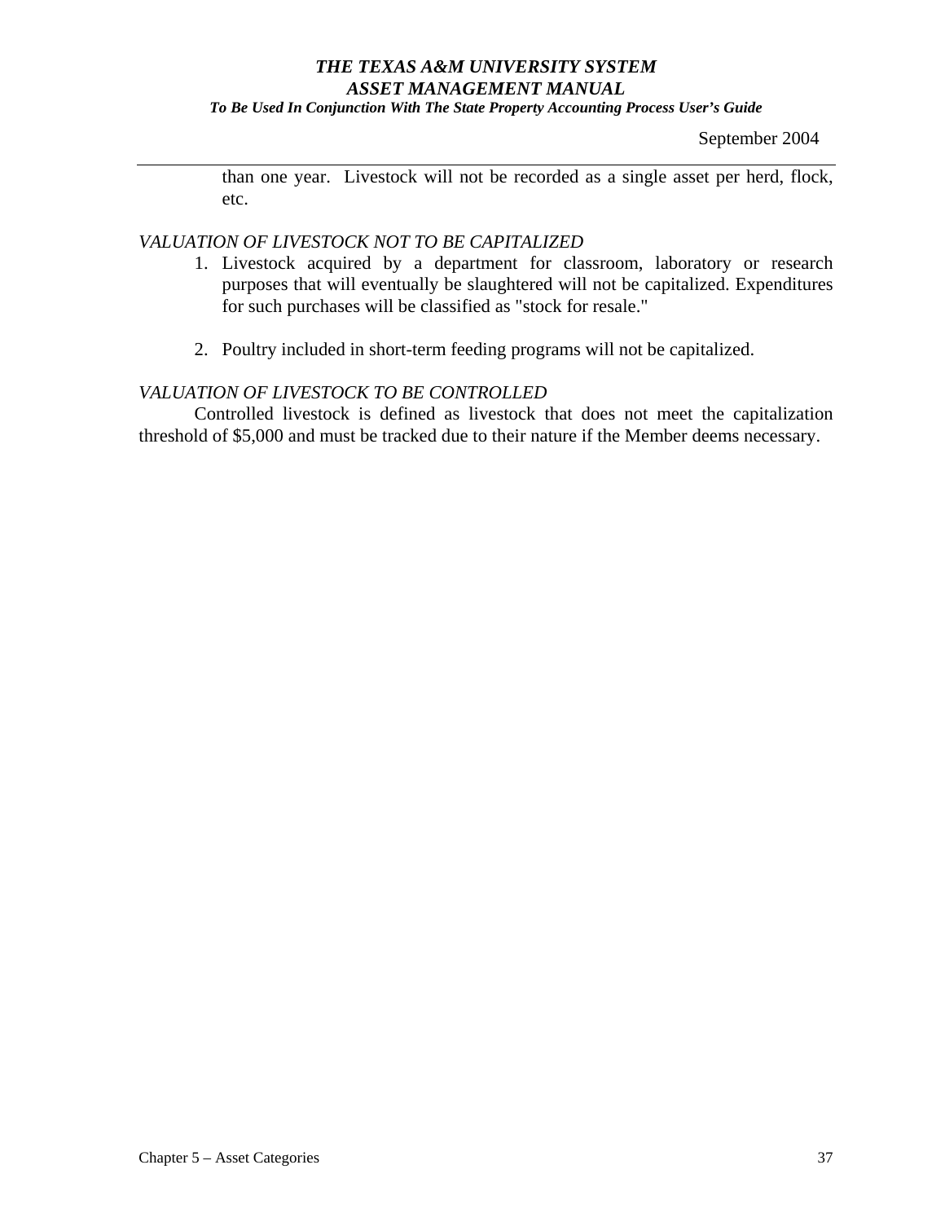than one year. Livestock will not be recorded as a single asset per herd, flock, etc.

*VALUATION OF LIVESTOCK NOT TO BE CAPITALIZED*

1. Livestock acquired by a department for classroom, laboratory or research purposes that will eventually be slaughtered will not be capitalized. Expenditures for such purchases will be classified as "stock for resale."

2. Poultry included in short-term feeding programs will not be capitalized.

*VALUATION OF LIVESTOCK TO BE CONTROLLED*

Controlled livestock is defined as livestock that does not meet the capitalization threshold of $5,000 and must be tracked due to their nature if the Member deems necessary.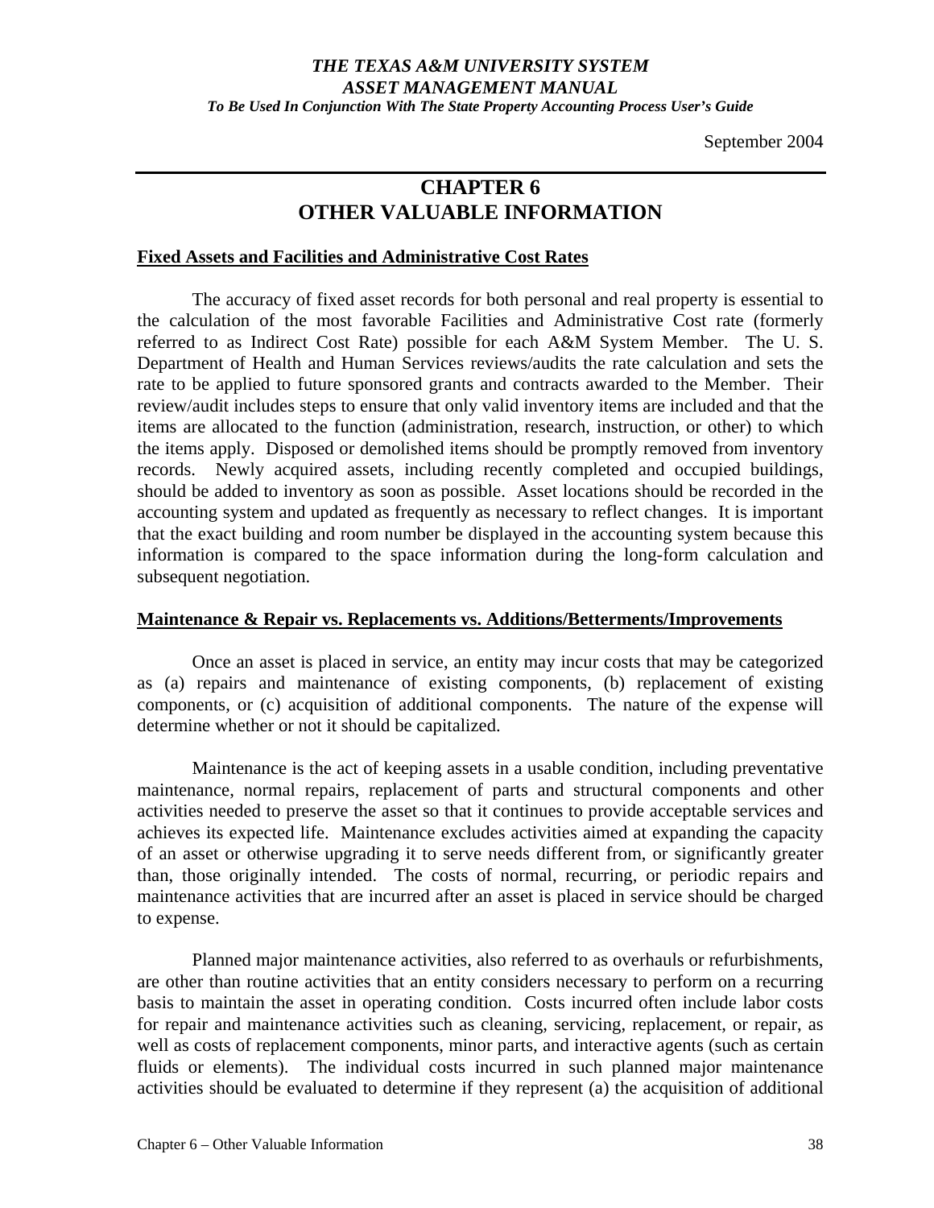# CHAPTER 6
# OTHER VALUABLE INFORMATION

## Fixed Assets and Facilities and Administrative Cost Rates

The accuracy of fixed asset records for both personal and real property is essential to the calculation of the most favorable Facilities and Administrative Cost rate (formerly referred to as Indirect Cost Rate) possible for each A&M System Member. The U. S. Department of Health and Human Services reviews/audits the rate calculation and sets the rate to be applied to future sponsored grants and contracts awarded to the Member. Their review/audit includes steps to ensure that only valid inventory items are included and that the items are allocated to the function (administration, research, instruction, or other) to which the items apply. Disposed or demolished items should be promptly removed from inventory records. Newly acquired assets, including recently completed and occupied buildings, should be added to inventory as soon as possible. Asset locations should be recorded in the accounting system and updated as frequently as necessary to reflect changes. It is important that the exact building and room number be displayed in the accounting system because this information is compared to the space information during the long-form calculation and subsequent negotiation.

## Maintenance & Repair vs. Replacements vs. Additions/Betterments/Improvements

Once an asset is placed in service, an entity may incur costs that may be categorized as (a) repairs and maintenance of existing components, (b) replacement of existing components, or (c) acquisition of additional components. The nature of the expense will determine whether or not it should be capitalized.

Maintenance is the act of keeping assets in a usable condition, including preventative maintenance, normal repairs, replacement of parts and structural components and other activities needed to preserve the asset so that it continues to provide acceptable services and achieves its expected life. Maintenance excludes activities aimed at expanding the capacity of an asset or otherwise upgrading it to serve needs different from, or significantly greater than, those originally intended. The costs of normal, recurring, or periodic repairs and maintenance activities that are incurred after an asset is placed in service should be charged to expense.

Planned major maintenance activities, also referred to as overhauls or refurbishments, are other than routine activities that an entity considers necessary to perform on a recurring basis to maintain the asset in operating condition. Costs incurred often include labor costs for repair and maintenance activities such as cleaning, servicing, replacement, or repair, as well as costs of replacement components, minor parts, and interactive agents (such as certain fluids or elements). The individual costs incurred in such planned major maintenance activities should be evaluated to determine if they represent (a) the acquisition of additional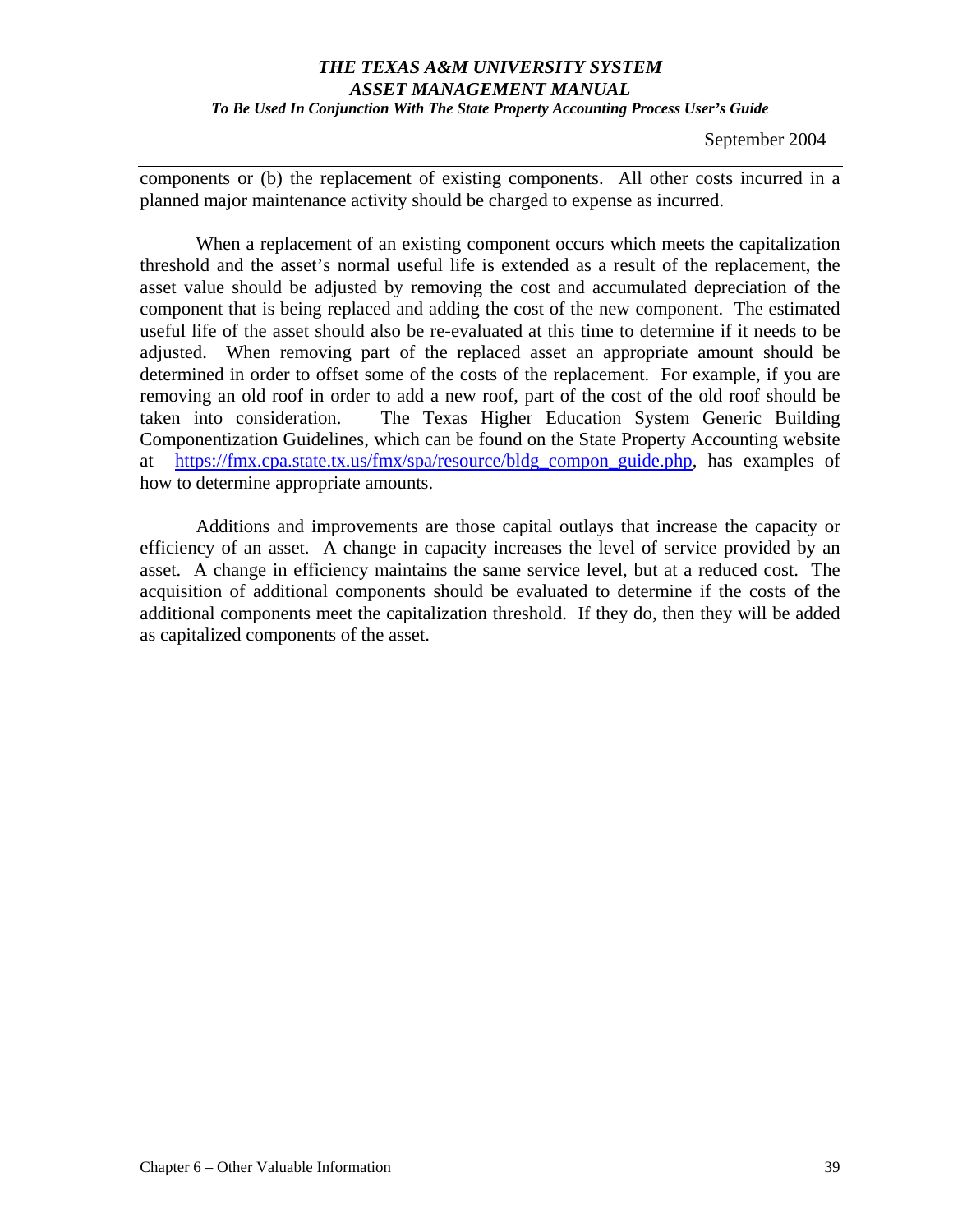components or (b) the replacement of existing components. All other costs incurred in a planned major maintenance activity should be charged to expense as incurred.

When a replacement of an existing component occurs which meets the capitalization threshold and the asset's normal useful life is extended as a result of the replacement, the asset value should be adjusted by removing the cost and accumulated depreciation of the component that is being replaced and adding the cost of the new component. The estimated useful life of the asset should also be re-evaluated at this time to determine if it needs to be adjusted. When removing part of the replaced asset an appropriate amount should be determined in order to offset some of the costs of the replacement. For example, if you are removing an old roof in order to add a new roof, part of the cost of the old roof should be taken into consideration. The Texas Higher Education System Generic Building Componentization Guidelines, which can be found on the State Property Accounting website at https://fmx.cpa.state.tx.us/fmx/spa/resource/bldg_compon_guide.php, has examples of how to determine appropriate amounts.

Additions and improvements are those capital outlays that increase the capacity or efficiency of an asset. A change in capacity increases the level of service provided by an asset. A change in efficiency maintains the same service level, but at a reduced cost. The acquisition of additional components should be evaluated to determine if the costs of the additional components meet the capitalization threshold. If they do, then they will be added as capitalized components of the asset.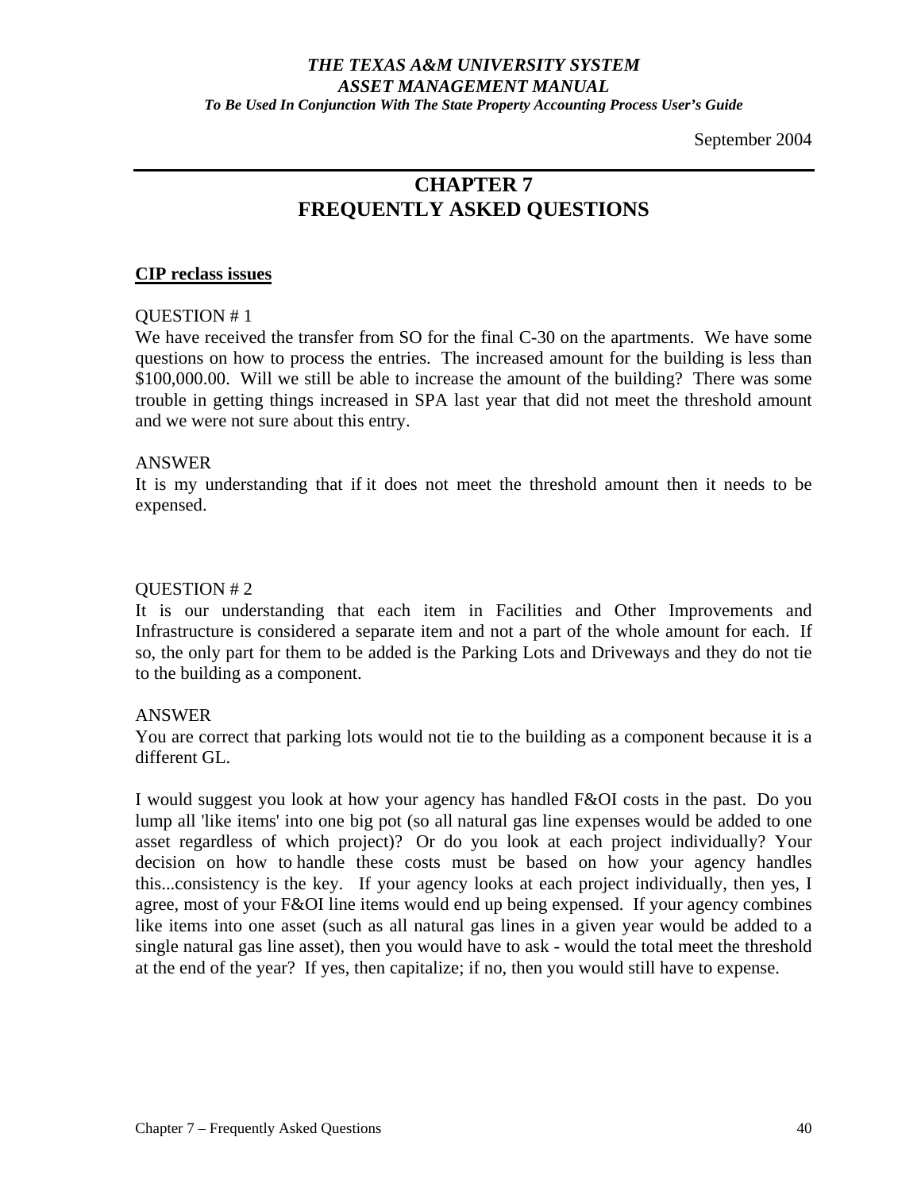# CHAPTER 7
# FREQUENTLY ASKED QUESTIONS

## CIP reclass issues

QUESTION # 1

We have received the transfer from SO for the final C-30 on the apartments. We have some questions on how to process the entries. The increased amount for the building is less than $100,000.00. Will we still be able to increase the amount of the building? There was some trouble in getting things increased in SPA last year that did not meet the threshold amount and we were not sure about this entry.

ANSWER

It is my understanding that if it does not meet the threshold amount then it needs to be expensed.

QUESTION # 2

It is our understanding that each item in Facilities and Other Improvements and Infrastructure is considered a separate item and not a part of the whole amount for each. If so, the only part for them to be added is the Parking Lots and Driveways and they do not tie to the building as a component.

ANSWER

You are correct that parking lots would not tie to the building as a component because it is a different GL.

I would suggest you look at how your agency has handled F&OI costs in the past. Do you lump all 'like items' into one big pot (so all natural gas line expenses would be added to one asset regardless of which project)? Or do you look at each project individually? Your decision on how to handle these costs must be based on how your agency handles this...consistency is the key. If your agency looks at each project individually, then yes, I agree, most of your F&OI line items would end up being expensed. If your agency combines like items into one asset (such as all natural gas lines in a given year would be added to a single natural gas line asset), then you would have to ask - would the total meet the threshold at the end of the year? If yes, then capitalize; if no, then you would still have to expense.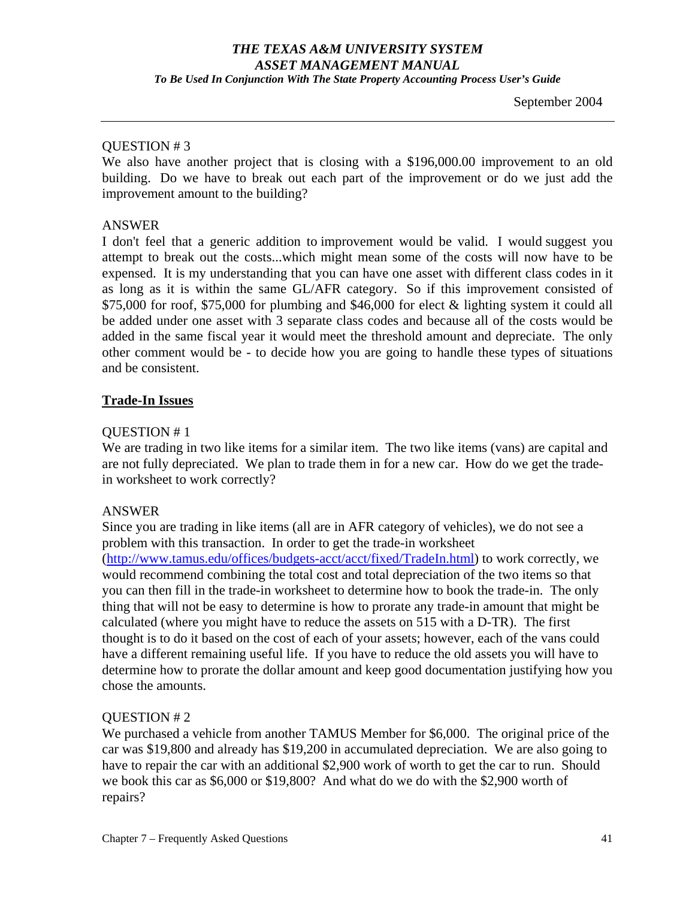QUESTION # 3

We also have another project that is closing with a $196,000.00 improvement to an old building. Do we have to break out each part of the improvement or do we just add the improvement amount to the building?

ANSWER

I don't feel that a generic addition to improvement would be valid. I would suggest you attempt to break out the costs...which might mean some of the costs will now have to be expensed. It is my understanding that you can have one asset with different class codes in it as long as it is within the same GL/AFR category. So if this improvement consisted of $75,000 for roof, $75,000 for plumbing and $46,000 for elect & lighting system it could all be added under one asset with 3 separate class codes and because all of the costs would be added in the same fiscal year it would meet the threshold amount and depreciate. The only other comment would be - to decide how you are going to handle these types of situations and be consistent.

## Trade-In Issues

QUESTION # 1

We are trading in two like items for a similar item. The two like items (vans) are capital and are not fully depreciated. We plan to trade them in for a new car. How do we get the trade-in worksheet to work correctly?

ANSWER

Since you are trading in like items (all are in AFR category of vehicles), we do not see a problem with this transaction. In order to get the trade-in worksheet (http://www.tamus.edu/offices/budgets-acct/acct/fixed/TradeIn.html) to work correctly, we would recommend combining the total cost and total depreciation of the two items so that you can then fill in the trade-in worksheet to determine how to book the trade-in. The only thing that will not be easy to determine is how to prorate any trade-in amount that might be calculated (where you might have to reduce the assets on 515 with a D-TR). The first thought is to do it based on the cost of each of your assets; however, each of the vans could have a different remaining useful life. If you have to reduce the old assets you will have to determine how to prorate the dollar amount and keep good documentation justifying how you chose the amounts.

QUESTION # 2

We purchased a vehicle from another TAMUS Member for $6,000. The original price of the car was $19,800 and already has $19,200 in accumulated depreciation. We are also going to have to repair the car with an additional $2,900 work of worth to get the car to run. Should we book this car as $6,000 or $19,800? And what do we do with the $2,900 worth of repairs?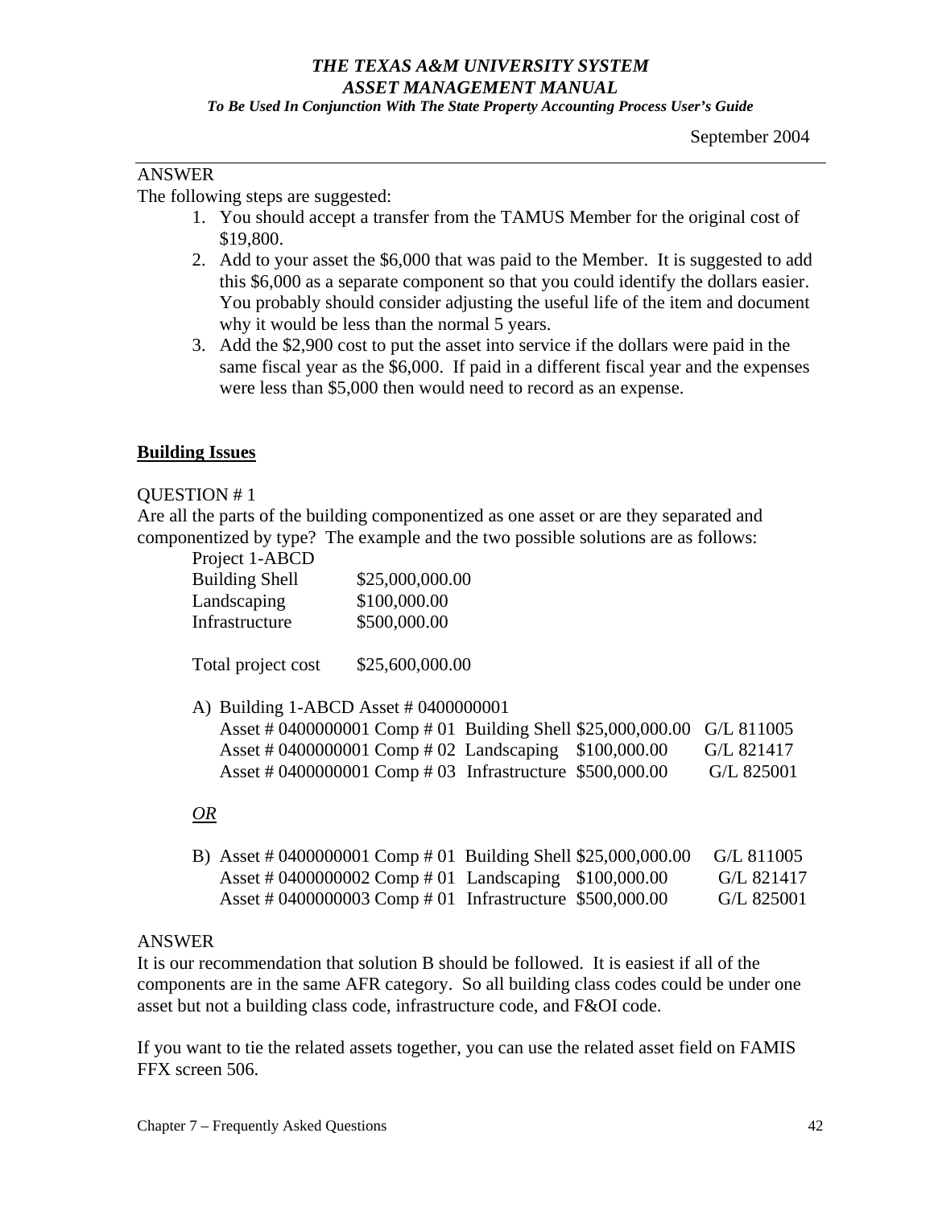ANSWER

The following steps are suggested:

1. You should accept a transfer from the TAMUS Member for the original cost of $19,800.
2. Add to your asset the $6,000 that was paid to the Member. It is suggested to add this $6,000 as a separate component so that you could identify the dollars easier. You probably should consider adjusting the useful life of the item and document why it would be less than the normal 5 years.
3. Add the $2,900 cost to put the asset into service if the dollars were paid in the same fiscal year as the $6,000. If paid in a different fiscal year and the expenses were less than $5,000 then would need to record as an expense.

**Building Issues**

QUESTION # 1

Are all the parts of the building componentized as one asset or are they separated and componentized by type? The example and the two possible solutions are as follows:

| | |
|---|---|
| Project 1-ABCD | |
| Building Shell | $25,000,000.00 |
| Landscaping | $100,000.00 |
| Infrastructure | $500,000.00 |
| | |
| Total project cost | $25,600,000.00 |

A) Building 1-ABCD Asset # 0400000001

| | | | | |
|---|---|---|---|---|
| Asset # 0400000001 | Comp # 01 | Building Shell | $25,000,000.00 | G/L 811005 |
| Asset # 0400000001 | Comp # 02 | Landscaping | $100,000.00 | G/L 821417 |
| Asset # 0400000001 | Comp # 03 | Infrastructure | $500,000.00 | G/L 825001 |

*OR*

B)

| | | | | |
|---|---|---|---|---|
| Asset # 0400000001 | Comp # 01 | Building Shell | $25,000,000.00 | G/L 811005 |
| Asset # 0400000002 | Comp # 01 | Landscaping | $100,000.00 | G/L 821417 |
| Asset # 0400000003 | Comp # 01 | Infrastructure | $500,000.00 | G/L 825001 |

ANSWER

It is our recommendation that solution B should be followed. It is easiest if all of the components are in the same AFR category. So all building class codes could be under one asset but not a building class code, infrastructure code, and F&OI code.

If you want to tie the related assets together, you can use the related asset field on FAMIS FFX screen 506.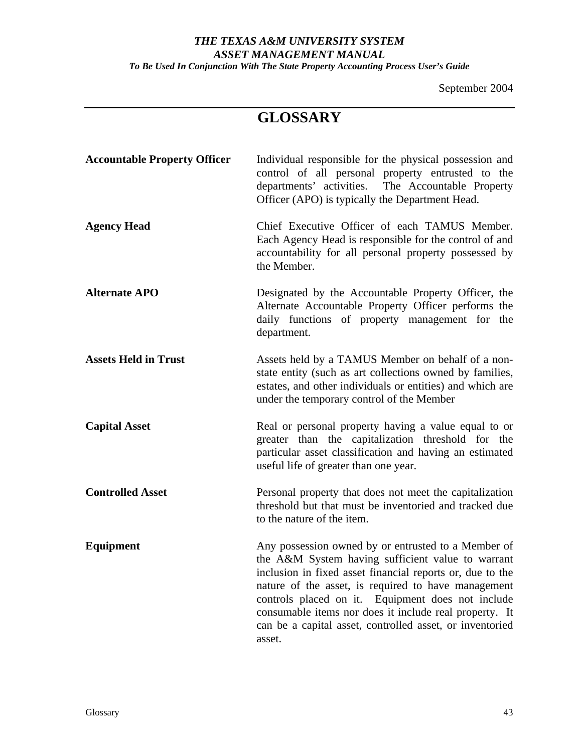# GLOSSARY

| | |
|---|---|
| **Accountable Property Officer** | Individual responsible for the physical possession and control of all personal property entrusted to the departments' activities. The Accountable Property Officer (APO) is typically the Department Head. |
| **Agency Head** | Chief Executive Officer of each TAMUS Member. Each Agency Head is responsible for the control of and accountability for all personal property possessed by the Member. |
| **Alternate APO** | Designated by the Accountable Property Officer, the Alternate Accountable Property Officer performs the daily functions of property management for the department. |
| **Assets Held in Trust** | Assets held by a TAMUS Member on behalf of a non-state entity (such as art collections owned by families, estates, and other individuals or entities) and which are under the temporary control of the Member |
| **Capital Asset** | Real or personal property having a value equal to or greater than the capitalization threshold for the particular asset classification and having an estimated useful life of greater than one year. |
| **Controlled Asset** | Personal property that does not meet the capitalization threshold but that must be inventoried and tracked due to the nature of the item. |
| **Equipment** | Any possession owned by or entrusted to a Member of the A&M System having sufficient value to warrant inclusion in fixed asset financial reports or, due to the nature of the asset, is required to have management controls placed on it. Equipment does not include consumable items nor does it include real property. It can be a capital asset, controlled asset, or inventoried asset. |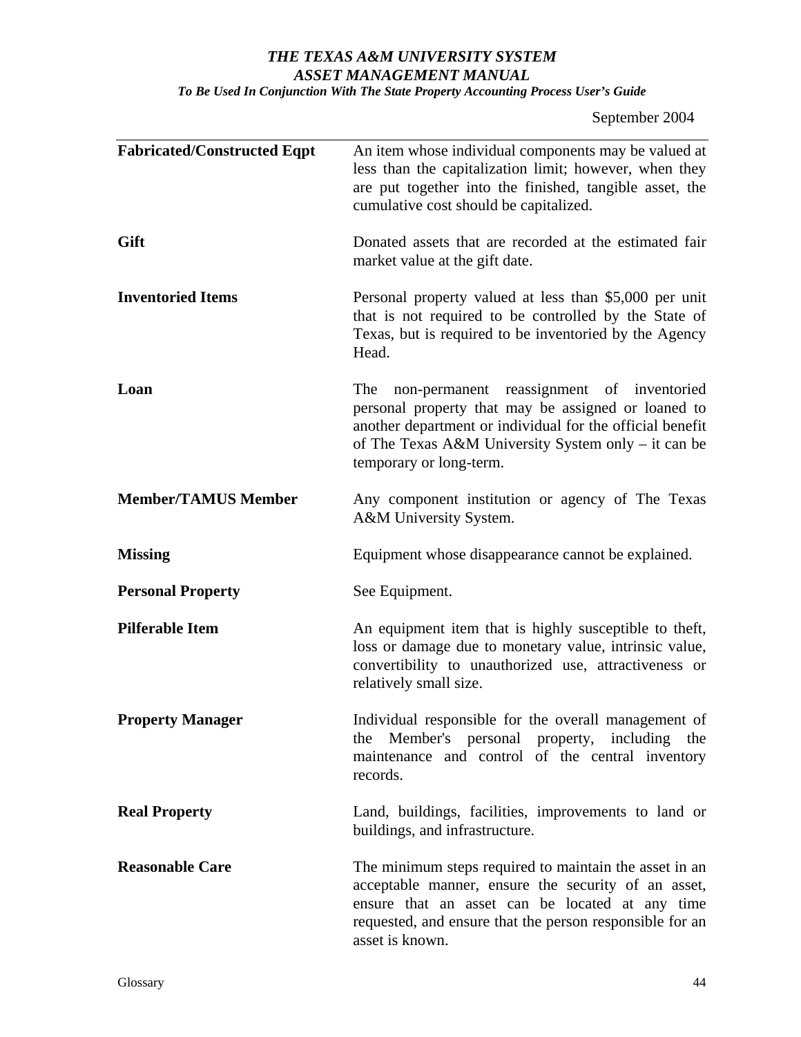**Fabricated/Constructed Eqpt** An item whose individual components may be valued at less than the capitalization limit; however, when they are put together into the finished, tangible asset, the cumulative cost should be capitalized.

**Gift** Donated assets that are recorded at the estimated fair market value at the gift date.

**Inventoried Items** Personal property valued at less than $5,000 per unit that is not required to be controlled by the State of Texas, but is required to be inventoried by the Agency Head.

**Loan** The non-permanent reassignment of inventoried personal property that may be assigned or loaned to another department or individual for the official benefit of The Texas A&M University System only – it can be temporary or long-term.

**Member/TAMUS Member** Any component institution or agency of The Texas A&M University System.

**Missing** Equipment whose disappearance cannot be explained.

**Personal Property** See Equipment.

**Pilferable Item** An equipment item that is highly susceptible to theft, loss or damage due to monetary value, intrinsic value, convertibility to unauthorized use, attractiveness or relatively small size.

**Property Manager** Individual responsible for the overall management of the Member's personal property, including the maintenance and control of the central inventory records.

**Real Property** Land, buildings, facilities, improvements to land or buildings, and infrastructure.

**Reasonable Care** The minimum steps required to maintain the asset in an acceptable manner, ensure the security of an asset, ensure that an asset can be located at any time requested, and ensure that the person responsible for an asset is known.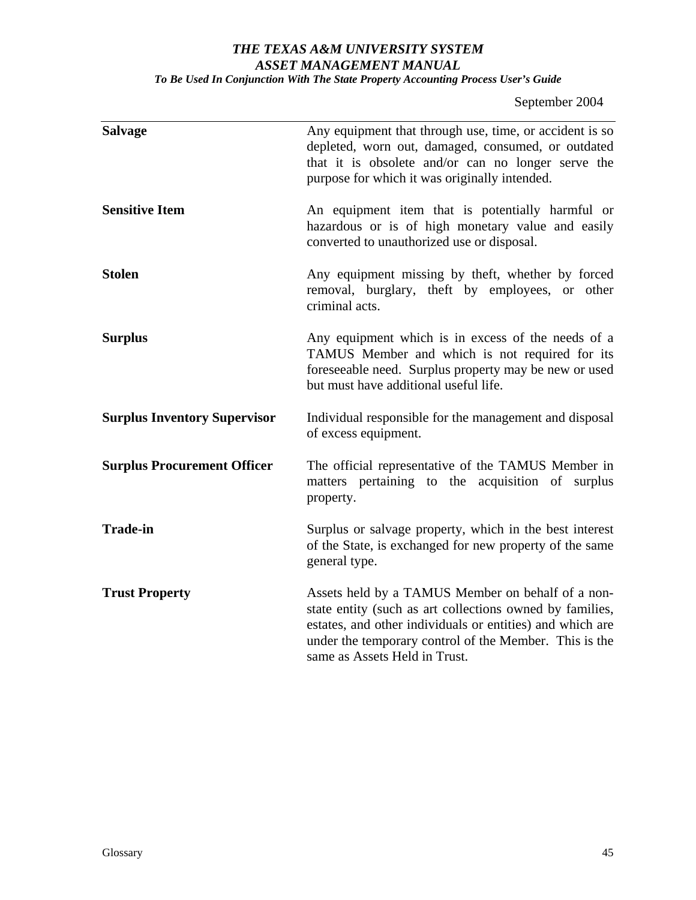**Salvage** Any equipment that through use, time, or accident is so depleted, worn out, damaged, consumed, or outdated that it is obsolete and/or can no longer serve the purpose for which it was originally intended.

**Sensitive Item** An equipment item that is potentially harmful or hazardous or is of high monetary value and easily converted to unauthorized use or disposal.

**Stolen** Any equipment missing by theft, whether by forced removal, burglary, theft by employees, or other criminal acts.

**Surplus** Any equipment which is in excess of the needs of a TAMUS Member and which is not required for its foreseeable need. Surplus property may be new or used but must have additional useful life.

**Surplus Inventory Supervisor** Individual responsible for the management and disposal of excess equipment.

**Surplus Procurement Officer** The official representative of the TAMUS Member in matters pertaining to the acquisition of surplus property.

**Trade-in** Surplus or salvage property, which in the best interest of the State, is exchanged for new property of the same general type.

**Trust Property** Assets held by a TAMUS Member on behalf of a non-state entity (such as art collections owned by families, estates, and other individuals or entities) and which are under the temporary control of the Member. This is the same as Assets Held in Trust.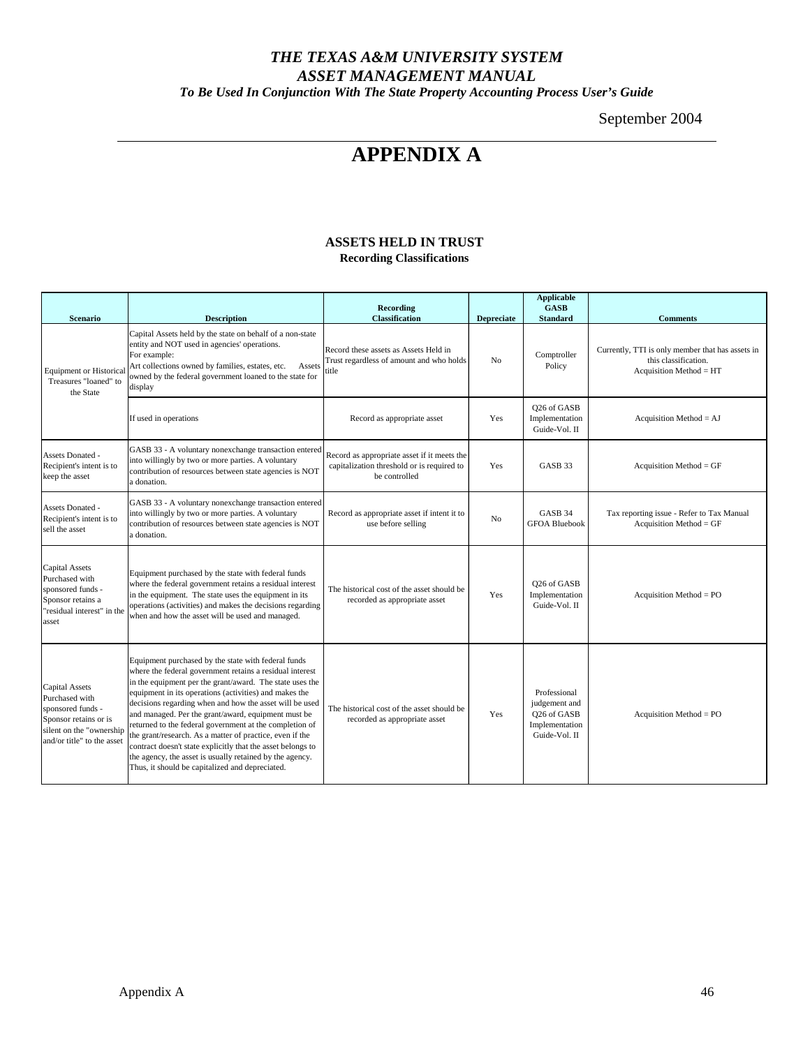# APPENDIX A

## ASSETS HELD IN TRUST

### Recording Classifications

| Scenario | Description | Recording Classification | Depreciate | Applicable GASB Standard | Comments |
|---|---|---|---|---|---|
| Equipment or Historical Treasures "loaned" to the State | Capital Assets held by the state on behalf of a non-state entity and NOT used in agencies' operations. For example: Art collections owned by families, estates, etc. Assets owned by the federal government loaned to the state for display | Record these assets as Assets Held in Trust regardless of amount and who holds title | No | Comptroller Policy | Currently, TTI is only member that has assets in this classification. Acquisition Method = HT |
| | If used in operations | Record as appropriate asset | Yes | Q26 of GASB Implementation Guide-Vol. II | Acquisition Method = AJ |
| Assets Donated - Recipient's intent is to keep the asset | GASB 33 - A voluntary nonexchange transaction entered into willingly by two or more parties. A voluntary contribution of resources between state agencies is NOT a donation. | Record as appropriate asset if it meets the capitalization threshold or is required to be controlled | Yes | GASB 33 | Acquisition Method = GF |
| Assets Donated - Recipient's intent is to sell the asset | GASB 33 - A voluntary nonexchange transaction entered into willingly by two or more parties. A voluntary contribution of resources between state agencies is NOT a donation. | Record as appropriate asset if intent it to use before selling | No | GASB 34 GFOA Bluebook | Tax reporting issue - Refer to Tax Manual Acquisition Method = GF |
| Capital Assets Purchased with sponsored funds - Sponsor retains a "residual interest" in the asset | Equipment purchased by the state with federal funds where the federal government retains a residual interest in the equipment. The state uses the equipment in its operations (activities) and makes the decisions regarding when and how the asset will be used and managed. | The historical cost of the asset should be recorded as appropriate asset | Yes | Q26 of GASB Implementation Guide-Vol. II | Acquisition Method = PO |
| Capital Assets Purchased with sponsored funds - Sponsor retains or is silent on the "ownership and/or title" to the asset | Equipment purchased by the state with federal funds where the federal government retains a residual interest in the equipment per the grant/award. The state uses the equipment in its operations (activities) and makes the decisions regarding when and how the asset will be used and managed. Per the grant/award, equipment must be returned to the federal government at the completion of the grant/research. As a matter of practice, even if the contract doesn't state explicitly that the asset belongs to the agency, the asset is usually retained by the agency. Thus, it should be capitalized and depreciated. | The historical cost of the asset should be recorded as appropriate asset | Yes | Professional judgement and Q26 of GASB Implementation Guide-Vol. II | Acquisition Method = PO |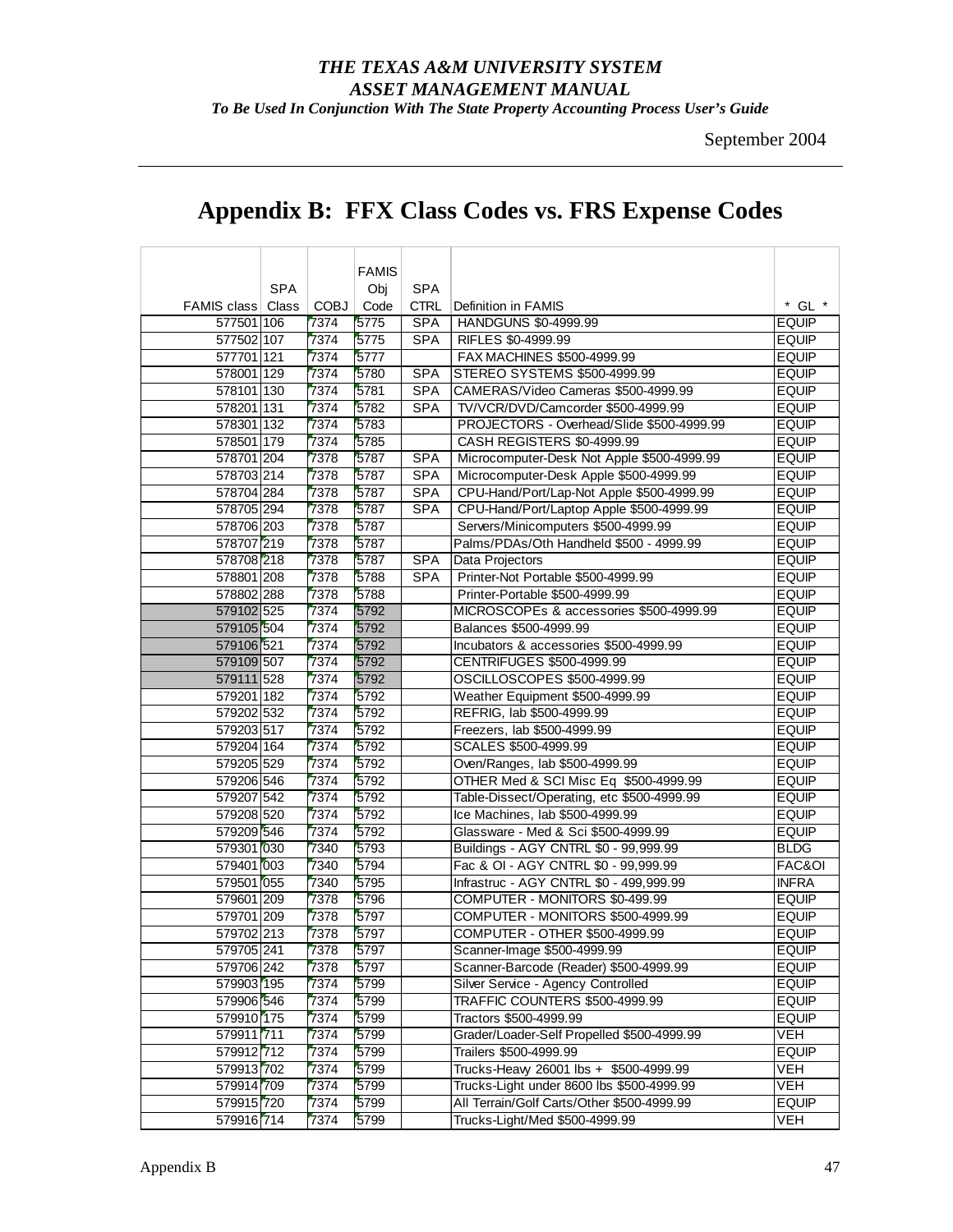# Appendix B: FFX Class Codes vs. FRS Expense Codes

| FAMIS class | SPA Class | COBJ | FAMIS Obj Code | SPA CTRL | Definition in FAMIS | * GL * |
|---|---|---|---|---|---|---|
| 577501 | 106 | 7374 | 5775 | SPA | HANDGUNS $0-4999.99 | EQUIP |
| 577502 | 107 | 7374 | 5775 | SPA | RIFLES $0-4999.99 | EQUIP |
| 577701 | 121 | 7374 | 5777 | | FAX MACHINES $500-4999.99 | EQUIP |
| 578001 | 129 | 7374 | 5780 | SPA | STEREO SYSTEMS $500-4999.99 | EQUIP |
| 578101 | 130 | 7374 | 5781 | SPA | CAMERAS/Video Cameras $500-4999.99 | EQUIP |
| 578201 | 131 | 7374 | 5782 | SPA | TV/VCR/DVD/Camcorder $500-4999.99 | EQUIP |
| 578301 | 132 | 7374 | 5783 | | PROJECTORS - Overhead/Slide $500-4999.99 | EQUIP |
| 578501 | 179 | 7374 | 5785 | | CASH REGISTERS $0-4999.99 | EQUIP |
| 578701 | 204 | 7378 | 5787 | SPA | Microcomputer-Desk Not Apple $500-4999.99 | EQUIP |
| 578703 | 214 | 7378 | 5787 | SPA | Microcomputer-Desk Apple $500-4999.99 | EQUIP |
| 578704 | 284 | 7378 | 5787 | SPA | CPU-Hand/Port/Lap-Not Apple $500-4999.99 | EQUIP |
| 578705 | 294 | 7378 | 5787 | SPA | CPU-Hand/Port/Laptop Apple $500-4999.99 | EQUIP |
| 578706 | 203 | 7378 | 5787 | | Servers/Minicomputers $500-4999.99 | EQUIP |
| 578707 | 219 | 7378 | 5787 | | Palms/PDAs/Oth Handheld $500 - 4999.99 | EQUIP |
| 578708 | 218 | 7378 | 5787 | SPA | Data Projectors | EQUIP |
| 578801 | 208 | 7378 | 5788 | SPA | Printer-Not Portable $500-4999.99 | EQUIP |
| 578802 | 288 | 7378 | 5788 | | Printer-Portable $500-4999.99 | EQUIP |
| 579102 | 525 | 7374 | 5792 | | MICROSCOPEs & accessories $500-4999.99 | EQUIP |
| 579105 | 504 | 7374 | 5792 | | Balances $500-4999.99 | EQUIP |
| 579106 | 521 | 7374 | 5792 | | Incubators & accessories $500-4999.99 | EQUIP |
| 579109 | 507 | 7374 | 5792 | | CENTRIFUGES $500-4999.99 | EQUIP |
| 579111 | 528 | 7374 | 5792 | | OSCILLOSCOPES $500-4999.99 | EQUIP |
| 579201 | 182 | 7374 | 5792 | | Weather Equipment $500-4999.99 | EQUIP |
| 579202 | 532 | 7374 | 5792 | | REFRIG, lab $500-4999.99 | EQUIP |
| 579203 | 517 | 7374 | 5792 | | Freezers, lab $500-4999.99 | EQUIP |
| 579204 | 164 | 7374 | 5792 | | SCALES $500-4999.99 | EQUIP |
| 579205 | 529 | 7374 | 5792 | | Oven/Ranges, lab $500-4999.99 | EQUIP |
| 579206 | 546 | 7374 | 5792 | | OTHER Med & SCI Misc Eq $500-4999.99 | EQUIP |
| 579207 | 542 | 7374 | 5792 | | Table-Dissect/Operating, etc $500-4999.99 | EQUIP |
| 579208 | 520 | 7374 | 5792 | | Ice Machines, lab $500-4999.99 | EQUIP |
| 579209 | 546 | 7374 | 5792 | | Glassware - Med & Sci $500-4999.99 | EQUIP |
| 579301 | 030 | 7340 | 5793 | | Buildings - AGY CNTRL $0 - 99,999.99 | BLDG |
| 579401 | 003 | 7340 | 5794 | | Fac & OI - AGY CNTRL $0 - 99,999.99 | FAC&OI |
| 579501 | 055 | 7340 | 5795 | | Infrastruc - AGY CNTRL $0 - 499,999.99 | INFRA |
| 579601 | 209 | 7378 | 5796 | | COMPUTER - MONITORS $0-499.99 | EQUIP |
| 579701 | 209 | 7378 | 5797 | | COMPUTER - MONITORS $500-4999.99 | EQUIP |
| 579702 | 213 | 7378 | 5797 | | COMPUTER - OTHER $500-4999.99 | EQUIP |
| 579705 | 241 | 7378 | 5797 | | Scanner-Image $500-4999.99 | EQUIP |
| 579706 | 242 | 7378 | 5797 | | Scanner-Barcode (Reader) $500-4999.99 | EQUIP |
| 579903 | 195 | 7374 | 5799 | | Silver Service - Agency Controlled | EQUIP |
| 579906 | 546 | 7374 | 5799 | | TRAFFIC COUNTERS $500-4999.99 | EQUIP |
| 579910 | 175 | 7374 | 5799 | | Tractors $500-4999.99 | EQUIP |
| 579911 | 711 | 7374 | 5799 | | Grader/Loader-Self Propelled $500-4999.99 | VEH |
| 579912 | 712 | 7374 | 5799 | | Trailers $500-4999.99 | EQUIP |
| 579913 | 702 | 7374 | 5799 | | Trucks-Heavy 26001 lbs + $500-4999.99 | VEH |
| 579914 | 709 | 7374 | 5799 | | Trucks-Light under 8600 lbs $500-4999.99 | VEH |
| 579915 | 720 | 7374 | 5799 | | All Terrain/Golf Carts/Other $500-4999.99 | EQUIP |
| 579916 | 714 | 7374 | 5799 | | Trucks-Light/Med $500-4999.99 | VEH |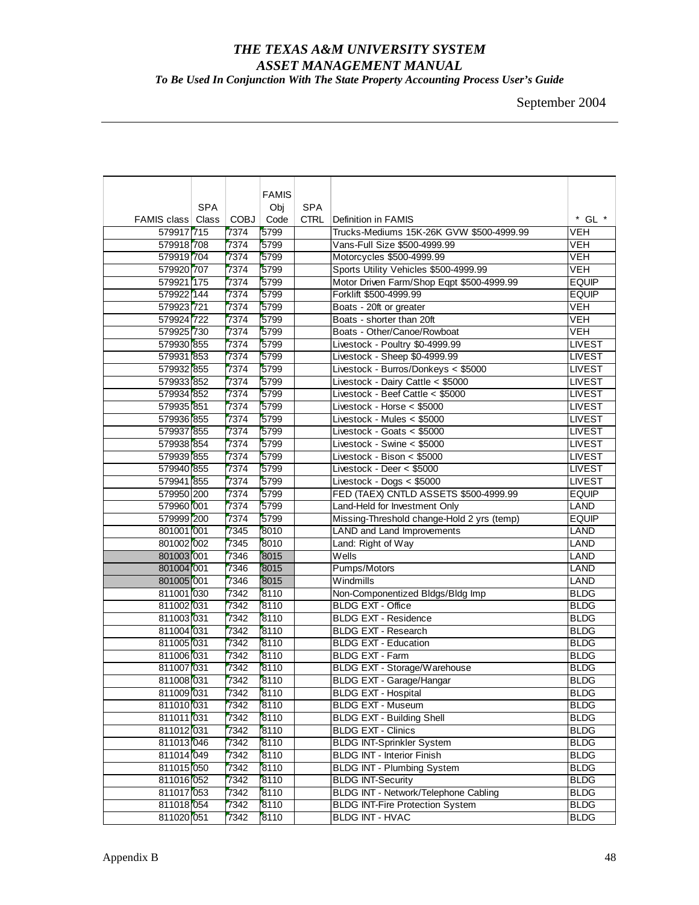| FAMIS class | SPA Class | COBJ | FAMIS Obj Code | SPA CTRL | Definition in FAMIS | * GL * |
|---|---|---|---|---|---|---|
| 579917 | 715 | 7374 | 5799 | | Trucks-Mediums 15K-26K GVW $500-4999.99 | VEH |
| 579918 | 708 | 7374 | 5799 | | Vans-Full Size $500-4999.99 | VEH |
| 579919 | 704 | 7374 | 5799 | | Motorcycles $500-4999.99 | VEH |
| 579920 | 707 | 7374 | 5799 | | Sports Utility Vehicles $500-4999.99 | VEH |
| 579921 | 175 | 7374 | 5799 | | Motor Driven Farm/Shop Eqpt $500-4999.99 | EQUIP |
| 579922 | 144 | 7374 | 5799 | | Forklift $500-4999.99 | EQUIP |
| 579923 | 721 | 7374 | 5799 | | Boats - 20ft or greater | VEH |
| 579924 | 722 | 7374 | 5799 | | Boats - shorter than 20ft | VEH |
| 579925 | 730 | 7374 | 5799 | | Boats - Other/Canoe/Rowboat | VEH |
| 579930 | 855 | 7374 | 5799 | | Livestock - Poultry $0-4999.99 | LIVEST |
| 579931 | 853 | 7374 | 5799 | | Livestock - Sheep $0-4999.99 | LIVEST |
| 579932 | 855 | 7374 | 5799 | | Livestock - Burros/Donkeys < $5000 | LIVEST |
| 579933 | 852 | 7374 | 5799 | | Livestock - Dairy Cattle < $5000 | LIVEST |
| 579934 | 852 | 7374 | 5799 | | Livestock - Beef Cattle < $5000 | LIVEST |
| 579935 | 851 | 7374 | 5799 | | Livestock - Horse < $5000 | LIVEST |
| 579936 | 855 | 7374 | 5799 | | Livestock - Mules < $5000 | LIVEST |
| 579937 | 855 | 7374 | 5799 | | Livestock - Goats < $5000 | LIVEST |
| 579938 | 854 | 7374 | 5799 | | Livestock - Swine < $5000 | LIVEST |
| 579939 | 855 | 7374 | 5799 | | Livestock - Bison < $5000 | LIVEST |
| 579940 | 855 | 7374 | 5799 | | Livestock - Deer < $5000 | LIVEST |
| 579941 | 855 | 7374 | 5799 | | Livestock - Dogs < $5000 | LIVEST |
| 579950 | 200 | 7374 | 5799 | | FED (TAEX) CNTLD ASSETS $500-4999.99 | EQUIP |
| 579960 | 001 | 7374 | 5799 | | Land-Held for Investment Only | LAND |
| 579999 | 200 | 7374 | 5799 | | Missing-Threshold change-Hold 2 yrs (temp) | EQUIP |
| 801001 | 001 | 7345 | 8010 | | LAND and Land Improvements | LAND |
| 801002 | 002 | 7345 | 8010 | | Land: Right of Way | LAND |
| 801003 | 001 | 7346 | 8015 | | Wells | LAND |
| 801004 | 001 | 7346 | 8015 | | Pumps/Motors | LAND |
| 801005 | 001 | 7346 | 8015 | | Windmills | LAND |
| 811001 | 030 | 7342 | 8110 | | Non-Componentized Bldgs/Bldg Imp | BLDG |
| 811002 | 031 | 7342 | 8110 | | BLDG EXT - Office | BLDG |
| 811003 | 031 | 7342 | 8110 | | BLDG EXT - Residence | BLDG |
| 811004 | 031 | 7342 | 8110 | | BLDG EXT - Research | BLDG |
| 811005 | 031 | 7342 | 8110 | | BLDG EXT - Education | BLDG |
| 811006 | 031 | 7342 | 8110 | | BLDG EXT - Farm | BLDG |
| 811007 | 031 | 7342 | 8110 | | BLDG EXT - Storage/Warehouse | BLDG |
| 811008 | 031 | 7342 | 8110 | | BLDG EXT - Garage/Hangar | BLDG |
| 811009 | 031 | 7342 | 8110 | | BLDG EXT - Hospital | BLDG |
| 811010 | 031 | 7342 | 8110 | | BLDG EXT - Museum | BLDG |
| 811011 | 031 | 7342 | 8110 | | BLDG EXT - Building Shell | BLDG |
| 811012 | 031 | 7342 | 8110 | | BLDG EXT - Clinics | BLDG |
| 811013 | 046 | 7342 | 8110 | | BLDG INT-Sprinkler System | BLDG |
| 811014 | 049 | 7342 | 8110 | | BLDG INT - Interior Finish | BLDG |
| 811015 | 050 | 7342 | 8110 | | BLDG INT - Plumbing System | BLDG |
| 811016 | 052 | 7342 | 8110 | | BLDG INT-Security | BLDG |
| 811017 | 053 | 7342 | 8110 | | BLDG INT - Network/Telephone Cabling | BLDG |
| 811018 | 054 | 7342 | 8110 | | BLDG INT-Fire Protection System | BLDG |
| 811020 | 051 | 7342 | 8110 | | BLDG INT - HVAC | BLDG |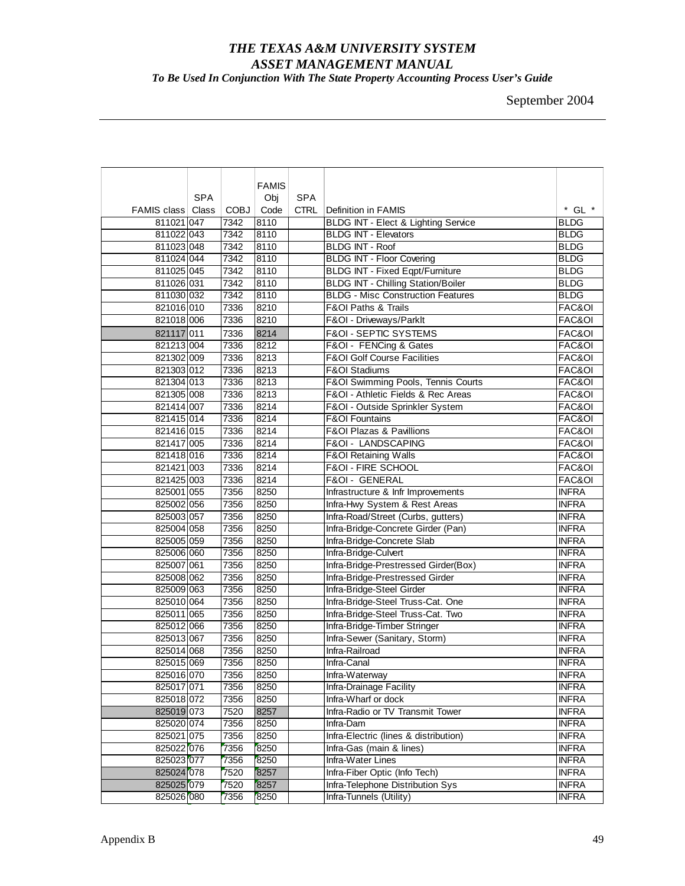| FAMIS class | SPA Class | COBJ | FAMIS Obj Code | SPA CTRL | Definition in FAMIS | * GL * |
|---|---|---|---|---|---|---|
| 811021 | 047 | 7342 | 8110 | | BLDG INT - Elect & Lighting Service | BLDG |
| 811022 | 043 | 7342 | 8110 | | BLDG INT - Elevators | BLDG |
| 811023 | 048 | 7342 | 8110 | | BLDG INT - Roof | BLDG |
| 811024 | 044 | 7342 | 8110 | | BLDG INT - Floor Covering | BLDG |
| 811025 | 045 | 7342 | 8110 | | BLDG INT - Fixed Eqpt/Furniture | BLDG |
| 811026 | 031 | 7342 | 8110 | | BLDG INT - Chilling Station/Boiler | BLDG |
| 811030 | 032 | 7342 | 8110 | | BLDG - Misc Construction Features | BLDG |
| 821016 | 010 | 7336 | 8210 | | F&OI Paths & Trails | FAC&OI |
| 821018 | 006 | 7336 | 8210 | | F&OI - Driveways/Parklt | FAC&OI |
| 821117 | 011 | 7336 | 8214 | | F&OI - SEPTIC SYSTEMS | FAC&OI |
| 821213 | 004 | 7336 | 8212 | | F&OI - FENCing & Gates | FAC&OI |
| 821302 | 009 | 7336 | 8213 | | F&OI Golf Course Facilities | FAC&OI |
| 821303 | 012 | 7336 | 8213 | | F&OI Stadiums | FAC&OI |
| 821304 | 013 | 7336 | 8213 | | F&OI Swimming Pools, Tennis Courts | FAC&OI |
| 821305 | 008 | 7336 | 8213 | | F&OI - Athletic Fields & Rec Areas | FAC&OI |
| 821414 | 007 | 7336 | 8214 | | F&OI - Outside Sprinkler System | FAC&OI |
| 821415 | 014 | 7336 | 8214 | | F&OI Fountains | FAC&OI |
| 821416 | 015 | 7336 | 8214 | | F&OI Plazas & Pavillions | FAC&OI |
| 821417 | 005 | 7336 | 8214 | | F&OI - LANDSCAPING | FAC&OI |
| 821418 | 016 | 7336 | 8214 | | F&OI Retaining Walls | FAC&OI |
| 821421 | 003 | 7336 | 8214 | | F&OI - FIRE SCHOOL | FAC&OI |
| 821425 | 003 | 7336 | 8214 | | F&OI - GENERAL | FAC&OI |
| 825001 | 055 | 7356 | 8250 | | Infrastructure & Infr Improvements | INFRA |
| 825002 | 056 | 7356 | 8250 | | Infra-Hwy System & Rest Areas | INFRA |
| 825003 | 057 | 7356 | 8250 | | Infra-Road/Street (Curbs, gutters) | INFRA |
| 825004 | 058 | 7356 | 8250 | | Infra-Bridge-Concrete Girder (Pan) | INFRA |
| 825005 | 059 | 7356 | 8250 | | Infra-Bridge-Concrete Slab | INFRA |
| 825006 | 060 | 7356 | 8250 | | Infra-Bridge-Culvert | INFRA |
| 825007 | 061 | 7356 | 8250 | | Infra-Bridge-Prestressed Girder(Box) | INFRA |
| 825008 | 062 | 7356 | 8250 | | Infra-Bridge-Prestressed Girder | INFRA |
| 825009 | 063 | 7356 | 8250 | | Infra-Bridge-Steel Girder | INFRA |
| 825010 | 064 | 7356 | 8250 | | Infra-Bridge-Steel Truss-Cat. One | INFRA |
| 825011 | 065 | 7356 | 8250 | | Infra-Bridge-Steel Truss-Cat. Two | INFRA |
| 825012 | 066 | 7356 | 8250 | | Infra-Bridge-Timber Stringer | INFRA |
| 825013 | 067 | 7356 | 8250 | | Infra-Sewer (Sanitary, Storm) | INFRA |
| 825014 | 068 | 7356 | 8250 | | Infra-Railroad | INFRA |
| 825015 | 069 | 7356 | 8250 | | Infra-Canal | INFRA |
| 825016 | 070 | 7356 | 8250 | | Infra-Waterway | INFRA |
| 825017 | 071 | 7356 | 8250 | | Infra-Drainage Facility | INFRA |
| 825018 | 072 | 7356 | 8250 | | Infra-Wharf or dock | INFRA |
| 825019 | 073 | 7520 | 8257 | | Infra-Radio or TV Transmit Tower | INFRA |
| 825020 | 074 | 7356 | 8250 | | Infra-Dam | INFRA |
| 825021 | 075 | 7356 | 8250 | | Infra-Electric (lines & distribution) | INFRA |
| 825022 | 076 | 7356 | 8250 | | Infra-Gas (main & lines) | INFRA |
| 825023 | 077 | 7356 | 8250 | | Infra-Water Lines | INFRA |
| 825024 | 078 | 7520 | 8257 | | Infra-Fiber Optic (Info Tech) | INFRA |
| 825025 | 079 | 7520 | 8257 | | Infra-Telephone Distribution Sys | INFRA |
| 825026 | 080 | 7356 | 8250 | | Infra-Tunnels (Utility) | INFRA |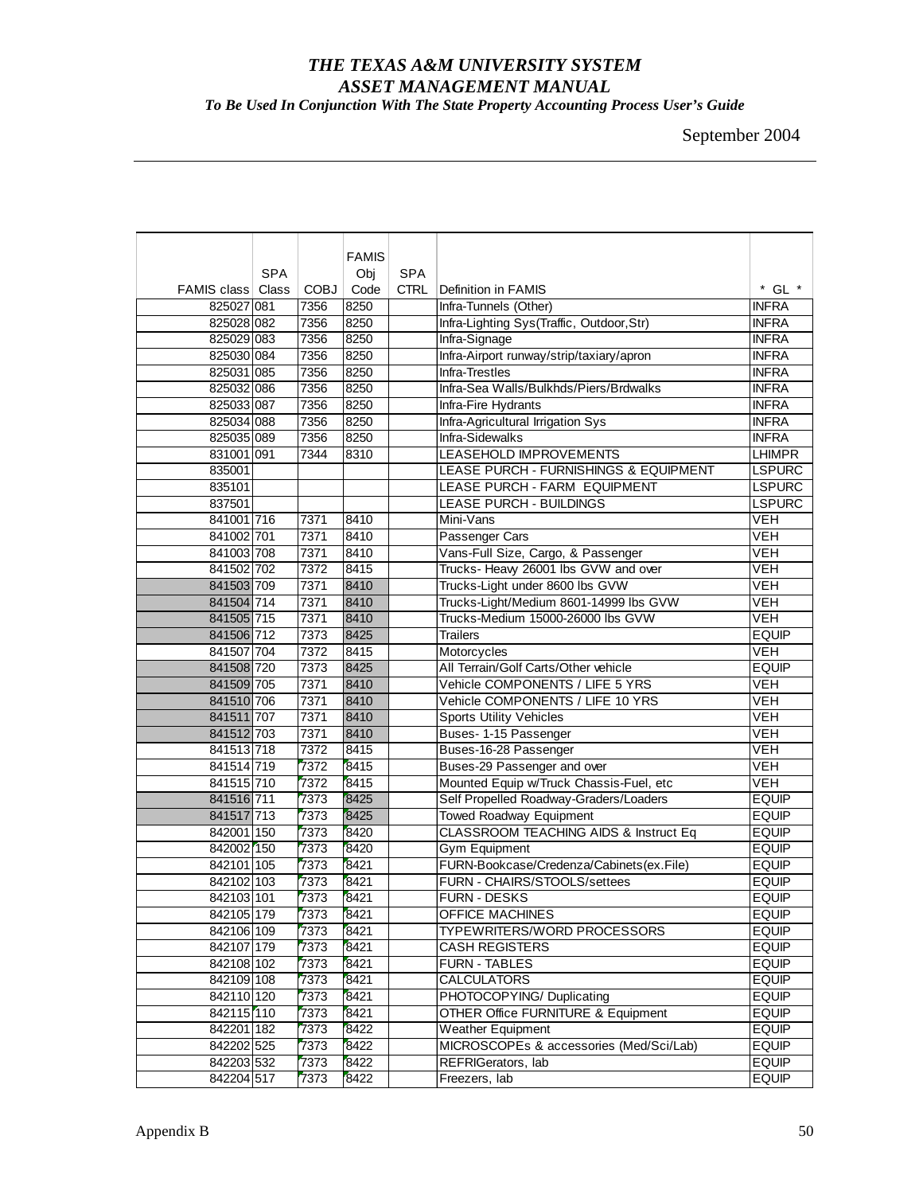| FAMIS class | SPA Class | COBJ | FAMIS Obj Code | SPA CTRL | Definition in FAMIS | * GL * |
|---|---|---|---|---|---|---|
| 825027 | 081 | 7356 | 8250 | | Infra-Tunnels (Other) | INFRA |
| 825028 | 082 | 7356 | 8250 | | Infra-Lighting Sys(Traffic, Outdoor,Str) | INFRA |
| 825029 | 083 | 7356 | 8250 | | Infra-Signage | INFRA |
| 825030 | 084 | 7356 | 8250 | | Infra-Airport runway/strip/taxiary/apron | INFRA |
| 825031 | 085 | 7356 | 8250 | | Infra-Trestles | INFRA |
| 825032 | 086 | 7356 | 8250 | | Infra-Sea Walls/Bulkhds/Piers/Brdwalks | INFRA |
| 825033 | 087 | 7356 | 8250 | | Infra-Fire Hydrants | INFRA |
| 825034 | 088 | 7356 | 8250 | | Infra-Agricultural Irrigation Sys | INFRA |
| 825035 | 089 | 7356 | 8250 | | Infra-Sidewalks | INFRA |
| 831001 | 091 | 7344 | 8310 | | LEASEHOLD IMPROVEMENTS | LHIMPR |
| 835001 | | | | | LEASE PURCH - FURNISHINGS & EQUIPMENT | LSPURC |
| 835101 | | | | | LEASE PURCH - FARM EQUIPMENT | LSPURC |
| 837501 | | | | | LEASE PURCH - BUILDINGS | LSPURC |
| 841001 | 716 | 7371 | 8410 | | Mini-Vans | VEH |
| 841002 | 701 | 7371 | 8410 | | Passenger Cars | VEH |
| 841003 | 708 | 7371 | 8410 | | Vans-Full Size, Cargo, & Passenger | VEH |
| 841502 | 702 | 7372 | 8415 | | Trucks- Heavy 26001 lbs GVW and over | VEH |
| 841503 | 709 | 7371 | 8410 | | Trucks-Light under 8600 lbs GVW | VEH |
| 841504 | 714 | 7371 | 8410 | | Trucks-Light/Medium 8601-14999 lbs GVW | VEH |
| 841505 | 715 | 7371 | 8410 | | Trucks-Medium 15000-26000 lbs GVW | VEH |
| 841506 | 712 | 7373 | 8425 | | Trailers | EQUIP |
| 841507 | 704 | 7372 | 8415 | | Motorcycles | VEH |
| 841508 | 720 | 7373 | 8425 | | All Terrain/Golf Carts/Other vehicle | EQUIP |
| 841509 | 705 | 7371 | 8410 | | Vehicle COMPONENTS / LIFE 5 YRS | VEH |
| 841510 | 706 | 7371 | 8410 | | Vehicle COMPONENTS / LIFE 10 YRS | VEH |
| 841511 | 707 | 7371 | 8410 | | Sports Utility Vehicles | VEH |
| 841512 | 703 | 7371 | 8410 | | Buses- 1-15 Passenger | VEH |
| 841513 | 718 | 7372 | 8415 | | Buses-16-28 Passenger | VEH |
| 841514 | 719 | 7372 | 8415 | | Buses-29 Passenger and over | VEH |
| 841515 | 710 | 7372 | 8415 | | Mounted Equip w/Truck Chassis-Fuel, etc | VEH |
| 841516 | 711 | 7373 | 8425 | | Self Propelled Roadway-Graders/Loaders | EQUIP |
| 841517 | 713 | 7373 | 8425 | | Towed Roadway Equipment | EQUIP |
| 842001 | 150 | 7373 | 8420 | | CLASSROOM TEACHING AIDS & Instruct Eq | EQUIP |
| 842002 | 150 | 7373 | 8420 | | Gym Equipment | EQUIP |
| 842101 | 105 | 7373 | 8421 | | FURN-Bookcase/Credenza/Cabinets(ex.File) | EQUIP |
| 842102 | 103 | 7373 | 8421 | | FURN - CHAIRS/STOOLS/settees | EQUIP |
| 842103 | 101 | 7373 | 8421 | | FURN - DESKS | EQUIP |
| 842105 | 179 | 7373 | 8421 | | OFFICE MACHINES | EQUIP |
| 842106 | 109 | 7373 | 8421 | | TYPEWRITERS/WORD PROCESSORS | EQUIP |
| 842107 | 179 | 7373 | 8421 | | CASH REGISTERS | EQUIP |
| 842108 | 102 | 7373 | 8421 | | FURN - TABLES | EQUIP |
| 842109 | 108 | 7373 | 8421 | | CALCULATORS | EQUIP |
| 842110 | 120 | 7373 | 8421 | | PHOTOCOPYING/ Duplicating | EQUIP |
| 842115 | 110 | 7373 | 8421 | | OTHER Office FURNITURE & Equipment | EQUIP |
| 842201 | 182 | 7373 | 8422 | | Weather Equipment | EQUIP |
| 842202 | 525 | 7373 | 8422 | | MICROSCOPEs & accessories (Med/Sci/Lab) | EQUIP |
| 842203 | 532 | 7373 | 8422 | | REFRIGerators, lab | EQUIP |
| 842204 | 517 | 7373 | 8422 | | Freezers, lab | EQUIP |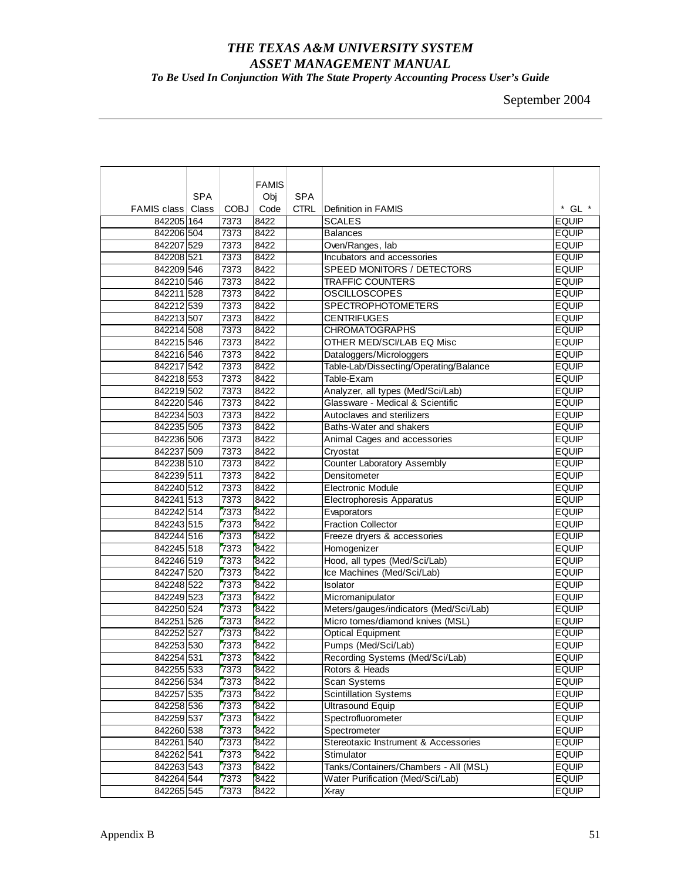| FAMIS class | SPA Class | COBJ | FAMIS Obj Code | SPA CTRL | Definition in FAMIS | * GL * |
|---|---|---|---|---|---|---|
| 842205 | 164 | 7373 | 8422 | | SCALES | EQUIP |
| 842206 | 504 | 7373 | 8422 | | Balances | EQUIP |
| 842207 | 529 | 7373 | 8422 | | Oven/Ranges, lab | EQUIP |
| 842208 | 521 | 7373 | 8422 | | Incubators and accessories | EQUIP |
| 842209 | 546 | 7373 | 8422 | | SPEED MONITORS / DETECTORS | EQUIP |
| 842210 | 546 | 7373 | 8422 | | TRAFFIC COUNTERS | EQUIP |
| 842211 | 528 | 7373 | 8422 | | OSCILLOSCOPES | EQUIP |
| 842212 | 539 | 7373 | 8422 | | SPECTROPHOTOMETERS | EQUIP |
| 842213 | 507 | 7373 | 8422 | | CENTRIFUGES | EQUIP |
| 842214 | 508 | 7373 | 8422 | | CHROMATOGRAPHS | EQUIP |
| 842215 | 546 | 7373 | 8422 | | OTHER MED/SCI/LAB EQ Misc | EQUIP |
| 842216 | 546 | 7373 | 8422 | | Dataloggers/Microloggers | EQUIP |
| 842217 | 542 | 7373 | 8422 | | Table-Lab/Dissecting/Operating/Balance | EQUIP |
| 842218 | 553 | 7373 | 8422 | | Table-Exam | EQUIP |
| 842219 | 502 | 7373 | 8422 | | Analyzer, all types (Med/Sci/Lab) | EQUIP |
| 842220 | 546 | 7373 | 8422 | | Glassware - Medical & Scientific | EQUIP |
| 842234 | 503 | 7373 | 8422 | | Autoclaves and sterilizers | EQUIP |
| 842235 | 505 | 7373 | 8422 | | Baths-Water and shakers | EQUIP |
| 842236 | 506 | 7373 | 8422 | | Animal Cages and accessories | EQUIP |
| 842237 | 509 | 7373 | 8422 | | Cryostat | EQUIP |
| 842238 | 510 | 7373 | 8422 | | Counter Laboratory Assembly | EQUIP |
| 842239 | 511 | 7373 | 8422 | | Densitometer | EQUIP |
| 842240 | 512 | 7373 | 8422 | | Electronic Module | EQUIP |
| 842241 | 513 | 7373 | 8422 | | Electrophoresis Apparatus | EQUIP |
| 842242 | 514 | 7373 | 8422 | | Evaporators | EQUIP |
| 842243 | 515 | 7373 | 8422 | | Fraction Collector | EQUIP |
| 842244 | 516 | 7373 | 8422 | | Freeze dryers & accessories | EQUIP |
| 842245 | 518 | 7373 | 8422 | | Homogenizer | EQUIP |
| 842246 | 519 | 7373 | 8422 | | Hood, all types (Med/Sci/Lab) | EQUIP |
| 842247 | 520 | 7373 | 8422 | | Ice Machines (Med/Sci/Lab) | EQUIP |
| 842248 | 522 | 7373 | 8422 | | Isolator | EQUIP |
| 842249 | 523 | 7373 | 8422 | | Micromanipulator | EQUIP |
| 842250 | 524 | 7373 | 8422 | | Meters/gauges/indicators (Med/Sci/Lab) | EQUIP |
| 842251 | 526 | 7373 | 8422 | | Micro tomes/diamond knives (MSL) | EQUIP |
| 842252 | 527 | 7373 | 8422 | | Optical Equipment | EQUIP |
| 842253 | 530 | 7373 | 8422 | | Pumps (Med/Sci/Lab) | EQUIP |
| 842254 | 531 | 7373 | 8422 | | Recording Systems (Med/Sci/Lab) | EQUIP |
| 842255 | 533 | 7373 | 8422 | | Rotors & Heads | EQUIP |
| 842256 | 534 | 7373 | 8422 | | Scan Systems | EQUIP |
| 842257 | 535 | 7373 | 8422 | | Scintillation Systems | EQUIP |
| 842258 | 536 | 7373 | 8422 | | Ultrasound Equip | EQUIP |
| 842259 | 537 | 7373 | 8422 | | Spectrofluorometer | EQUIP |
| 842260 | 538 | 7373 | 8422 | | Spectrometer | EQUIP |
| 842261 | 540 | 7373 | 8422 | | Stereotaxic Instrument & Accessories | EQUIP |
| 842262 | 541 | 7373 | 8422 | | Stimulator | EQUIP |
| 842263 | 543 | 7373 | 8422 | | Tanks/Containers/Chambers - All (MSL) | EQUIP |
| 842264 | 544 | 7373 | 8422 | | Water Purification (Med/Sci/Lab) | EQUIP |
| 842265 | 545 | 7373 | 8422 | | X-ray | EQUIP |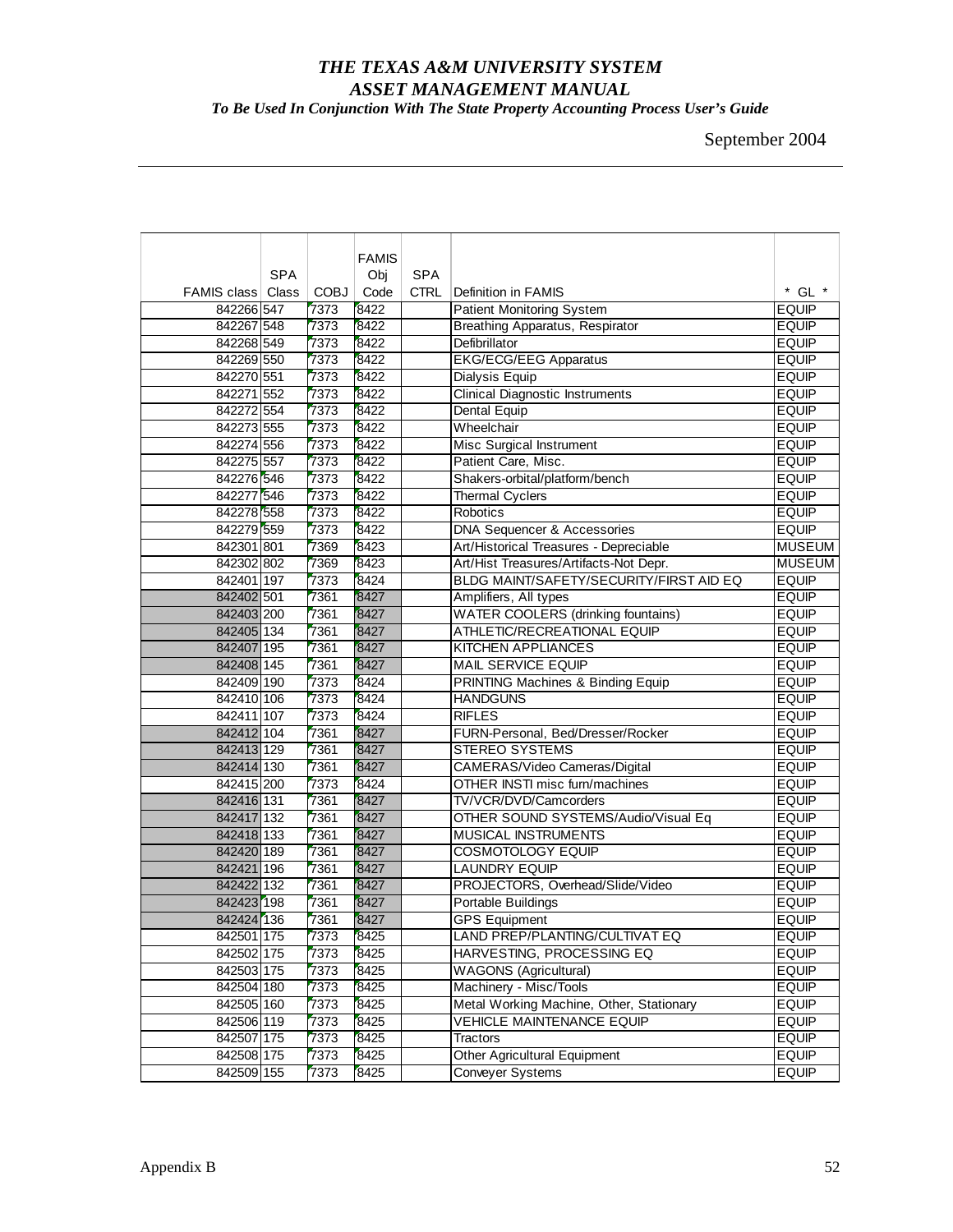# THE TEXAS A&M UNIVERSITY SYSTEM
## ASSET MANAGEMENT MANUAL
***To Be Used In Conjunction With The State Property Accounting Process User's Guide***

September 2004

| FAMIS class | SPA Class | COBJ | FAMIS Obj Code | SPA CTRL | Definition in FAMIS | * GL * |
|---|---|---|---|---|---|---|
| 842266 | 547 | 7373 | 8422 | | Patient Monitoring System | EQUIP |
| 842267 | 548 | 7373 | 8422 | | Breathing Apparatus, Respirator | EQUIP |
| 842268 | 549 | 7373 | 8422 | | Defibrillator | EQUIP |
| 842269 | 550 | 7373 | 8422 | | EKG/ECG/EEG Apparatus | EQUIP |
| 842270 | 551 | 7373 | 8422 | | Dialysis Equip | EQUIP |
| 842271 | 552 | 7373 | 8422 | | Clinical Diagnostic Instruments | EQUIP |
| 842272 | 554 | 7373 | 8422 | | Dental Equip | EQUIP |
| 842273 | 555 | 7373 | 8422 | | Wheelchair | EQUIP |
| 842274 | 556 | 7373 | 8422 | | Misc Surgical Instrument | EQUIP |
| 842275 | 557 | 7373 | 8422 | | Patient Care, Misc. | EQUIP |
| 842276 | 546 | 7373 | 8422 | | Shakers-orbital/platform/bench | EQUIP |
| 842277 | 546 | 7373 | 8422 | | Thermal Cyclers | EQUIP |
| 842278 | 558 | 7373 | 8422 | | Robotics | EQUIP |
| 842279 | 559 | 7373 | 8422 | | DNA Sequencer & Accessories | EQUIP |
| 842301 | 801 | 7369 | 8423 | | Art/Historical Treasures - Depreciable | MUSEUM |
| 842302 | 802 | 7369 | 8423 | | Art/Hist Treasures/Artifacts-Not Depr. | MUSEUM |
| 842401 | 197 | 7373 | 8424 | | BLDG MAINT/SAFETY/SECURITY/FIRST AID EQ | EQUIP |
| 842402 | 501 | 7361 | 8427 | | Amplifiers, All types | EQUIP |
| 842403 | 200 | 7361 | 8427 | | WATER COOLERS (drinking fountains) | EQUIP |
| 842405 | 134 | 7361 | 8427 | | ATHLETIC/RECREATIONAL EQUIP | EQUIP |
| 842407 | 195 | 7361 | 8427 | | KITCHEN APPLIANCES | EQUIP |
| 842408 | 145 | 7361 | 8427 | | MAIL SERVICE EQUIP | EQUIP |
| 842409 | 190 | 7373 | 8424 | | PRINTING Machines & Binding Equip | EQUIP |
| 842410 | 106 | 7373 | 8424 | | HANDGUNS | EQUIP |
| 842411 | 107 | 7373 | 8424 | | RIFLES | EQUIP |
| 842412 | 104 | 7361 | 8427 | | FURN-Personal, Bed/Dresser/Rocker | EQUIP |
| 842413 | 129 | 7361 | 8427 | | STEREO SYSTEMS | EQUIP |
| 842414 | 130 | 7361 | 8427 | | CAMERAS/Video Cameras/Digital | EQUIP |
| 842415 | 200 | 7373 | 8424 | | OTHER INSTI misc furn/machines | EQUIP |
| 842416 | 131 | 7361 | 8427 | | TV/VCR/DVD/Camcorders | EQUIP |
| 842417 | 132 | 7361 | 8427 | | OTHER SOUND SYSTEMS/Audio/Visual Eq | EQUIP |
| 842418 | 133 | 7361 | 8427 | | MUSICAL INSTRUMENTS | EQUIP |
| 842420 | 189 | 7361 | 8427 | | COSMOTOLOGY EQUIP | EQUIP |
| 842421 | 196 | 7361 | 8427 | | LAUNDRY EQUIP | EQUIP |
| 842422 | 132 | 7361 | 8427 | | PROJECTORS, Overhead/Slide/Video | EQUIP |
| 842423 | 198 | 7361 | 8427 | | Portable Buildings | EQUIP |
| 842424 | 136 | 7361 | 8427 | | GPS Equipment | EQUIP |
| 842501 | 175 | 7373 | 8425 | | LAND PREP/PLANTING/CULTIVAT EQ | EQUIP |
| 842502 | 175 | 7373 | 8425 | | HARVESTING, PROCESSING EQ | EQUIP |
| 842503 | 175 | 7373 | 8425 | | WAGONS (Agricultural) | EQUIP |
| 842504 | 180 | 7373 | 8425 | | Machinery - Misc/Tools | EQUIP |
| 842505 | 160 | 7373 | 8425 | | Metal Working Machine, Other, Stationary | EQUIP |
| 842506 | 119 | 7373 | 8425 | | VEHICLE MAINTENANCE EQUIP | EQUIP |
| 842507 | 175 | 7373 | 8425 | | Tractors | EQUIP |
| 842508 | 175 | 7373 | 8425 | | Other Agricultural Equipment | EQUIP |
| 842509 | 155 | 7373 | 8425 | | Conveyer Systems | EQUIP |

Appendix B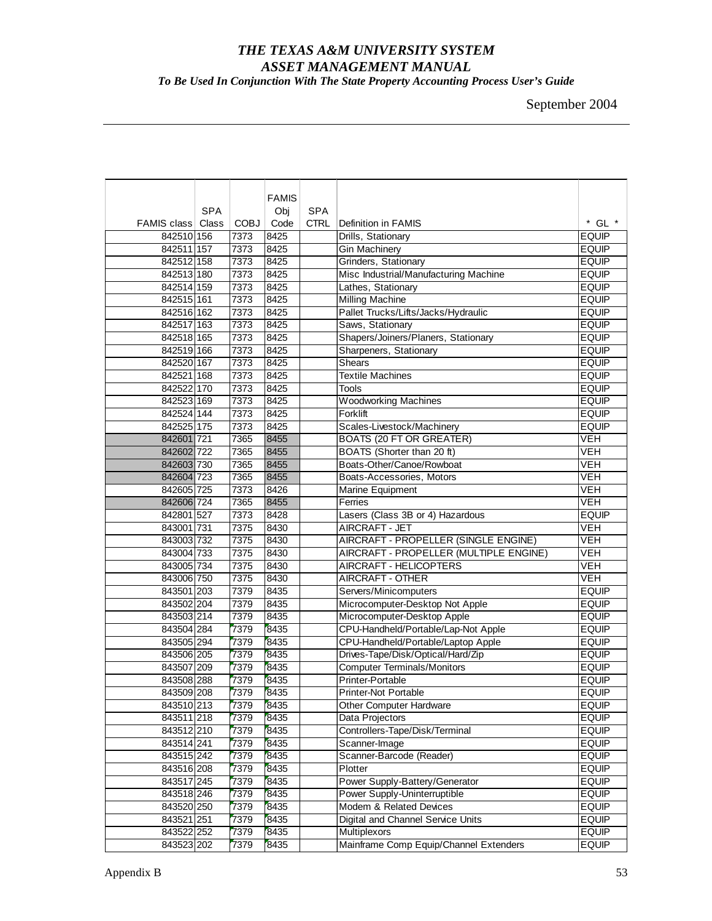| FAMIS class | SPA Class | COBJ | FAMIS Obj Code | SPA CTRL | Definition in FAMIS | * GL * |
|---|---|---|---|---|---|---|
| 842510 | 156 | 7373 | 8425 | | Drills, Stationary | EQUIP |
| 842511 | 157 | 7373 | 8425 | | Gin Machinery | EQUIP |
| 842512 | 158 | 7373 | 8425 | | Grinders, Stationary | EQUIP |
| 842513 | 180 | 7373 | 8425 | | Misc Industrial/Manufacturing Machine | EQUIP |
| 842514 | 159 | 7373 | 8425 | | Lathes, Stationary | EQUIP |
| 842515 | 161 | 7373 | 8425 | | Milling Machine | EQUIP |
| 842516 | 162 | 7373 | 8425 | | Pallet Trucks/Lifts/Jacks/Hydraulic | EQUIP |
| 842517 | 163 | 7373 | 8425 | | Saws, Stationary | EQUIP |
| 842518 | 165 | 7373 | 8425 | | Shapers/Joiners/Planers, Stationary | EQUIP |
| 842519 | 166 | 7373 | 8425 | | Sharpeners, Stationary | EQUIP |
| 842520 | 167 | 7373 | 8425 | | Shears | EQUIP |
| 842521 | 168 | 7373 | 8425 | | Textile Machines | EQUIP |
| 842522 | 170 | 7373 | 8425 | | Tools | EQUIP |
| 842523 | 169 | 7373 | 8425 | | Woodworking Machines | EQUIP |
| 842524 | 144 | 7373 | 8425 | | Forklift | EQUIP |
| 842525 | 175 | 7373 | 8425 | | Scales-Livestock/Machinery | EQUIP |
| 842601 | 721 | 7365 | 8455 | | BOATS (20 FT OR GREATER) | VEH |
| 842602 | 722 | 7365 | 8455 | | BOATS (Shorter than 20 ft) | VEH |
| 842603 | 730 | 7365 | 8455 | | Boats-Other/Canoe/Rowboat | VEH |
| 842604 | 723 | 7365 | 8455 | | Boats-Accessories, Motors | VEH |
| 842605 | 725 | 7373 | 8426 | | Marine Equipment | VEH |
| 842606 | 724 | 7365 | 8455 | | Ferries | VEH |
| 842801 | 527 | 7373 | 8428 | | Lasers (Class 3B or 4) Hazardous | EQUIP |
| 843001 | 731 | 7375 | 8430 | | AIRCRAFT - JET | VEH |
| 843003 | 732 | 7375 | 8430 | | AIRCRAFT - PROPELLER (SINGLE ENGINE) | VEH |
| 843004 | 733 | 7375 | 8430 | | AIRCRAFT - PROPELLER (MULTIPLE ENGINE) | VEH |
| 843005 | 734 | 7375 | 8430 | | AIRCRAFT - HELICOPTERS | VEH |
| 843006 | 750 | 7375 | 8430 | | AIRCRAFT - OTHER | VEH |
| 843501 | 203 | 7379 | 8435 | | Servers/Minicomputers | EQUIP |
| 843502 | 204 | 7379 | 8435 | | Microcomputer-Desktop Not Apple | EQUIP |
| 843503 | 214 | 7379 | 8435 | | Microcomputer-Desktop Apple | EQUIP |
| 843504 | 284 | 7379 | 8435 | | CPU-Handheld/Portable/Lap-Not Apple | EQUIP |
| 843505 | 294 | 7379 | 8435 | | CPU-Handheld/Portable/Laptop Apple | EQUIP |
| 843506 | 205 | 7379 | 8435 | | Drives-Tape/Disk/Optical/Hard/Zip | EQUIP |
| 843507 | 209 | 7379 | 8435 | | Computer Terminals/Monitors | EQUIP |
| 843508 | 288 | 7379 | 8435 | | Printer-Portable | EQUIP |
| 843509 | 208 | 7379 | 8435 | | Printer-Not Portable | EQUIP |
| 843510 | 213 | 7379 | 8435 | | Other Computer Hardware | EQUIP |
| 843511 | 218 | 7379 | 8435 | | Data Projectors | EQUIP |
| 843512 | 210 | 7379 | 8435 | | Controllers-Tape/Disk/Terminal | EQUIP |
| 843514 | 241 | 7379 | 8435 | | Scanner-Image | EQUIP |
| 843515 | 242 | 7379 | 8435 | | Scanner-Barcode (Reader) | EQUIP |
| 843516 | 208 | 7379 | 8435 | | Plotter | EQUIP |
| 843517 | 245 | 7379 | 8435 | | Power Supply-Battery/Generator | EQUIP |
| 843518 | 246 | 7379 | 8435 | | Power Supply-Uninterruptible | EQUIP |
| 843520 | 250 | 7379 | 8435 | | Modem & Related Devices | EQUIP |
| 843521 | 251 | 7379 | 8435 | | Digital and Channel Service Units | EQUIP |
| 843522 | 252 | 7379 | 8435 | | Multiplexors | EQUIP |
| 843523 | 202 | 7379 | 8435 | | Mainframe Comp Equip/Channel Extenders | EQUIP |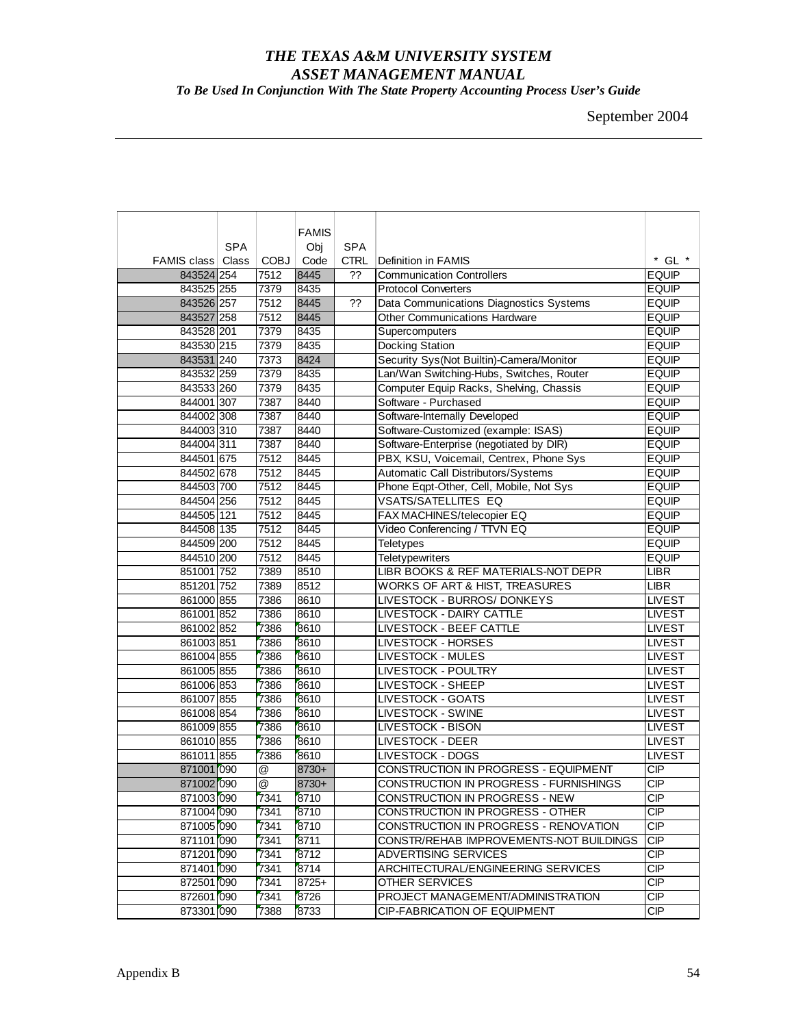| FAMIS class | SPA Class | COBJ | FAMIS Obj Code | SPA CTRL | Definition in FAMIS | * GL * |
|---|---|---|---|---|---|---|
| 843524 | 254 | 7512 | 8445 | ?? | Communication Controllers | EQUIP |
| 843525 | 255 | 7379 | 8435 | | Protocol Converters | EQUIP |
| 843526 | 257 | 7512 | 8445 | ?? | Data Communications Diagnostics Systems | EQUIP |
| 843527 | 258 | 7512 | 8445 | | Other Communications Hardware | EQUIP |
| 843528 | 201 | 7379 | 8435 | | Supercomputers | EQUIP |
| 843530 | 215 | 7379 | 8435 | | Docking Station | EQUIP |
| 843531 | 240 | 7373 | 8424 | | Security Sys(Not Builtin)-Camera/Monitor | EQUIP |
| 843532 | 259 | 7379 | 8435 | | Lan/Wan Switching-Hubs, Switches, Router | EQUIP |
| 843533 | 260 | 7379 | 8435 | | Computer Equip Racks, Shelving, Chassis | EQUIP |
| 844001 | 307 | 7387 | 8440 | | Software - Purchased | EQUIP |
| 844002 | 308 | 7387 | 8440 | | Software-Internally Developed | EQUIP |
| 844003 | 310 | 7387 | 8440 | | Software-Customized (example: ISAS) | EQUIP |
| 844004 | 311 | 7387 | 8440 | | Software-Enterprise (negotiated by DIR) | EQUIP |
| 844501 | 675 | 7512 | 8445 | | PBX, KSU, Voicemail, Centrex, Phone Sys | EQUIP |
| 844502 | 678 | 7512 | 8445 | | Automatic Call Distributors/Systems | EQUIP |
| 844503 | 700 | 7512 | 8445 | | Phone Eqpt-Other, Cell, Mobile, Not Sys | EQUIP |
| 844504 | 256 | 7512 | 8445 | | VSATS/SATELLITES EQ | EQUIP |
| 844505 | 121 | 7512 | 8445 | | FAX MACHINES/telecopier EQ | EQUIP |
| 844508 | 135 | 7512 | 8445 | | Video Conferencing / TTVN EQ | EQUIP |
| 844509 | 200 | 7512 | 8445 | | Teletypes | EQUIP |
| 844510 | 200 | 7512 | 8445 | | Teletypewriters | EQUIP |
| 851001 | 752 | 7389 | 8510 | | LIBR BOOKS & REF MATERIALS-NOT DEPR | LIBR |
| 851201 | 752 | 7389 | 8512 | | WORKS OF ART & HIST, TREASURES | LIBR |
| 861000 | 855 | 7386 | 8610 | | LIVESTOCK - BURROS/ DONKEYS | LIVEST |
| 861001 | 852 | 7386 | 8610 | | LIVESTOCK - DAIRY CATTLE | LIVEST |
| 861002 | 852 | 7386 | 8610 | | LIVESTOCK - BEEF CATTLE | LIVEST |
| 861003 | 851 | 7386 | 8610 | | LIVESTOCK - HORSES | LIVEST |
| 861004 | 855 | 7386 | 8610 | | LIVESTOCK - MULES | LIVEST |
| 861005 | 855 | 7386 | 8610 | | LIVESTOCK - POULTRY | LIVEST |
| 861006 | 853 | 7386 | 8610 | | LIVESTOCK - SHEEP | LIVEST |
| 861007 | 855 | 7386 | 8610 | | LIVESTOCK - GOATS | LIVEST |
| 861008 | 854 | 7386 | 8610 | | LIVESTOCK - SWINE | LIVEST |
| 861009 | 855 | 7386 | 8610 | | LIVESTOCK - BISON | LIVEST |
| 861010 | 855 | 7386 | 8610 | | LIVESTOCK - DEER | LIVEST |
| 861011 | 855 | 7386 | 8610 | | LIVESTOCK - DOGS | LIVEST |
| 871001 | 090 | @ | 8730+ | | CONSTRUCTION IN PROGRESS - EQUIPMENT | CIP |
| 871002 | 090 | @ | 8730+ | | CONSTRUCTION IN PROGRESS - FURNISHINGS | CIP |
| 871003 | 090 | 7341 | 8710 | | CONSTRUCTION IN PROGRESS - NEW | CIP |
| 871004 | 090 | 7341 | 8710 | | CONSTRUCTION IN PROGRESS - OTHER | CIP |
| 871005 | 090 | 7341 | 8710 | | CONSTRUCTION IN PROGRESS - RENOVATION | CIP |
| 871101 | 090 | 7341 | 8711 | | CONSTR/REHAB IMPROVEMENTS-NOT BUILDINGS | CIP |
| 871201 | 090 | 7341 | 8712 | | ADVERTISING SERVICES | CIP |
| 871401 | 090 | 7341 | 8714 | | ARCHITECTURAL/ENGINEERING SERVICES | CIP |
| 872501 | 090 | 7341 | 8725+ | | OTHER SERVICES | CIP |
| 872601 | 090 | 7341 | 8726 | | PROJECT MANAGEMENT/ADMINISTRATION | CIP |
| 873301 | 090 | 7388 | 8733 | | CIP-FABRICATION OF EQUIPMENT | CIP |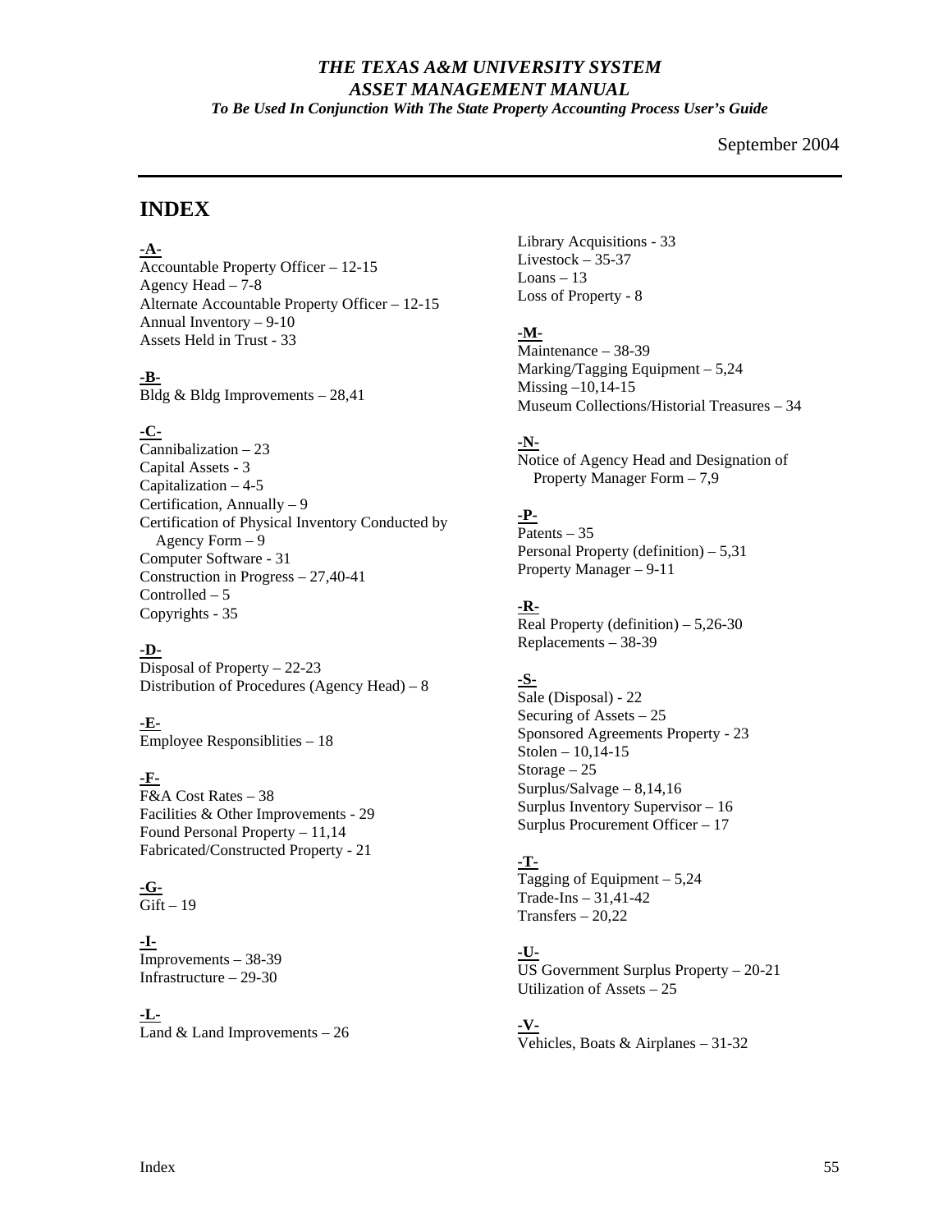### *THE TEXAS A&M UNIVERSITY SYSTEM*
### *ASSET MANAGEMENT MANUAL*
***To Be Used In Conjunction With The State Property Accounting Process User's Guide***

September 2004

# INDEX

**-A-**
Accountable Property Officer – 12-15
Agency Head – 7-8
Alternate Accountable Property Officer – 12-15
Annual Inventory – 9-10
Assets Held in Trust - 33

**-B-**
Bldg & Bldg Improvements – 28,41

**-C-**
Cannibalization – 23
Capital Assets - 3
Capitalization – 4-5
Certification, Annually – 9
Certification of Physical Inventory Conducted by Agency Form – 9
Computer Software - 31
Construction in Progress – 27,40-41
Controlled – 5
Copyrights - 35

**-D-**
Disposal of Property – 22-23
Distribution of Procedures (Agency Head) – 8

**-E-**
Employee Responsiblities – 18

**-F-**
F&A Cost Rates – 38
Facilities & Other Improvements - 29
Found Personal Property – 11,14
Fabricated/Constructed Property - 21

**-G-**
Gift – 19

**-I-**
Improvements – 38-39
Infrastructure – 29-30

**-L-**
Land & Land Improvements – 26
Library Acquisitions - 33
Livestock – 35-37
Loans – 13
Loss of Property - 8

**-M-**
Maintenance – 38-39
Marking/Tagging Equipment – 5,24
Missing –10,14-15
Museum Collections/Historial Treasures – 34

**-N-**
Notice of Agency Head and Designation of Property Manager Form – 7,9

**-P-**
Patents – 35
Personal Property (definition) – 5,31
Property Manager – 9-11

**-R-**
Real Property (definition) – 5,26-30
Replacements – 38-39

**-S-**
Sale (Disposal) - 22
Securing of Assets – 25
Sponsored Agreements Property - 23
Stolen – 10,14-15
Storage – 25
Surplus/Salvage – 8,14,16
Surplus Inventory Supervisor – 16
Surplus Procurement Officer – 17

**-T-**
Tagging of Equipment – 5,24
Trade-Ins – 31,41-42
Transfers – 20,22

**-U-**
US Government Surplus Property – 20-21
Utilization of Assets – 25

**-V-**
Vehicles, Boats & Airplanes – 31-32